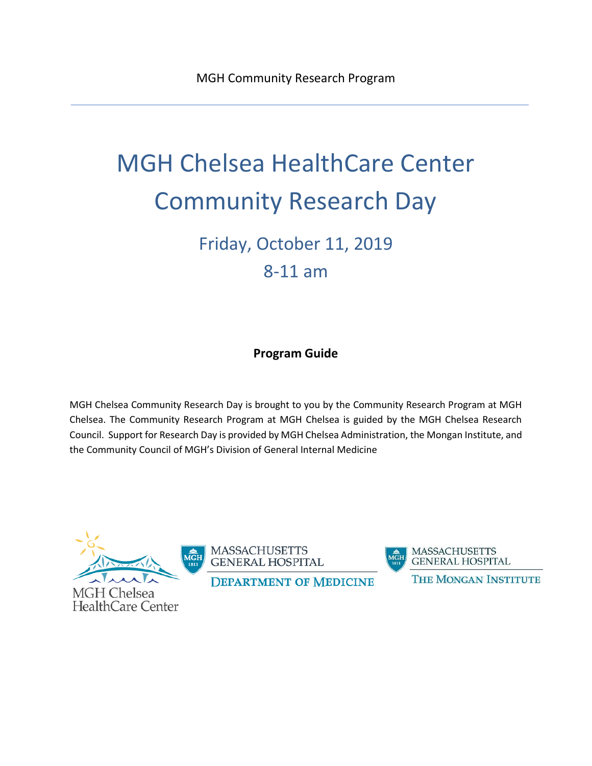MGH Community Research Program

# MGH Chelsea HealthCare Center Community Research Day

## Friday, October 11, 2019
## 8-11 am

**Program Guide**

MGH Chelsea Community Research Day is brought to you by the Community Research Program at MGH Chelsea. The Community Research Program at MGH Chelsea is guided by the MGH Chelsea Research Council. Support for Research Day is provided by MGH Chelsea Administration, the Mongan Institute, and the Community Council of MGH's Division of General Internal Medicine

MGH Chelsea HealthCare Center

MASSACHUSETTS GENERAL HOSPITAL
DEPARTMENT OF MEDICINE

MASSACHUSETTS GENERAL HOSPITAL
THE MONGAN INSTITUTE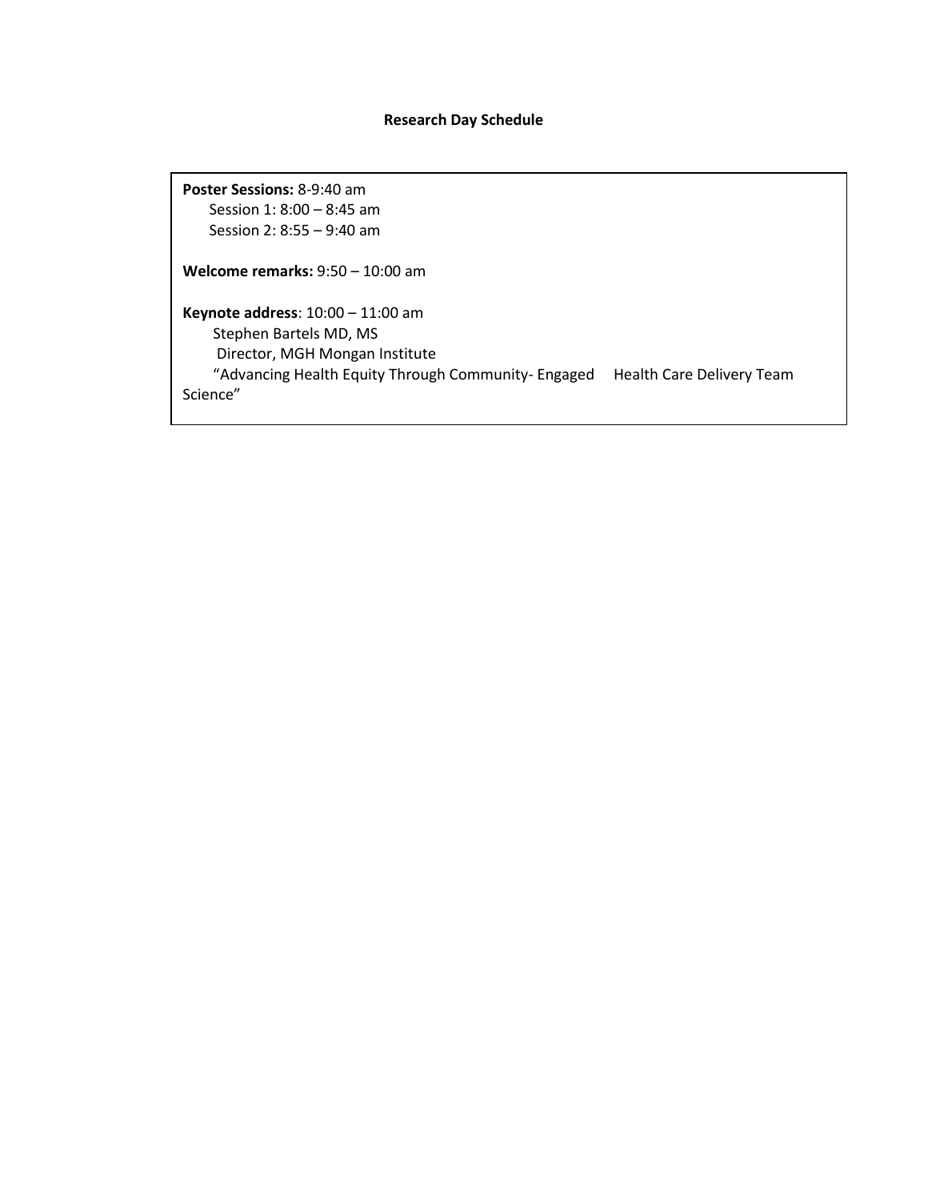**Research Day Schedule**

**Poster Sessions:** 8-9:40 am

Session 1: 8:00 – 8:45 am

Session 2: 8:55 – 9:40 am

**Welcome remarks:** 9:50 – 10:00 am

**Keynote address**: 10:00 – 11:00 am

Stephen Bartels MD, MS

Director, MGH Mongan Institute

"Advancing Health Equity Through Community- Engaged Health Care Delivery Team Science"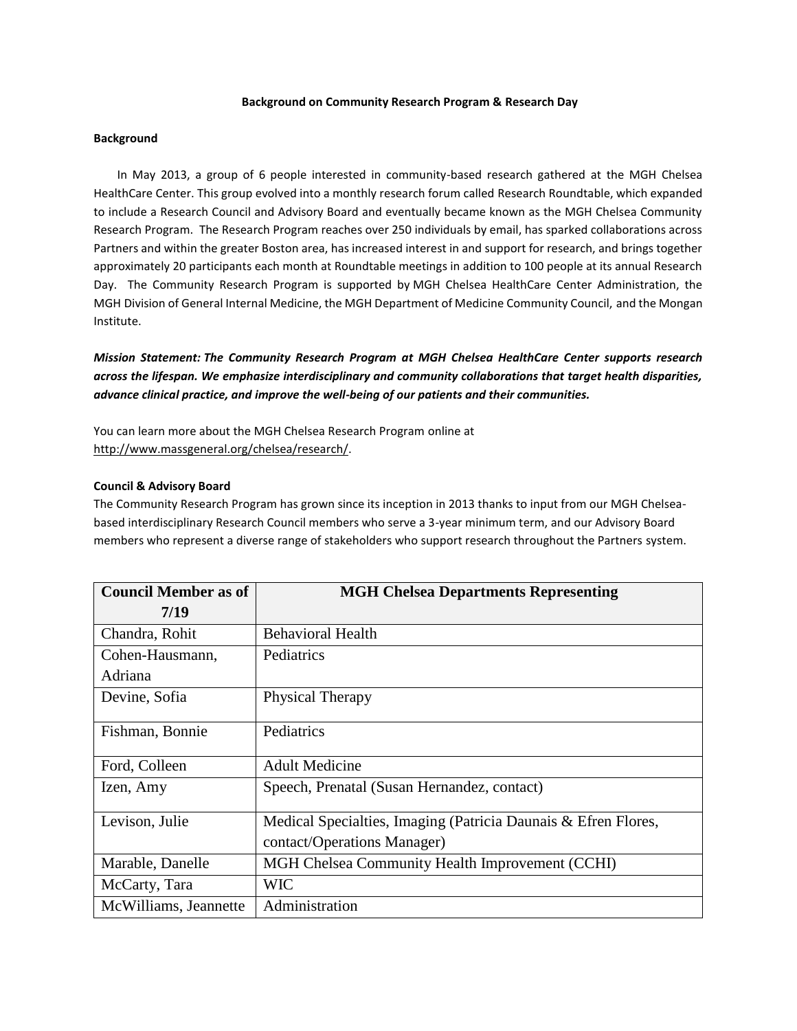**Background on Community Research Program & Research Day**

**Background**

In May 2013, a group of 6 people interested in community-based research gathered at the MGH Chelsea HealthCare Center. This group evolved into a monthly research forum called Research Roundtable, which expanded to include a Research Council and Advisory Board and eventually became known as the MGH Chelsea Community Research Program. The Research Program reaches over 250 individuals by email, has sparked collaborations across Partners and within the greater Boston area, has increased interest in and support for research, and brings together approximately 20 participants each month at Roundtable meetings in addition to 100 people at its annual Research Day. The Community Research Program is supported by MGH Chelsea HealthCare Center Administration, the MGH Division of General Internal Medicine, the MGH Department of Medicine Community Council, and the Mongan Institute.

***Mission Statement: The Community Research Program at MGH Chelsea HealthCare Center supports research across the lifespan. We emphasize interdisciplinary and community collaborations that target health disparities, advance clinical practice, and improve the well-being of our patients and their communities.***

You can learn more about the MGH Chelsea Research Program online at http://www.massgeneral.org/chelsea/research/.

**Council & Advisory Board**

The Community Research Program has grown since its inception in 2013 thanks to input from our MGH Chelsea-based interdisciplinary Research Council members who serve a 3-year minimum term, and our Advisory Board members who represent a diverse range of stakeholders who support research throughout the Partners system.

| Council Member as of 7/19 | MGH Chelsea Departments Representing |
|---|---|
| Chandra, Rohit | Behavioral Health |
| Cohen-Hausmann, Adriana | Pediatrics |
| Devine, Sofia | Physical Therapy |
| Fishman, Bonnie | Pediatrics |
| Ford, Colleen | Adult Medicine |
| Izen, Amy | Speech, Prenatal (Susan Hernandez, contact) |
| Levison, Julie | Medical Specialties, Imaging (Patricia Daunais & Efren Flores, contact/Operations Manager) |
| Marable, Danelle | MGH Chelsea Community Health Improvement (CCHI) |
| McCarty, Tara | WIC |
| McWilliams, Jeannette | Administration |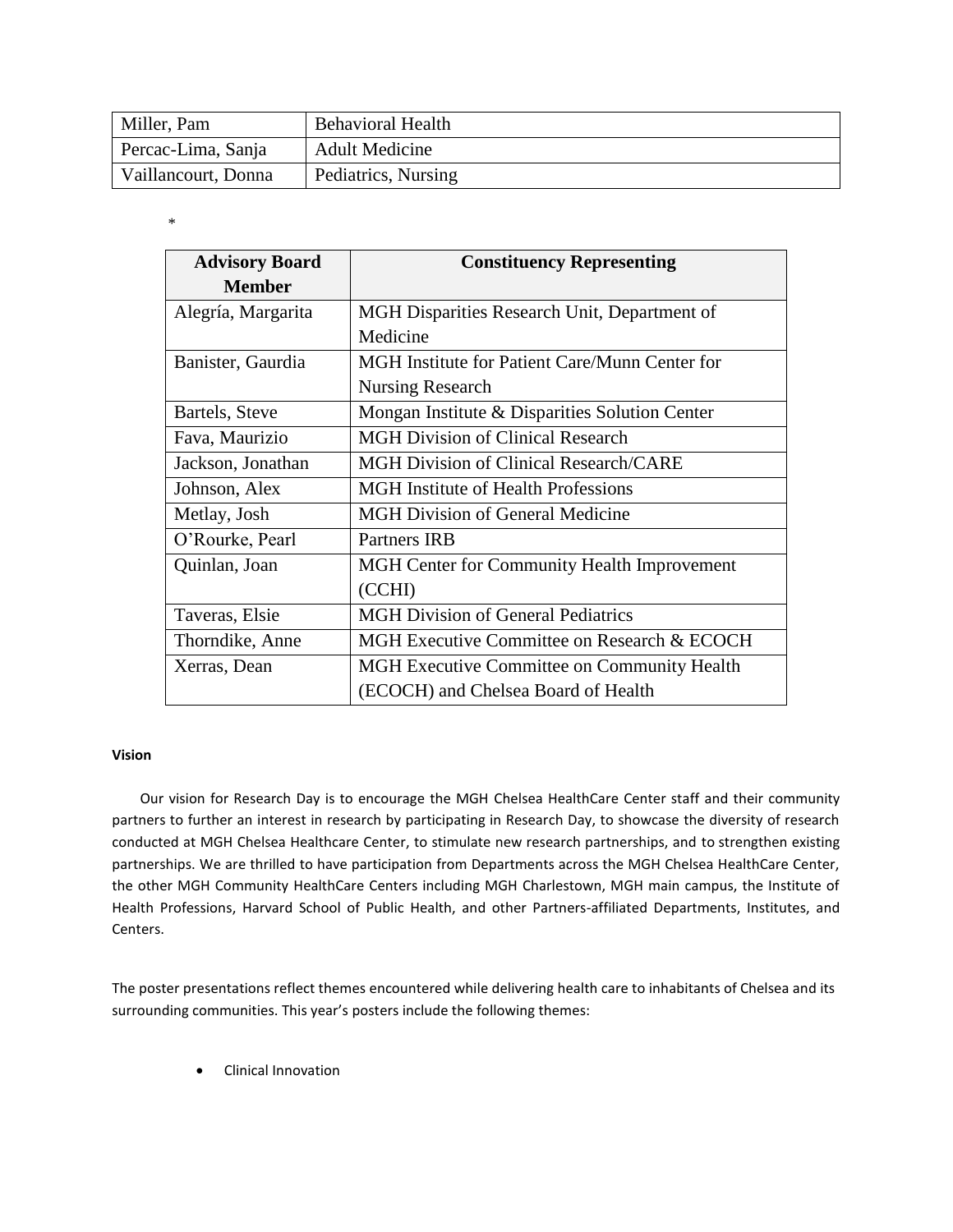| Miller, Pam | Behavioral Health |
|---|---|
| Percac-Lima, Sanja | Adult Medicine |
| Vaillancourt, Donna | Pediatrics, Nursing |

*

| Advisory Board Member | Constituency Representing |
|---|---|
| Alegría, Margarita | MGH Disparities Research Unit, Department of Medicine |
| Banister, Gaurdia | MGH Institute for Patient Care/Munn Center for Nursing Research |
| Bartels, Steve | Mongan Institute & Disparities Solution Center |
| Fava, Maurizio | MGH Division of Clinical Research |
| Jackson, Jonathan | MGH Division of Clinical Research/CARE |
| Johnson, Alex | MGH Institute of Health Professions |
| Metlay, Josh | MGH Division of General Medicine |
| O'Rourke, Pearl | Partners IRB |
| Quinlan, Joan | MGH Center for Community Health Improvement (CCHI) |
| Taveras, Elsie | MGH Division of General Pediatrics |
| Thorndike, Anne | MGH Executive Committee on Research & ECOCH |
| Xerras, Dean | MGH Executive Committee on Community Health (ECOCH) and Chelsea Board of Health |

**Vision**

Our vision for Research Day is to encourage the MGH Chelsea HealthCare Center staff and their community partners to further an interest in research by participating in Research Day, to showcase the diversity of research conducted at MGH Chelsea Healthcare Center, to stimulate new research partnerships, and to strengthen existing partnerships. We are thrilled to have participation from Departments across the MGH Chelsea HealthCare Center, the other MGH Community HealthCare Centers including MGH Charlestown, MGH main campus, the Institute of Health Professions, Harvard School of Public Health, and other Partners-affiliated Departments, Institutes, and Centers.

The poster presentations reflect themes encountered while delivering health care to inhabitants of Chelsea and its surrounding communities. This year's posters include the following themes:

- Clinical Innovation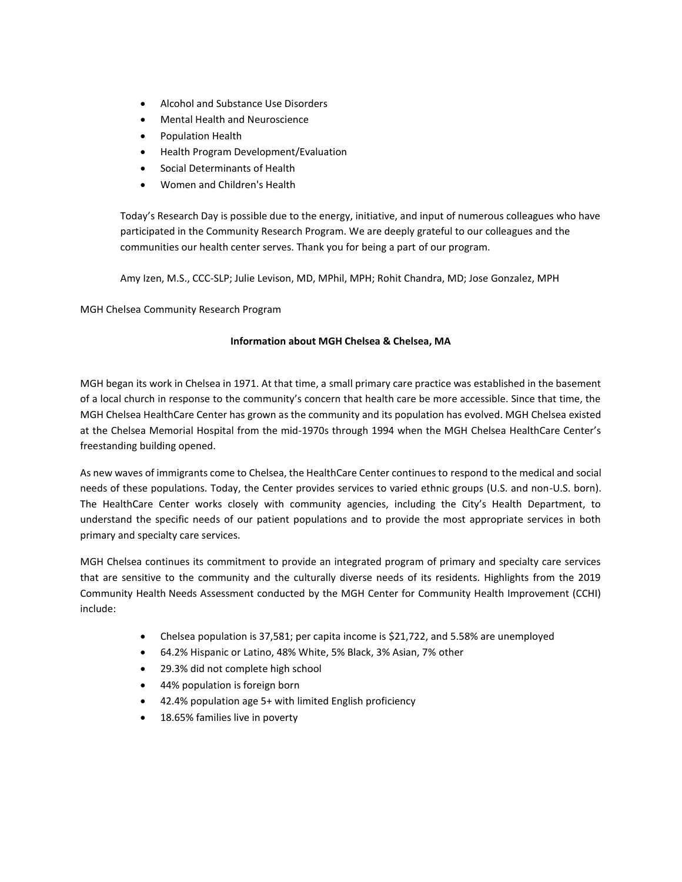- Alcohol and Substance Use Disorders
- Mental Health and Neuroscience
- Population Health
- Health Program Development/Evaluation
- Social Determinants of Health
- Women and Children's Health

Today's Research Day is possible due to the energy, initiative, and input of numerous colleagues who have participated in the Community Research Program. We are deeply grateful to our colleagues and the communities our health center serves. Thank you for being a part of our program.

Amy Izen, M.S., CCC-SLP; Julie Levison, MD, MPhil, MPH; Rohit Chandra, MD; Jose Gonzalez, MPH

MGH Chelsea Community Research Program

**Information about MGH Chelsea & Chelsea, MA**

MGH began its work in Chelsea in 1971. At that time, a small primary care practice was established in the basement of a local church in response to the community's concern that health care be more accessible. Since that time, the MGH Chelsea HealthCare Center has grown as the community and its population has evolved. MGH Chelsea existed at the Chelsea Memorial Hospital from the mid-1970s through 1994 when the MGH Chelsea HealthCare Center's freestanding building opened.

As new waves of immigrants come to Chelsea, the HealthCare Center continues to respond to the medical and social needs of these populations. Today, the Center provides services to varied ethnic groups (U.S. and non-U.S. born). The HealthCare Center works closely with community agencies, including the City's Health Department, to understand the specific needs of our patient populations and to provide the most appropriate services in both primary and specialty care services.

MGH Chelsea continues its commitment to provide an integrated program of primary and specialty care services that are sensitive to the community and the culturally diverse needs of its residents. Highlights from the 2019 Community Health Needs Assessment conducted by the MGH Center for Community Health Improvement (CCHI) include:

- Chelsea population is 37,581; per capita income is $21,722, and 5.58% are unemployed
- 64.2% Hispanic or Latino, 48% White, 5% Black, 3% Asian, 7% other
- 29.3% did not complete high school
- 44% population is foreign born
- 42.4% population age 5+ with limited English proficiency
- 18.65% families live in poverty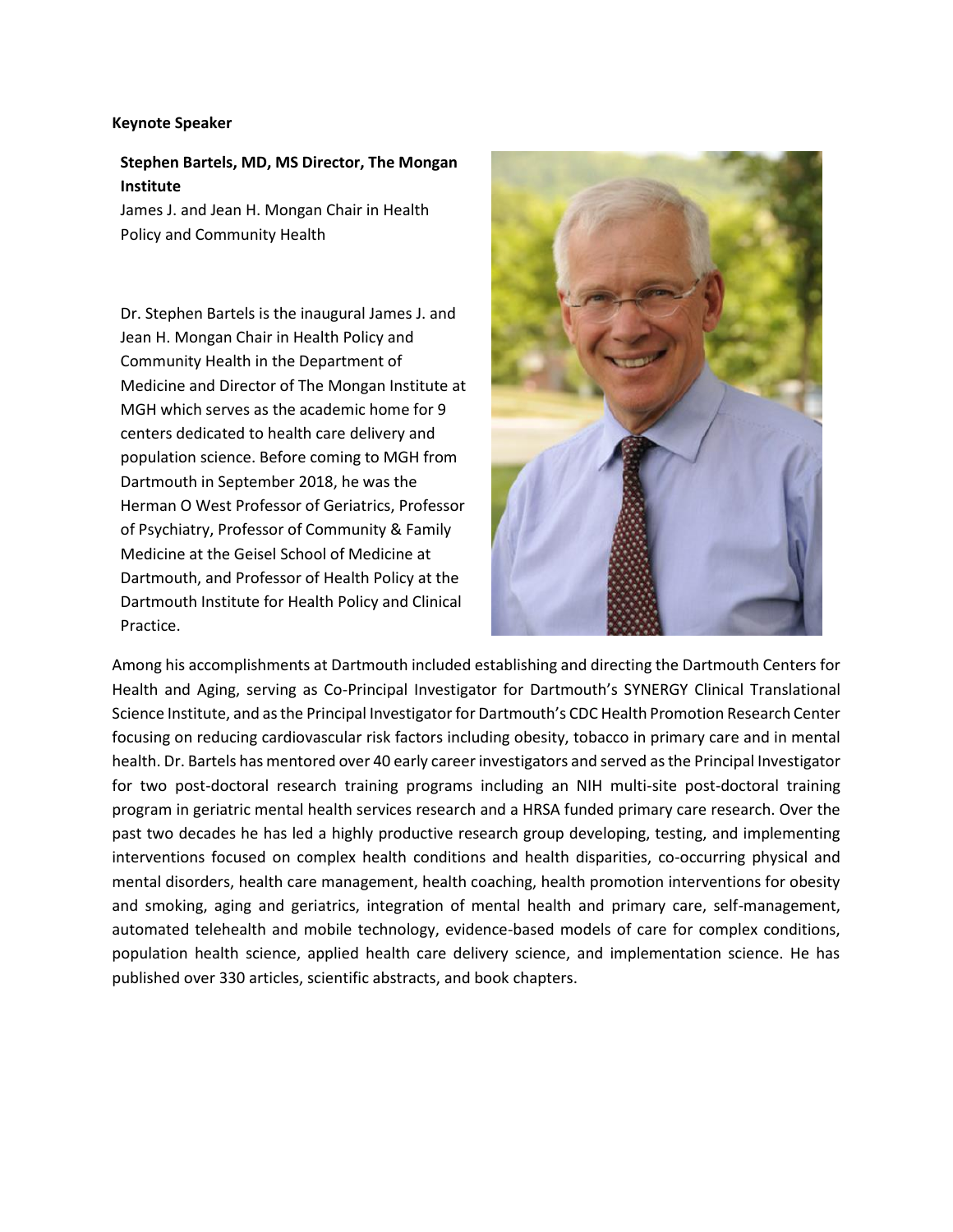**Keynote Speaker**

**Stephen Bartels, MD, MS Director, The Mongan Institute**
James J. and Jean H. Mongan Chair in Health Policy and Community Health

Dr. Stephen Bartels is the inaugural James J. and Jean H. Mongan Chair in Health Policy and Community Health in the Department of Medicine and Director of The Mongan Institute at MGH which serves as the academic home for 9 centers dedicated to health care delivery and population science. Before coming to MGH from Dartmouth in September 2018, he was the Herman O West Professor of Geriatrics, Professor of Psychiatry, Professor of Community & Family Medicine at the Geisel School of Medicine at Dartmouth, and Professor of Health Policy at the Dartmouth Institute for Health Policy and Clinical Practice.

Among his accomplishments at Dartmouth included establishing and directing the Dartmouth Centers for Health and Aging, serving as Co-Principal Investigator for Dartmouth's SYNERGY Clinical Translational Science Institute, and as the Principal Investigator for Dartmouth's CDC Health Promotion Research Center focusing on reducing cardiovascular risk factors including obesity, tobacco in primary care and in mental health. Dr. Bartels has mentored over 40 early career investigators and served as the Principal Investigator for two post-doctoral research training programs including an NIH multi-site post-doctoral training program in geriatric mental health services research and a HRSA funded primary care research. Over the past two decades he has led a highly productive research group developing, testing, and implementing interventions focused on complex health conditions and health disparities, co-occurring physical and mental disorders, health care management, health coaching, health promotion interventions for obesity and smoking, aging and geriatrics, integration of mental health and primary care, self-management, automated telehealth and mobile technology, evidence-based models of care for complex conditions, population health science, applied health care delivery science, and implementation science. He has published over 330 articles, scientific abstracts, and book chapters.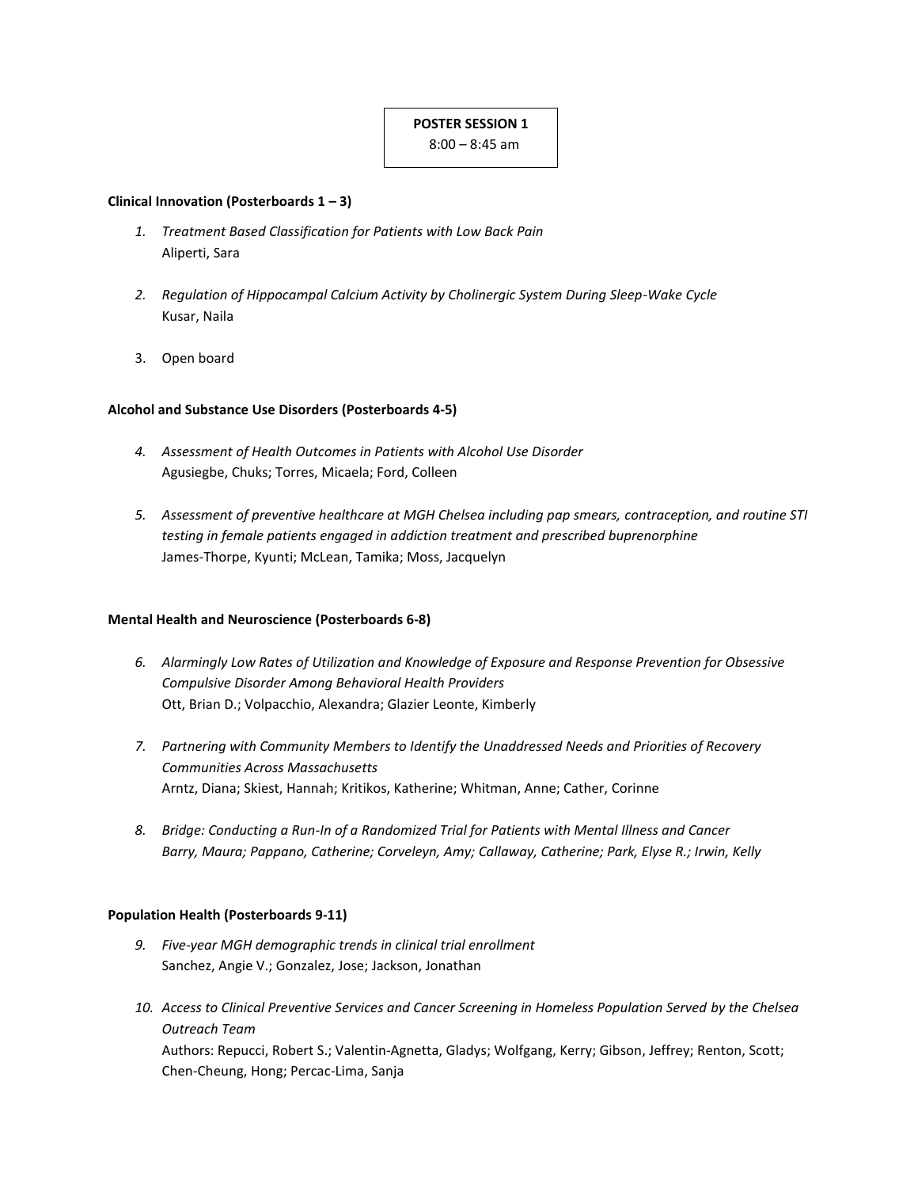**POSTER SESSION 1**
8:00 – 8:45 am

**Clinical Innovation (Posterboards 1 – 3)**

1. *Treatment Based Classification for Patients with Low Back Pain*
   Aliperti, Sara

2. *Regulation of Hippocampal Calcium Activity by Cholinergic System During Sleep-Wake Cycle*
   Kusar, Naila

3. Open board

**Alcohol and Substance Use Disorders (Posterboards 4-5)**

4. *Assessment of Health Outcomes in Patients with Alcohol Use Disorder*
   Agusiegbe, Chuks; Torres, Micaela; Ford, Colleen

5. *Assessment of preventive healthcare at MGH Chelsea including pap smears, contraception, and routine STI testing in female patients engaged in addiction treatment and prescribed buprenorphine*
   James-Thorpe, Kyunti; McLean, Tamika; Moss, Jacquelyn

**Mental Health and Neuroscience (Posterboards 6-8)**

6. *Alarmingly Low Rates of Utilization and Knowledge of Exposure and Response Prevention for Obsessive Compulsive Disorder Among Behavioral Health Providers*
   Ott, Brian D.; Volpacchio, Alexandra; Glazier Leonte, Kimberly

7. *Partnering with Community Members to Identify the Unaddressed Needs and Priorities of Recovery Communities Across Massachusetts*
   Arntz, Diana; Skiest, Hannah; Kritikos, Katherine; Whitman, Anne; Cather, Corinne

8. *Bridge: Conducting a Run-In of a Randomized Trial for Patients with Mental Illness and Cancer*
   *Barry, Maura; Pappano, Catherine; Corveleyn, Amy; Callaway, Catherine; Park, Elyse R.; Irwin, Kelly*

**Population Health (Posterboards 9-11)**

9. *Five-year MGH demographic trends in clinical trial enrollment*
   Sanchez, Angie V.; Gonzalez, Jose; Jackson, Jonathan

10. *Access to Clinical Preventive Services and Cancer Screening in Homeless Population Served by the Chelsea Outreach Team*
    Authors: Repucci, Robert S.; Valentin-Agnetta, Gladys; Wolfgang, Kerry; Gibson, Jeffrey; Renton, Scott; Chen-Cheung, Hong; Percac-Lima, Sanja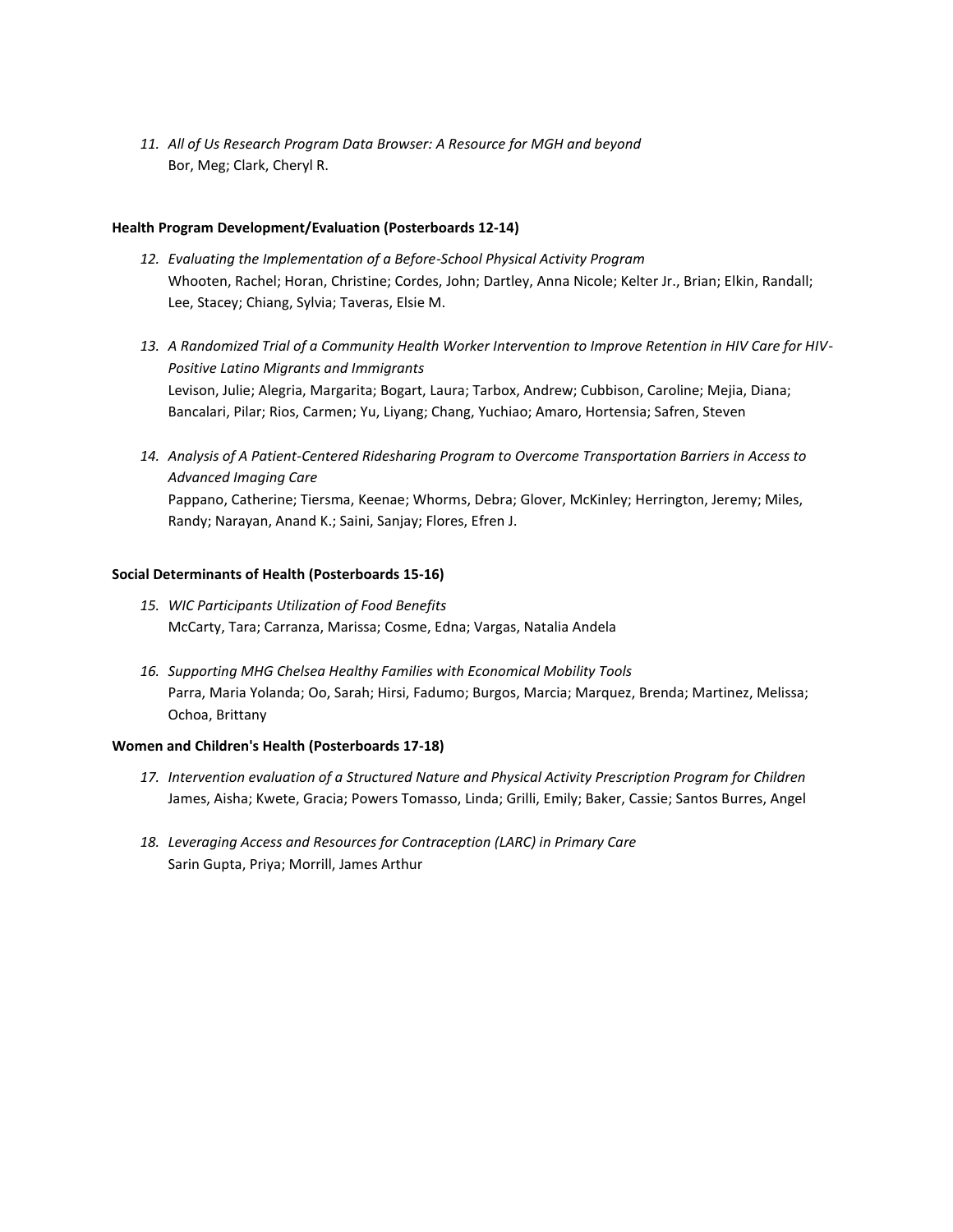11. *All of Us Research Program Data Browser: A Resource for MGH and beyond*
    Bor, Meg; Clark, Cheryl R.

**Health Program Development/Evaluation (Posterboards 12-14)**

12. *Evaluating the Implementation of a Before-School Physical Activity Program*
    Whooten, Rachel; Horan, Christine; Cordes, John; Dartley, Anna Nicole; Kelter Jr., Brian; Elkin, Randall; Lee, Stacey; Chiang, Sylvia; Taveras, Elsie M.

13. *A Randomized Trial of a Community Health Worker Intervention to Improve Retention in HIV Care for HIV-Positive Latino Migrants and Immigrants*
    Levison, Julie; Alegria, Margarita; Bogart, Laura; Tarbox, Andrew; Cubbison, Caroline; Mejia, Diana; Bancalari, Pilar; Rios, Carmen; Yu, Liyang; Chang, Yuchiao; Amaro, Hortensia; Safren, Steven

14. *Analysis of A Patient-Centered Ridesharing Program to Overcome Transportation Barriers in Access to Advanced Imaging Care*
    Pappano, Catherine; Tiersma, Keenae; Whorms, Debra; Glover, McKinley; Herrington, Jeremy; Miles, Randy; Narayan, Anand K.; Saini, Sanjay; Flores, Efren J.

**Social Determinants of Health (Posterboards 15-16)**

15. *WIC Participants Utilization of Food Benefits*
    McCarty, Tara; Carranza, Marissa; Cosme, Edna; Vargas, Natalia Andela

16. *Supporting MHG Chelsea Healthy Families with Economical Mobility Tools*
    Parra, Maria Yolanda; Oo, Sarah; Hirsi, Fadumo; Burgos, Marcia; Marquez, Brenda; Martinez, Melissa; Ochoa, Brittany

**Women and Children's Health (Posterboards 17-18)**

17. *Intervention evaluation of a Structured Nature and Physical Activity Prescription Program for Children*
    James, Aisha; Kwete, Gracia; Powers Tomasso, Linda; Grilli, Emily; Baker, Cassie; Santos Burres, Angel

18. *Leveraging Access and Resources for Contraception (LARC) in Primary Care*
    Sarin Gupta, Priya; Morrill, James Arthur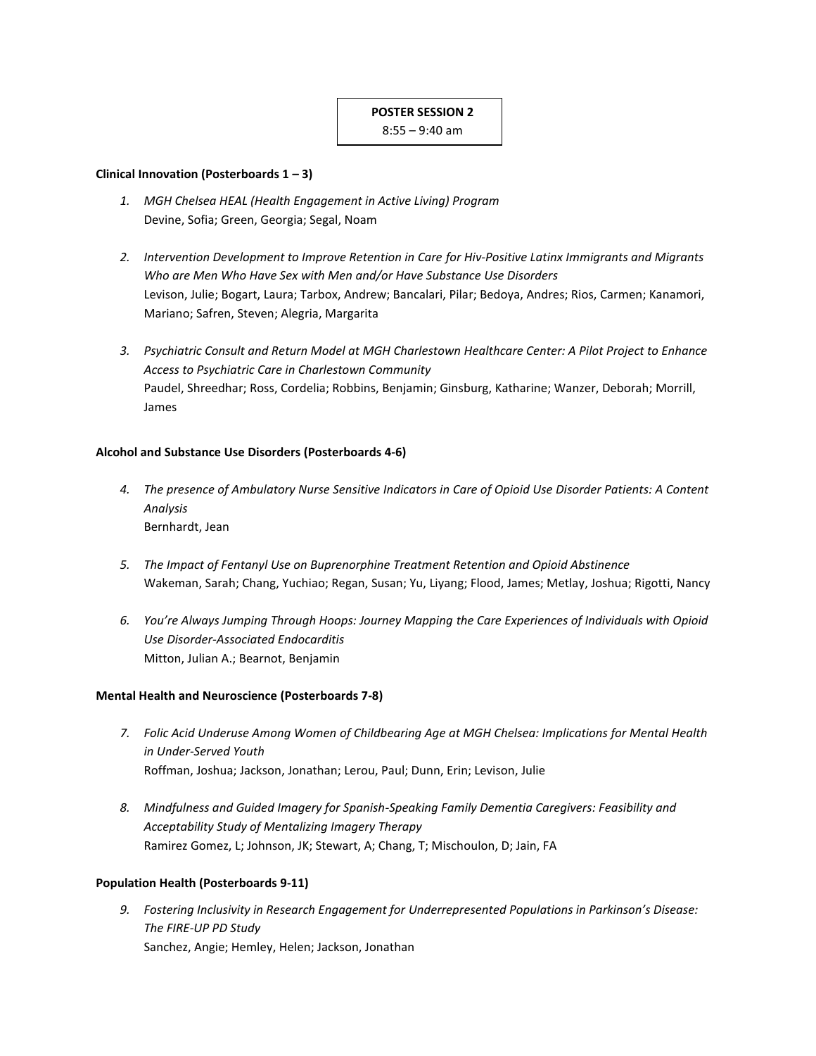**POSTER SESSION 2**
8:55 – 9:40 am

**Clinical Innovation (Posterboards 1 – 3)**

1. *MGH Chelsea HEAL (Health Engagement in Active Living) Program*
   Devine, Sofia; Green, Georgia; Segal, Noam

2. *Intervention Development to Improve Retention in Care for Hiv-Positive Latinx Immigrants and Migrants Who are Men Who Have Sex with Men and/or Have Substance Use Disorders*
   Levison, Julie; Bogart, Laura; Tarbox, Andrew; Bancalari, Pilar; Bedoya, Andres; Rios, Carmen; Kanamori, Mariano; Safren, Steven; Alegria, Margarita

3. *Psychiatric Consult and Return Model at MGH Charlestown Healthcare Center: A Pilot Project to Enhance Access to Psychiatric Care in Charlestown Community*
   Paudel, Shreedhar; Ross, Cordelia; Robbins, Benjamin; Ginsburg, Katharine; Wanzer, Deborah; Morrill, James

**Alcohol and Substance Use Disorders (Posterboards 4-6)**

4. *The presence of Ambulatory Nurse Sensitive Indicators in Care of Opioid Use Disorder Patients: A Content Analysis*
   Bernhardt, Jean

5. *The Impact of Fentanyl Use on Buprenorphine Treatment Retention and Opioid Abstinence*
   Wakeman, Sarah; Chang, Yuchiao; Regan, Susan; Yu, Liyang; Flood, James; Metlay, Joshua; Rigotti, Nancy

6. *You're Always Jumping Through Hoops: Journey Mapping the Care Experiences of Individuals with Opioid Use Disorder-Associated Endocarditis*
   Mitton, Julian A.; Bearnot, Benjamin

**Mental Health and Neuroscience (Posterboards 7-8)**

7. *Folic Acid Underuse Among Women of Childbearing Age at MGH Chelsea: Implications for Mental Health in Under-Served Youth*
   Roffman, Joshua; Jackson, Jonathan; Lerou, Paul; Dunn, Erin; Levison, Julie

8. *Mindfulness and Guided Imagery for Spanish-Speaking Family Dementia Caregivers: Feasibility and Acceptability Study of Mentalizing Imagery Therapy*
   Ramirez Gomez, L; Johnson, JK; Stewart, A; Chang, T; Mischoulon, D; Jain, FA

**Population Health (Posterboards 9-11)**

9. *Fostering Inclusivity in Research Engagement for Underrepresented Populations in Parkinson's Disease: The FIRE-UP PD Study*
   Sanchez, Angie; Hemley, Helen; Jackson, Jonathan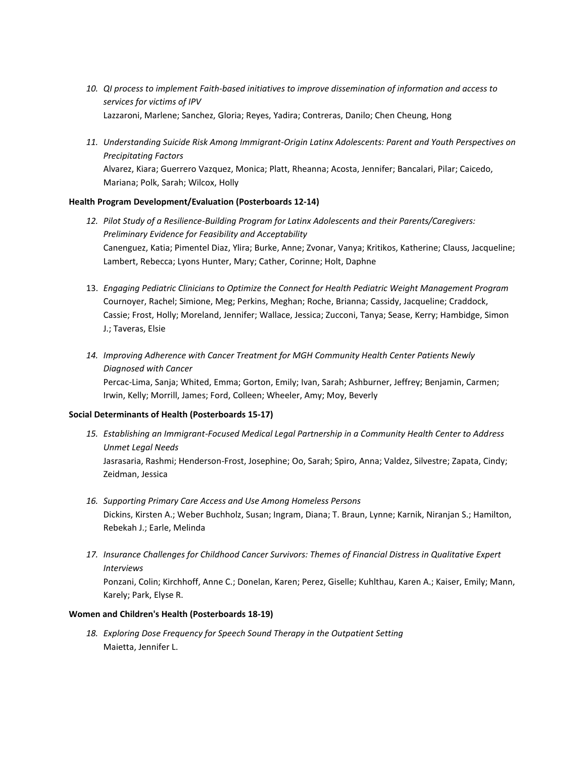10. *QI process to implement Faith-based initiatives to improve dissemination of information and access to services for victims of IPV*
    Lazzaroni, Marlene; Sanchez, Gloria; Reyes, Yadira; Contreras, Danilo; Chen Cheung, Hong

11. *Understanding Suicide Risk Among Immigrant-Origin Latinx Adolescents: Parent and Youth Perspectives on Precipitating Factors*
    Alvarez, Kiara; Guerrero Vazquez, Monica; Platt, Rheanna; Acosta, Jennifer; Bancalari, Pilar; Caicedo, Mariana; Polk, Sarah; Wilcox, Holly

**Health Program Development/Evaluation (Posterboards 12-14)**

12. *Pilot Study of a Resilience-Building Program for Latinx Adolescents and their Parents/Caregivers: Preliminary Evidence for Feasibility and Acceptability*
    Canenguez, Katia; Pimentel Diaz, Ylira; Burke, Anne; Zvonar, Vanya; Kritikos, Katherine; Clauss, Jacqueline; Lambert, Rebecca; Lyons Hunter, Mary; Cather, Corinne; Holt, Daphne

13. *Engaging Pediatric Clinicians to Optimize the Connect for Health Pediatric Weight Management Program*
    Cournoyer, Rachel; Simione, Meg; Perkins, Meghan; Roche, Brianna; Cassidy, Jacqueline; Craddock, Cassie; Frost, Holly; Moreland, Jennifer; Wallace, Jessica; Zucconi, Tanya; Sease, Kerry; Hambidge, Simon J.; Taveras, Elsie

14. *Improving Adherence with Cancer Treatment for MGH Community Health Center Patients Newly Diagnosed with Cancer*
    Percac-Lima, Sanja; Whited, Emma; Gorton, Emily; Ivan, Sarah; Ashburner, Jeffrey; Benjamin, Carmen; Irwin, Kelly; Morrill, James; Ford, Colleen; Wheeler, Amy; Moy, Beverly

**Social Determinants of Health (Posterboards 15-17)**

15. *Establishing an Immigrant-Focused Medical Legal Partnership in a Community Health Center to Address Unmet Legal Needs*
    Jasrasaria, Rashmi; Henderson-Frost, Josephine; Oo, Sarah; Spiro, Anna; Valdez, Silvestre; Zapata, Cindy; Zeidman, Jessica

16. *Supporting Primary Care Access and Use Among Homeless Persons*
    Dickins, Kirsten A.; Weber Buchholz, Susan; Ingram, Diana; T. Braun, Lynne; Karnik, Niranjan S.; Hamilton, Rebekah J.; Earle, Melinda

17. *Insurance Challenges for Childhood Cancer Survivors: Themes of Financial Distress in Qualitative Expert Interviews*
    Ponzani, Colin; Kirchhoff, Anne C.; Donelan, Karen; Perez, Giselle; Kuhlthau, Karen A.; Kaiser, Emily; Mann, Karely; Park, Elyse R.

**Women and Children's Health (Posterboards 18-19)**

18. *Exploring Dose Frequency for Speech Sound Therapy in the Outpatient Setting*
    Maietta, Jennifer L.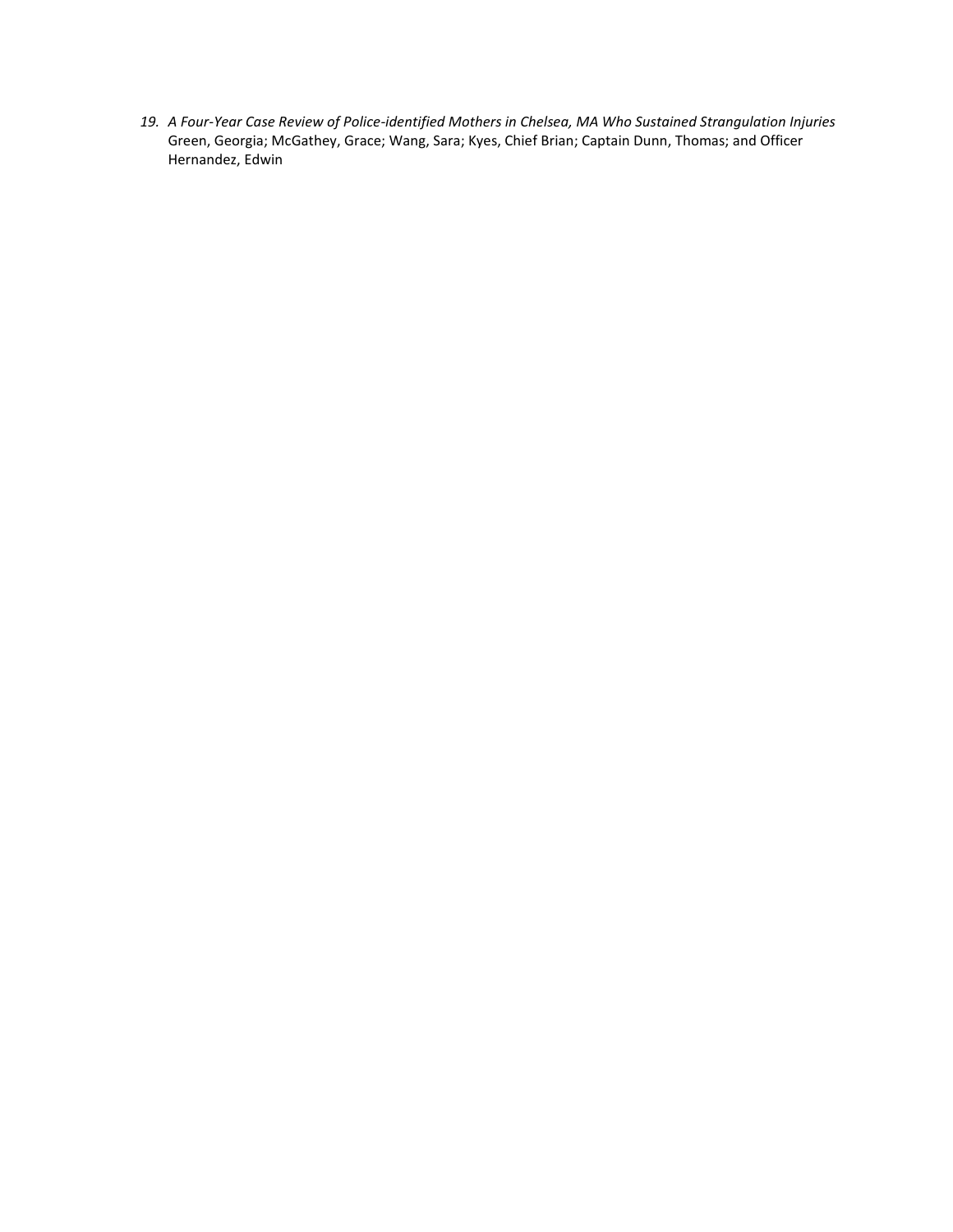19. *A Four-Year Case Review of Police-identified Mothers in Chelsea, MA Who Sustained Strangulation Injuries*
    Green, Georgia; McGathey, Grace; Wang, Sara; Kyes, Chief Brian; Captain Dunn, Thomas; and Officer Hernandez, Edwin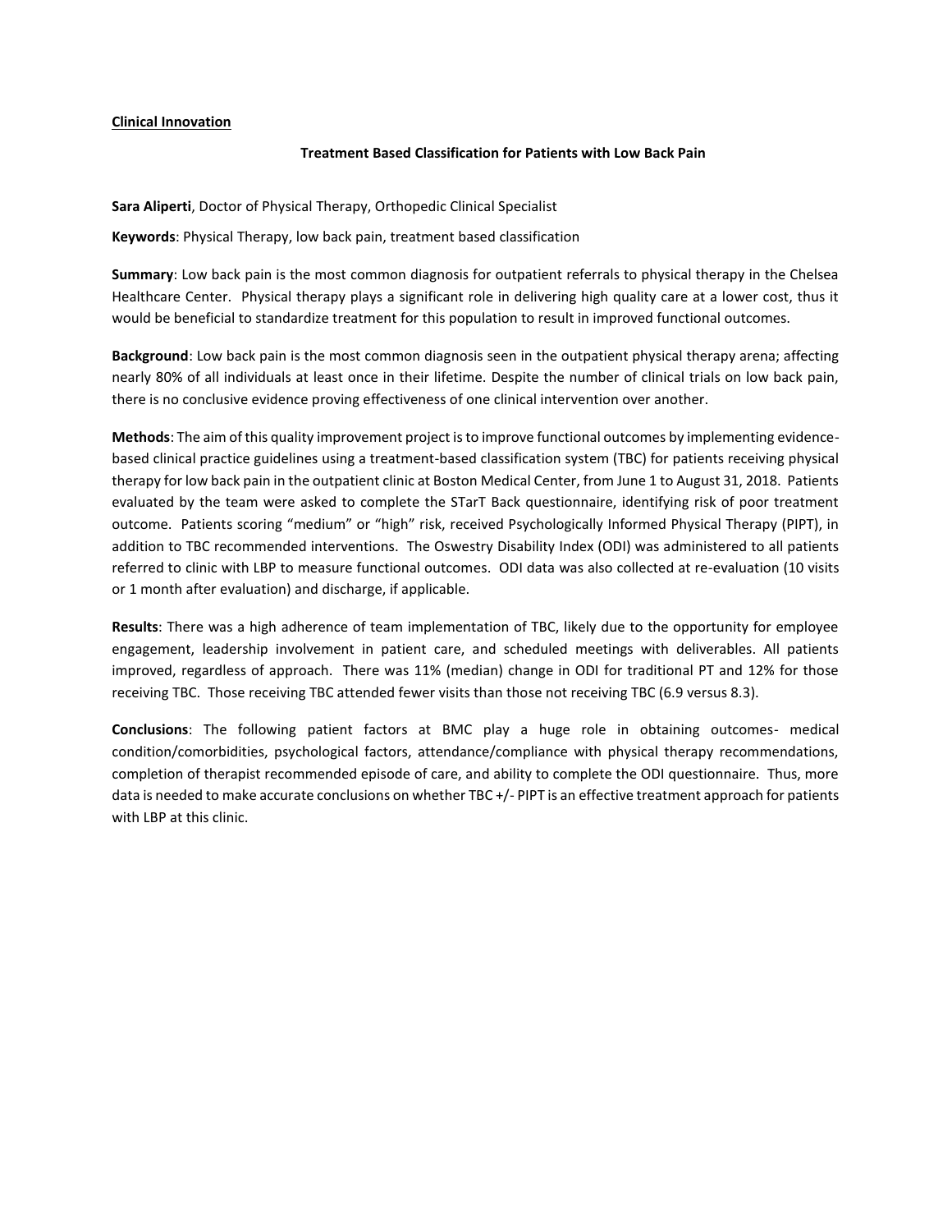**Clinical Innovation**

**Treatment Based Classification for Patients with Low Back Pain**

**Sara Aliperti**, Doctor of Physical Therapy, Orthopedic Clinical Specialist

**Keywords**: Physical Therapy, low back pain, treatment based classification

**Summary**: Low back pain is the most common diagnosis for outpatient referrals to physical therapy in the Chelsea Healthcare Center. Physical therapy plays a significant role in delivering high quality care at a lower cost, thus it would be beneficial to standardize treatment for this population to result in improved functional outcomes.

**Background**: Low back pain is the most common diagnosis seen in the outpatient physical therapy arena; affecting nearly 80% of all individuals at least once in their lifetime. Despite the number of clinical trials on low back pain, there is no conclusive evidence proving effectiveness of one clinical intervention over another.

**Methods**: The aim of this quality improvement project is to improve functional outcomes by implementing evidence-based clinical practice guidelines using a treatment-based classification system (TBC) for patients receiving physical therapy for low back pain in the outpatient clinic at Boston Medical Center, from June 1 to August 31, 2018. Patients evaluated by the team were asked to complete the STarT Back questionnaire, identifying risk of poor treatment outcome. Patients scoring "medium" or "high" risk, received Psychologically Informed Physical Therapy (PIPT), in addition to TBC recommended interventions. The Oswestry Disability Index (ODI) was administered to all patients referred to clinic with LBP to measure functional outcomes. ODI data was also collected at re-evaluation (10 visits or 1 month after evaluation) and discharge, if applicable.

**Results**: There was a high adherence of team implementation of TBC, likely due to the opportunity for employee engagement, leadership involvement in patient care, and scheduled meetings with deliverables. All patients improved, regardless of approach. There was 11% (median) change in ODI for traditional PT and 12% for those receiving TBC. Those receiving TBC attended fewer visits than those not receiving TBC (6.9 versus 8.3).

**Conclusions**: The following patient factors at BMC play a huge role in obtaining outcomes- medical condition/comorbidities, psychological factors, attendance/compliance with physical therapy recommendations, completion of therapist recommended episode of care, and ability to complete the ODI questionnaire. Thus, more data is needed to make accurate conclusions on whether TBC +/- PIPT is an effective treatment approach for patients with LBP at this clinic.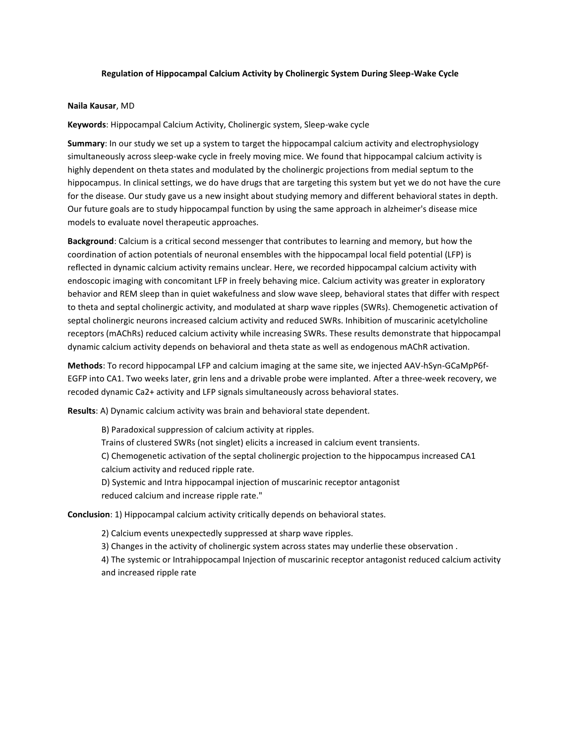**Regulation of Hippocampal Calcium Activity by Cholinergic System During Sleep-Wake Cycle**

**Naila Kausar**, MD

**Keywords**: Hippocampal Calcium Activity, Cholinergic system, Sleep-wake cycle

**Summary**: In our study we set up a system to target the hippocampal calcium activity and electrophysiology simultaneously across sleep-wake cycle in freely moving mice. We found that hippocampal calcium activity is highly dependent on theta states and modulated by the cholinergic projections from medial septum to the hippocampus. In clinical settings, we do have drugs that are targeting this system but yet we do not have the cure for the disease. Our study gave us a new insight about studying memory and different behavioral states in depth. Our future goals are to study hippocampal function by using the same approach in alzheimer's disease mice models to evaluate novel therapeutic approaches.

**Background**: Calcium is a critical second messenger that contributes to learning and memory, but how the coordination of action potentials of neuronal ensembles with the hippocampal local field potential (LFP) is reflected in dynamic calcium activity remains unclear. Here, we recorded hippocampal calcium activity with endoscopic imaging with concomitant LFP in freely behaving mice. Calcium activity was greater in exploratory behavior and REM sleep than in quiet wakefulness and slow wave sleep, behavioral states that differ with respect to theta and septal cholinergic activity, and modulated at sharp wave ripples (SWRs). Chemogenetic activation of septal cholinergic neurons increased calcium activity and reduced SWRs. Inhibition of muscarinic acetylcholine receptors (mAChRs) reduced calcium activity while increasing SWRs. These results demonstrate that hippocampal dynamic calcium activity depends on behavioral and theta state as well as endogenous mAChR activation.

**Methods**: To record hippocampal LFP and calcium imaging at the same site, we injected AAV-hSyn-GCaMpP6f-EGFP into CA1. Two weeks later, grin lens and a drivable probe were implanted. After a three-week recovery, we recoded dynamic $Ca^{2+}$ activity and LFP signals simultaneously across behavioral states.

**Results**: A) Dynamic calcium activity was brain and behavioral state dependent.

B) Paradoxical suppression of calcium activity at ripples.
Trains of clustered SWRs (not singlet) elicits a increased in calcium event transients.

C) Chemogenetic activation of the septal cholinergic projection to the hippocampus increased CA1 calcium activity and reduced ripple rate.

D) Systemic and Intra hippocampal injection of muscarinic receptor antagonist reduced calcium and increase ripple rate."

**Conclusion**: 1) Hippocampal calcium activity critically depends on behavioral states.

2) Calcium events unexpectedly suppressed at sharp wave ripples.

3) Changes in the activity of cholinergic system across states may underlie these observation .

4) The systemic or Intrahippocampal Injection of muscarinic receptor antagonist reduced calcium activity and increased ripple rate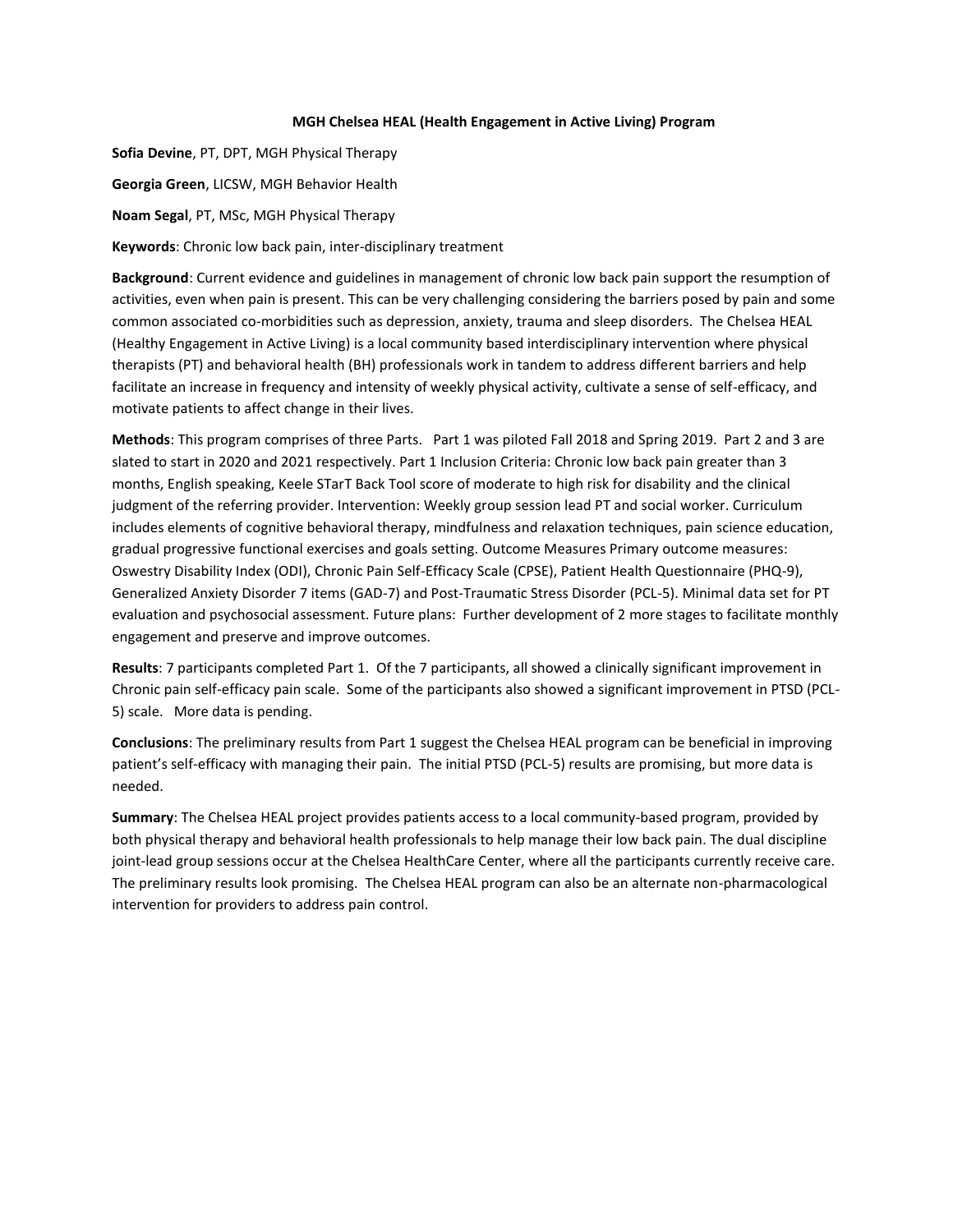**MGH Chelsea HEAL (Health Engagement in Active Living) Program**

**Sofia Devine**, PT, DPT, MGH Physical Therapy

**Georgia Green**, LICSW, MGH Behavior Health

**Noam Segal**, PT, MSc, MGH Physical Therapy

**Keywords**: Chronic low back pain, inter-disciplinary treatment

**Background**: Current evidence and guidelines in management of chronic low back pain support the resumption of activities, even when pain is present. This can be very challenging considering the barriers posed by pain and some common associated co-morbidities such as depression, anxiety, trauma and sleep disorders. The Chelsea HEAL (Healthy Engagement in Active Living) is a local community based interdisciplinary intervention where physical therapists (PT) and behavioral health (BH) professionals work in tandem to address different barriers and help facilitate an increase in frequency and intensity of weekly physical activity, cultivate a sense of self-efficacy, and motivate patients to affect change in their lives.

**Methods**: This program comprises of three Parts. Part 1 was piloted Fall 2018 and Spring 2019. Part 2 and 3 are slated to start in 2020 and 2021 respectively. Part 1 Inclusion Criteria: Chronic low back pain greater than 3 months, English speaking, Keele STarT Back Tool score of moderate to high risk for disability and the clinical judgment of the referring provider. Intervention: Weekly group session lead PT and social worker. Curriculum includes elements of cognitive behavioral therapy, mindfulness and relaxation techniques, pain science education, gradual progressive functional exercises and goals setting. Outcome Measures Primary outcome measures: Oswestry Disability Index (ODI), Chronic Pain Self-Efficacy Scale (CPSE), Patient Health Questionnaire (PHQ-9), Generalized Anxiety Disorder 7 items (GAD-7) and Post-Traumatic Stress Disorder (PCL-5). Minimal data set for PT evaluation and psychosocial assessment. Future plans: Further development of 2 more stages to facilitate monthly engagement and preserve and improve outcomes.

**Results**: 7 participants completed Part 1. Of the 7 participants, all showed a clinically significant improvement in Chronic pain self-efficacy pain scale. Some of the participants also showed a significant improvement in PTSD (PCL-5) scale. More data is pending.

**Conclusions**: The preliminary results from Part 1 suggest the Chelsea HEAL program can be beneficial in improving patient's self-efficacy with managing their pain. The initial PTSD (PCL-5) results are promising, but more data is needed.

**Summary**: The Chelsea HEAL project provides patients access to a local community-based program, provided by both physical therapy and behavioral health professionals to help manage their low back pain. The dual discipline joint-lead group sessions occur at the Chelsea HealthCare Center, where all the participants currently receive care. The preliminary results look promising. The Chelsea HEAL program can also be an alternate non-pharmacological intervention for providers to address pain control.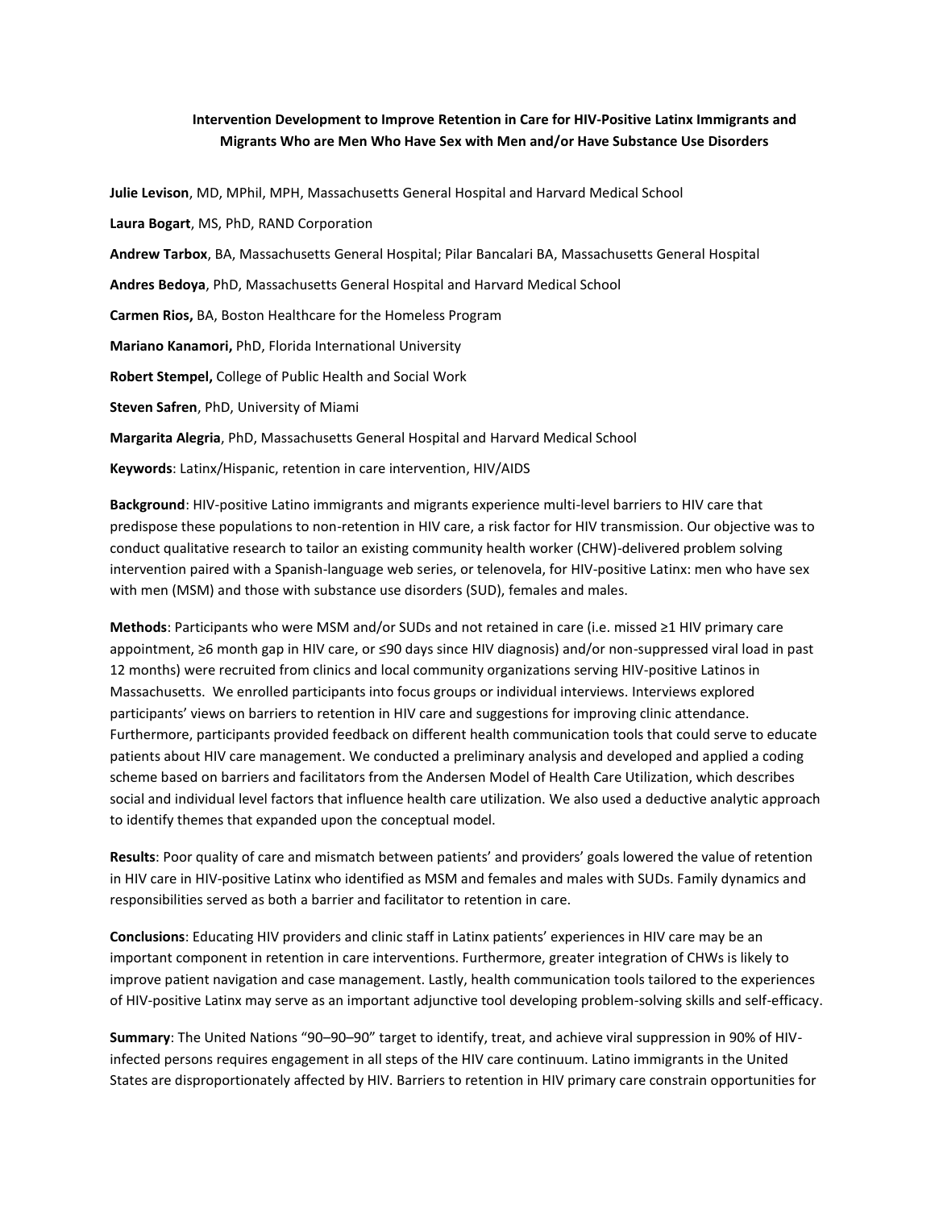**Intervention Development to Improve Retention in Care for HIV-Positive Latinx Immigrants and Migrants Who are Men Who Have Sex with Men and/or Have Substance Use Disorders**

**Julie Levison**, MD, MPhil, MPH, Massachusetts General Hospital and Harvard Medical School

**Laura Bogart**, MS, PhD, RAND Corporation

**Andrew Tarbox**, BA, Massachusetts General Hospital; Pilar Bancalari BA, Massachusetts General Hospital

**Andres Bedoya**, PhD, Massachusetts General Hospital and Harvard Medical School

**Carmen Rios,** BA, Boston Healthcare for the Homeless Program

**Mariano Kanamori,** PhD, Florida International University

**Robert Stempel,** College of Public Health and Social Work

**Steven Safren**, PhD, University of Miami

**Margarita Alegria**, PhD, Massachusetts General Hospital and Harvard Medical School

**Keywords**: Latinx/Hispanic, retention in care intervention, HIV/AIDS

**Background**: HIV-positive Latino immigrants and migrants experience multi-level barriers to HIV care that predispose these populations to non-retention in HIV care, a risk factor for HIV transmission. Our objective was to conduct qualitative research to tailor an existing community health worker (CHW)-delivered problem solving intervention paired with a Spanish-language web series, or telenovela, for HIV-positive Latinx: men who have sex with men (MSM) and those with substance use disorders (SUD), females and males.

**Methods**: Participants who were MSM and/or SUDs and not retained in care (i.e. missed ≥1 HIV primary care appointment, ≥6 month gap in HIV care, or ≤90 days since HIV diagnosis) and/or non-suppressed viral load in past 12 months) were recruited from clinics and local community organizations serving HIV-positive Latinos in Massachusetts. We enrolled participants into focus groups or individual interviews. Interviews explored participants' views on barriers to retention in HIV care and suggestions for improving clinic attendance. Furthermore, participants provided feedback on different health communication tools that could serve to educate patients about HIV care management. We conducted a preliminary analysis and developed and applied a coding scheme based on barriers and facilitators from the Andersen Model of Health Care Utilization, which describes social and individual level factors that influence health care utilization. We also used a deductive analytic approach to identify themes that expanded upon the conceptual model.

**Results**: Poor quality of care and mismatch between patients' and providers' goals lowered the value of retention in HIV care in HIV-positive Latinx who identified as MSM and females and males with SUDs. Family dynamics and responsibilities served as both a barrier and facilitator to retention in care.

**Conclusions**: Educating HIV providers and clinic staff in Latinx patients' experiences in HIV care may be an important component in retention in care interventions. Furthermore, greater integration of CHWs is likely to improve patient navigation and case management. Lastly, health communication tools tailored to the experiences of HIV-positive Latinx may serve as an important adjunctive tool developing problem-solving skills and self-efficacy.

**Summary**: The United Nations "90–90–90" target to identify, treat, and achieve viral suppression in 90% of HIV-infected persons requires engagement in all steps of the HIV care continuum. Latino immigrants in the United States are disproportionately affected by HIV. Barriers to retention in HIV primary care constrain opportunities for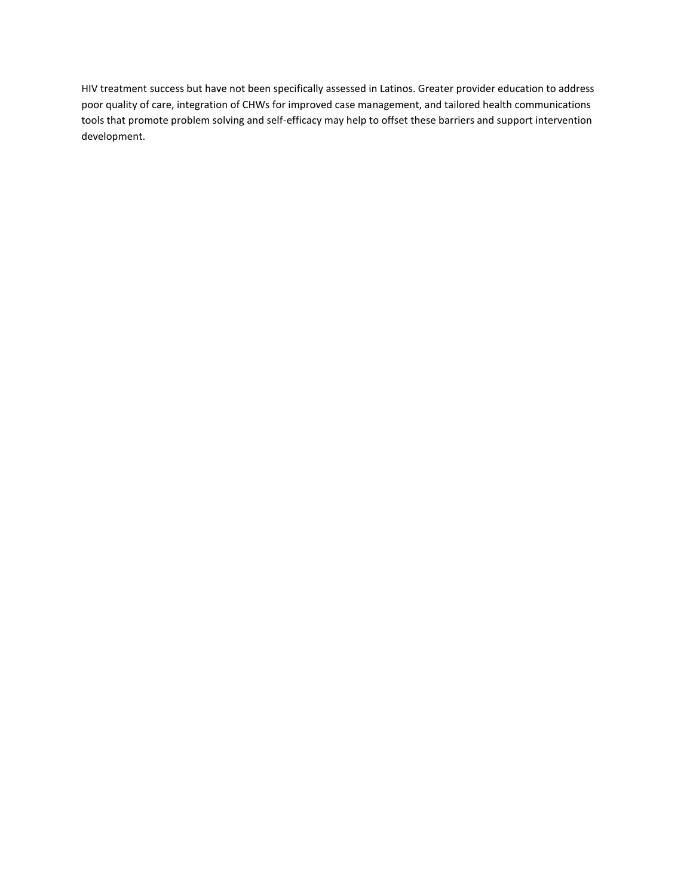HIV treatment success but have not been specifically assessed in Latinos. Greater provider education to address poor quality of care, integration of CHWs for improved case management, and tailored health communications tools that promote problem solving and self-efficacy may help to offset these barriers and support intervention development.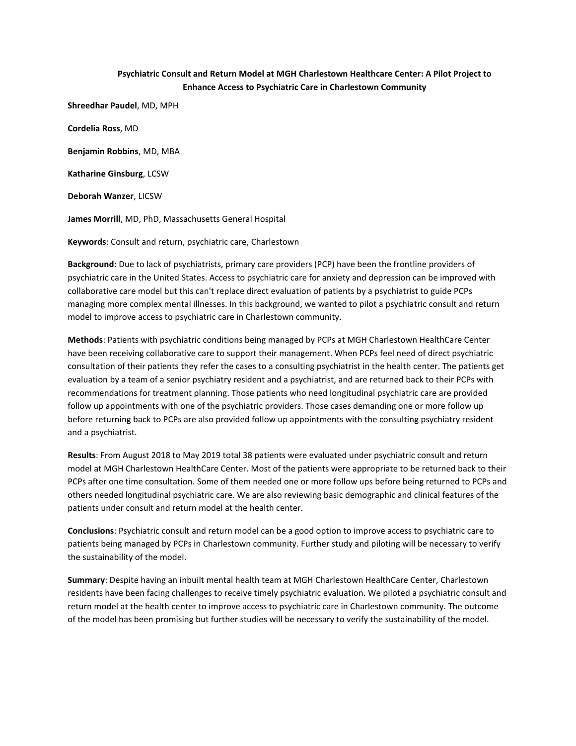# Psychiatric Consult and Return Model at MGH Charlestown Healthcare Center: A Pilot Project to Enhance Access to Psychiatric Care in Charlestown Community

**Shreedhar Paudel**, MD, MPH

**Cordelia Ross**, MD

**Benjamin Robbins**, MD, MBA

**Katharine Ginsburg**, LCSW

**Deborah Wanzer**, LICSW

**James Morrill**, MD, PhD, Massachusetts General Hospital

**Keywords**: Consult and return, psychiatric care, Charlestown

**Background**: Due to lack of psychiatrists, primary care providers (PCP) have been the frontline providers of psychiatric care in the United States. Access to psychiatric care for anxiety and depression can be improved with collaborative care model but this can't replace direct evaluation of patients by a psychiatrist to guide PCPs managing more complex mental illnesses. In this background, we wanted to pilot a psychiatric consult and return model to improve access to psychiatric care in Charlestown community.

**Methods**: Patients with psychiatric conditions being managed by PCPs at MGH Charlestown HealthCare Center have been receiving collaborative care to support their management. When PCPs feel need of direct psychiatric consultation of their patients they refer the cases to a consulting psychiatrist in the health center. The patients get evaluation by a team of a senior psychiatry resident and a psychiatrist, and are returned back to their PCPs with recommendations for treatment planning. Those patients who need longitudinal psychiatric care are provided follow up appointments with one of the psychiatric providers. Those cases demanding one or more follow up before returning back to PCPs are also provided follow up appointments with the consulting psychiatry resident and a psychiatrist.

**Results**: From August 2018 to May 2019 total 38 patients were evaluated under psychiatric consult and return model at MGH Charlestown HealthCare Center. Most of the patients were appropriate to be returned back to their PCPs after one time consultation. Some of them needed one or more follow ups before being returned to PCPs and others needed longitudinal psychiatric care. We are also reviewing basic demographic and clinical features of the patients under consult and return model at the health center.

**Conclusions**: Psychiatric consult and return model can be a good option to improve access to psychiatric care to patients being managed by PCPs in Charlestown community. Further study and piloting will be necessary to verify the sustainability of the model.

**Summary**: Despite having an inbuilt mental health team at MGH Charlestown HealthCare Center, Charlestown residents have been facing challenges to receive timely psychiatric evaluation. We piloted a psychiatric consult and return model at the health center to improve access to psychiatric care in Charlestown community. The outcome of the model has been promising but further studies will be necessary to verify the sustainability of the model.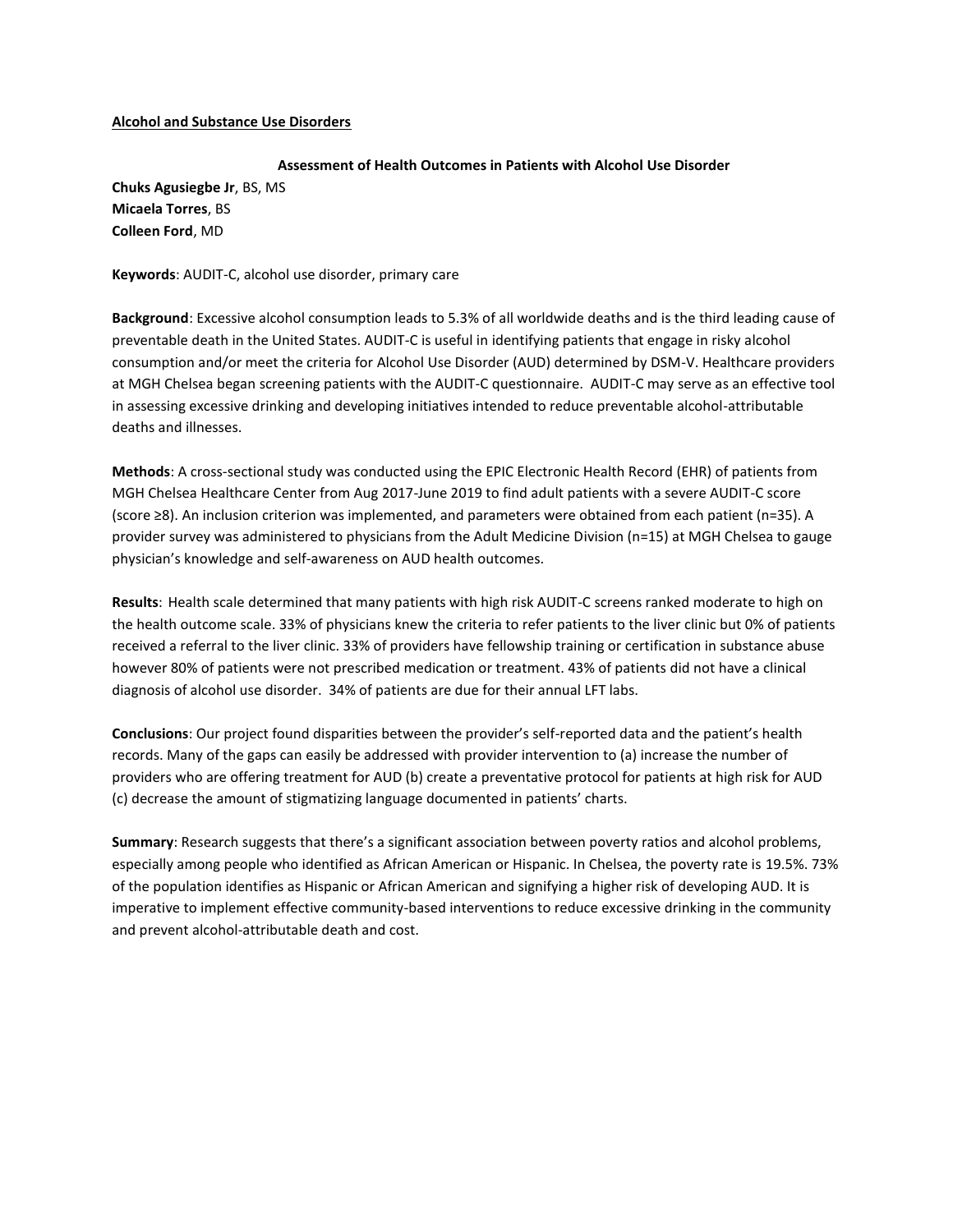**Alcohol and Substance Use Disorders**

**Assessment of Health Outcomes in Patients with Alcohol Use Disorder**

**Chuks Agusiegbe Jr**, BS, MS
**Micaela Torres**, BS
**Colleen Ford**, MD

**Keywords**: AUDIT-C, alcohol use disorder, primary care

**Background**: Excessive alcohol consumption leads to 5.3% of all worldwide deaths and is the third leading cause of preventable death in the United States. AUDIT-C is useful in identifying patients that engage in risky alcohol consumption and/or meet the criteria for Alcohol Use Disorder (AUD) determined by DSM-V. Healthcare providers at MGH Chelsea began screening patients with the AUDIT-C questionnaire. AUDIT-C may serve as an effective tool in assessing excessive drinking and developing initiatives intended to reduce preventable alcohol-attributable deaths and illnesses.

**Methods**: A cross-sectional study was conducted using the EPIC Electronic Health Record (EHR) of patients from MGH Chelsea Healthcare Center from Aug 2017-June 2019 to find adult patients with a severe AUDIT-C score (score ≥8). An inclusion criterion was implemented, and parameters were obtained from each patient (n=35). A provider survey was administered to physicians from the Adult Medicine Division (n=15) at MGH Chelsea to gauge physician's knowledge and self-awareness on AUD health outcomes.

**Results**: Health scale determined that many patients with high risk AUDIT-C screens ranked moderate to high on the health outcome scale. 33% of physicians knew the criteria to refer patients to the liver clinic but 0% of patients received a referral to the liver clinic. 33% of providers have fellowship training or certification in substance abuse however 80% of patients were not prescribed medication or treatment. 43% of patients did not have a clinical diagnosis of alcohol use disorder. 34% of patients are due for their annual LFT labs.

**Conclusions**: Our project found disparities between the provider's self-reported data and the patient's health records. Many of the gaps can easily be addressed with provider intervention to (a) increase the number of providers who are offering treatment for AUD (b) create a preventative protocol for patients at high risk for AUD (c) decrease the amount of stigmatizing language documented in patients' charts.

**Summary**: Research suggests that there's a significant association between poverty ratios and alcohol problems, especially among people who identified as African American or Hispanic. In Chelsea, the poverty rate is 19.5%. 73% of the population identifies as Hispanic or African American and signifying a higher risk of developing AUD. It is imperative to implement effective community-based interventions to reduce excessive drinking in the community and prevent alcohol-attributable death and cost.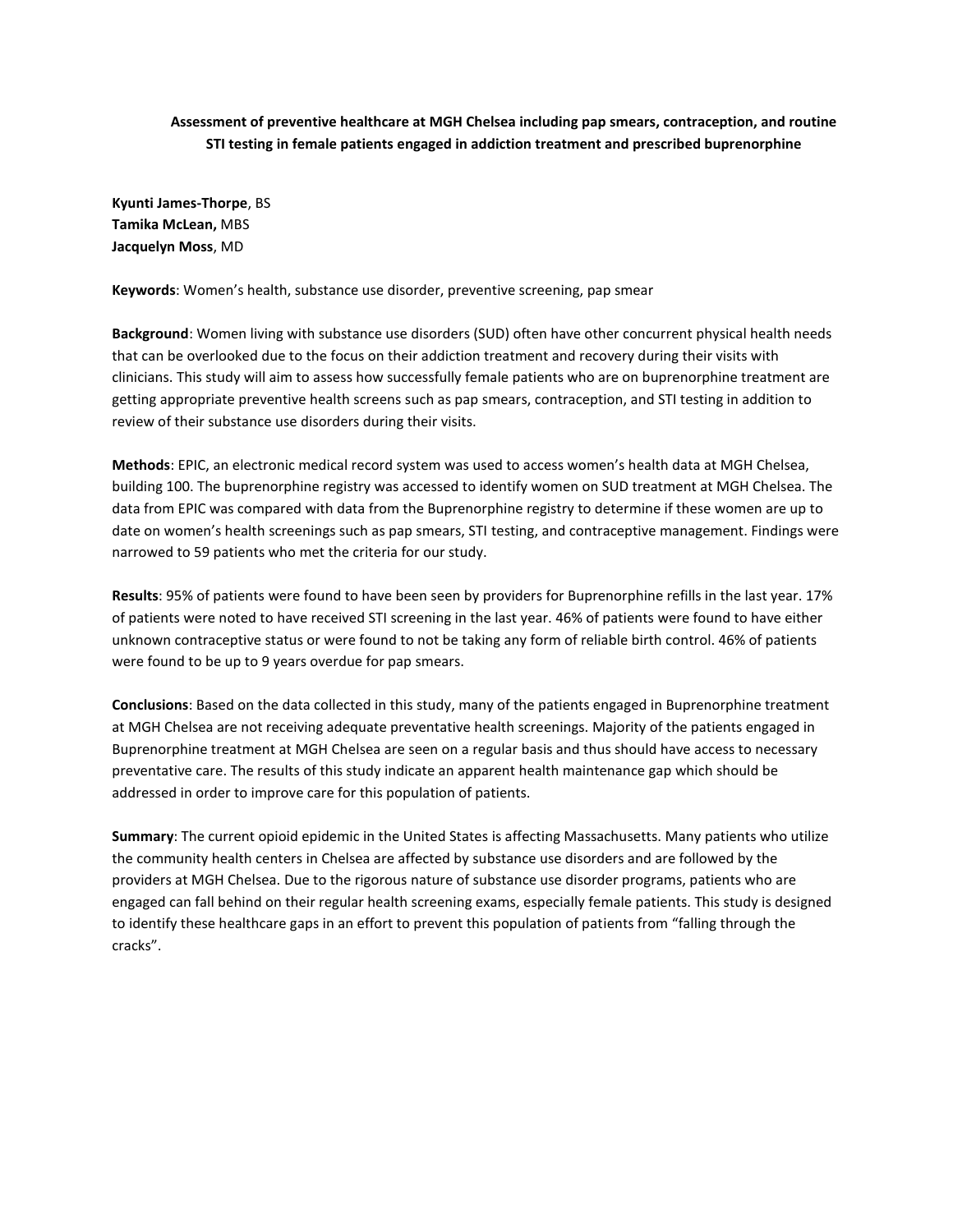**Assessment of preventive healthcare at MGH Chelsea including pap smears, contraception, and routine STI testing in female patients engaged in addiction treatment and prescribed buprenorphine**

**Kyunti James-Thorpe**, BS
**Tamika McLean,** MBS
**Jacquelyn Moss**, MD

**Keywords**: Women's health, substance use disorder, preventive screening, pap smear

**Background**: Women living with substance use disorders (SUD) often have other concurrent physical health needs that can be overlooked due to the focus on their addiction treatment and recovery during their visits with clinicians. This study will aim to assess how successfully female patients who are on buprenorphine treatment are getting appropriate preventive health screens such as pap smears, contraception, and STI testing in addition to review of their substance use disorders during their visits.

**Methods**: EPIC, an electronic medical record system was used to access women's health data at MGH Chelsea, building 100. The buprenorphine registry was accessed to identify women on SUD treatment at MGH Chelsea. The data from EPIC was compared with data from the Buprenorphine registry to determine if these women are up to date on women's health screenings such as pap smears, STI testing, and contraceptive management. Findings were narrowed to 59 patients who met the criteria for our study.

**Results**: 95% of patients were found to have been seen by providers for Buprenorphine refills in the last year. 17% of patients were noted to have received STI screening in the last year. 46% of patients were found to have either unknown contraceptive status or were found to not be taking any form of reliable birth control. 46% of patients were found to be up to 9 years overdue for pap smears.

**Conclusions**: Based on the data collected in this study, many of the patients engaged in Buprenorphine treatment at MGH Chelsea are not receiving adequate preventative health screenings. Majority of the patients engaged in Buprenorphine treatment at MGH Chelsea are seen on a regular basis and thus should have access to necessary preventative care. The results of this study indicate an apparent health maintenance gap which should be addressed in order to improve care for this population of patients.

**Summary**: The current opioid epidemic in the United States is affecting Massachusetts. Many patients who utilize the community health centers in Chelsea are affected by substance use disorders and are followed by the providers at MGH Chelsea. Due to the rigorous nature of substance use disorder programs, patients who are engaged can fall behind on their regular health screening exams, especially female patients. This study is designed to identify these healthcare gaps in an effort to prevent this population of patients from "falling through the cracks".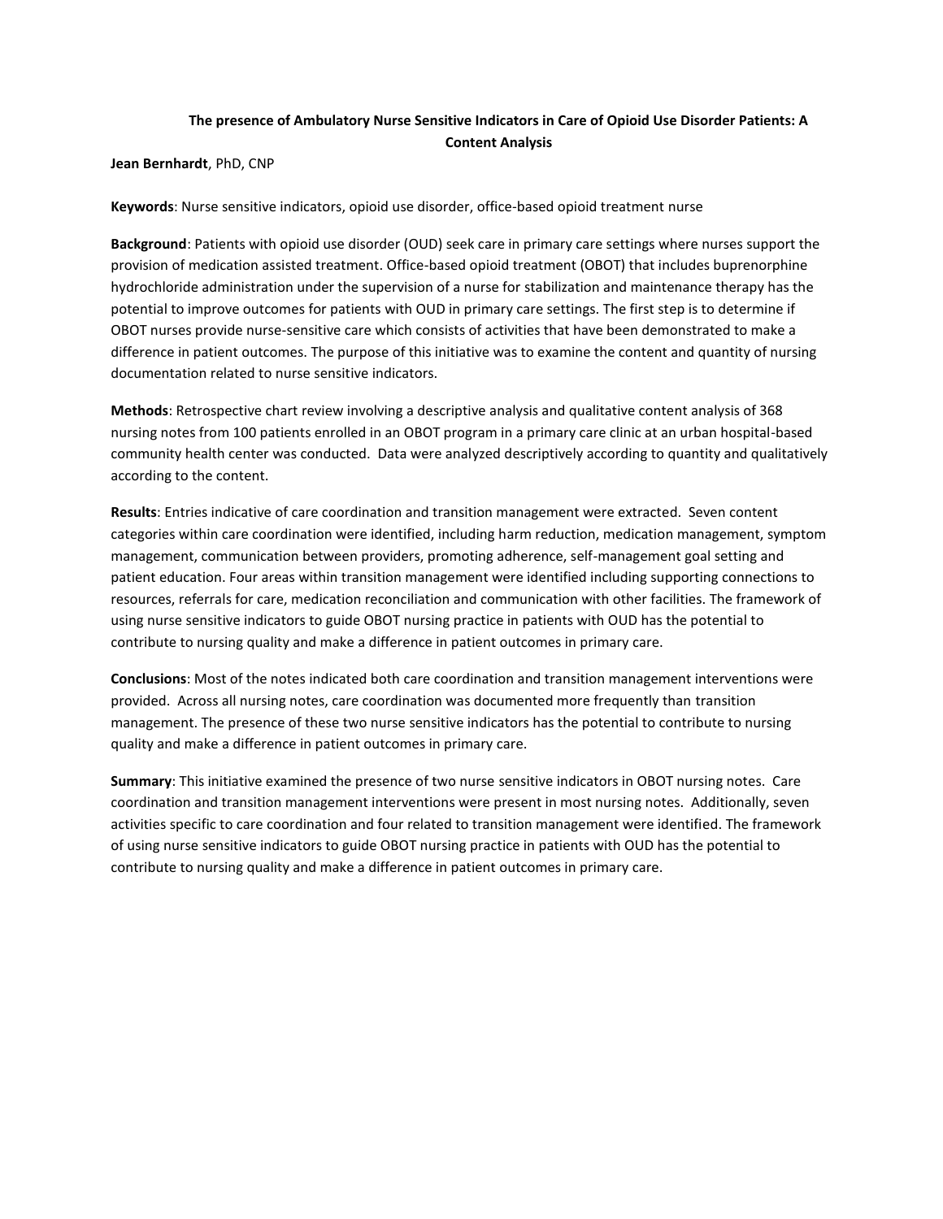## The presence of Ambulatory Nurse Sensitive Indicators in Care of Opioid Use Disorder Patients: A Content Analysis

**Jean Bernhardt**, PhD, CNP

**Keywords**: Nurse sensitive indicators, opioid use disorder, office-based opioid treatment nurse

**Background**: Patients with opioid use disorder (OUD) seek care in primary care settings where nurses support the provision of medication assisted treatment. Office-based opioid treatment (OBOT) that includes buprenorphine hydrochloride administration under the supervision of a nurse for stabilization and maintenance therapy has the potential to improve outcomes for patients with OUD in primary care settings. The first step is to determine if OBOT nurses provide nurse-sensitive care which consists of activities that have been demonstrated to make a difference in patient outcomes. The purpose of this initiative was to examine the content and quantity of nursing documentation related to nurse sensitive indicators.

**Methods**: Retrospective chart review involving a descriptive analysis and qualitative content analysis of 368 nursing notes from 100 patients enrolled in an OBOT program in a primary care clinic at an urban hospital-based community health center was conducted. Data were analyzed descriptively according to quantity and qualitatively according to the content.

**Results**: Entries indicative of care coordination and transition management were extracted. Seven content categories within care coordination were identified, including harm reduction, medication management, symptom management, communication between providers, promoting adherence, self-management goal setting and patient education. Four areas within transition management were identified including supporting connections to resources, referrals for care, medication reconciliation and communication with other facilities. The framework of using nurse sensitive indicators to guide OBOT nursing practice in patients with OUD has the potential to contribute to nursing quality and make a difference in patient outcomes in primary care.

**Conclusions**: Most of the notes indicated both care coordination and transition management interventions were provided. Across all nursing notes, care coordination was documented more frequently than transition management. The presence of these two nurse sensitive indicators has the potential to contribute to nursing quality and make a difference in patient outcomes in primary care.

**Summary**: This initiative examined the presence of two nurse sensitive indicators in OBOT nursing notes. Care coordination and transition management interventions were present in most nursing notes. Additionally, seven activities specific to care coordination and four related to transition management were identified. The framework of using nurse sensitive indicators to guide OBOT nursing practice in patients with OUD has the potential to contribute to nursing quality and make a difference in patient outcomes in primary care.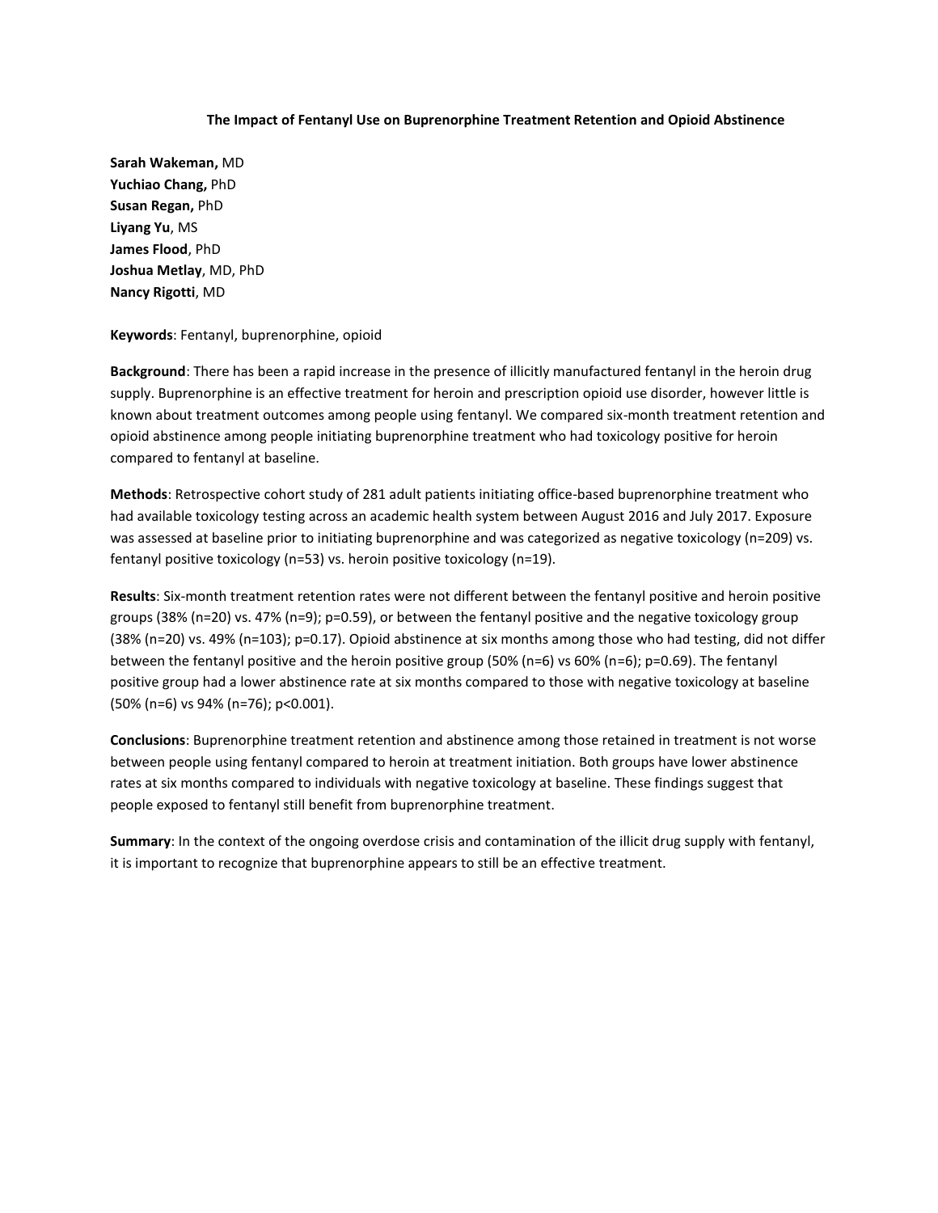### The Impact of Fentanyl Use on Buprenorphine Treatment Retention and Opioid Abstinence

**Sarah Wakeman,** MD
**Yuchiao Chang,** PhD
**Susan Regan,** PhD
**Liyang Yu**, MS
**James Flood**, PhD
**Joshua Metlay**, MD, PhD
**Nancy Rigotti**, MD

**Keywords**: Fentanyl, buprenorphine, opioid

**Background**: There has been a rapid increase in the presence of illicitly manufactured fentanyl in the heroin drug supply. Buprenorphine is an effective treatment for heroin and prescription opioid use disorder, however little is known about treatment outcomes among people using fentanyl. We compared six-month treatment retention and opioid abstinence among people initiating buprenorphine treatment who had toxicology positive for heroin compared to fentanyl at baseline.

**Methods**: Retrospective cohort study of 281 adult patients initiating office-based buprenorphine treatment who had available toxicology testing across an academic health system between August 2016 and July 2017. Exposure was assessed at baseline prior to initiating buprenorphine and was categorized as negative toxicology (n=209) vs. fentanyl positive toxicology (n=53) vs. heroin positive toxicology (n=19).

**Results**: Six-month treatment retention rates were not different between the fentanyl positive and heroin positive groups (38% (n=20) vs. 47% (n=9); p=0.59), or between the fentanyl positive and the negative toxicology group (38% (n=20) vs. 49% (n=103); p=0.17). Opioid abstinence at six months among those who had testing, did not differ between the fentanyl positive and the heroin positive group (50% (n=6) vs 60% (n=6); p=0.69). The fentanyl positive group had a lower abstinence rate at six months compared to those with negative toxicology at baseline (50% (n=6) vs 94% (n=76); p<0.001).

**Conclusions**: Buprenorphine treatment retention and abstinence among those retained in treatment is not worse between people using fentanyl compared to heroin at treatment initiation. Both groups have lower abstinence rates at six months compared to individuals with negative toxicology at baseline. These findings suggest that people exposed to fentanyl still benefit from buprenorphine treatment.

**Summary**: In the context of the ongoing overdose crisis and contamination of the illicit drug supply with fentanyl, it is important to recognize that buprenorphine appears to still be an effective treatment.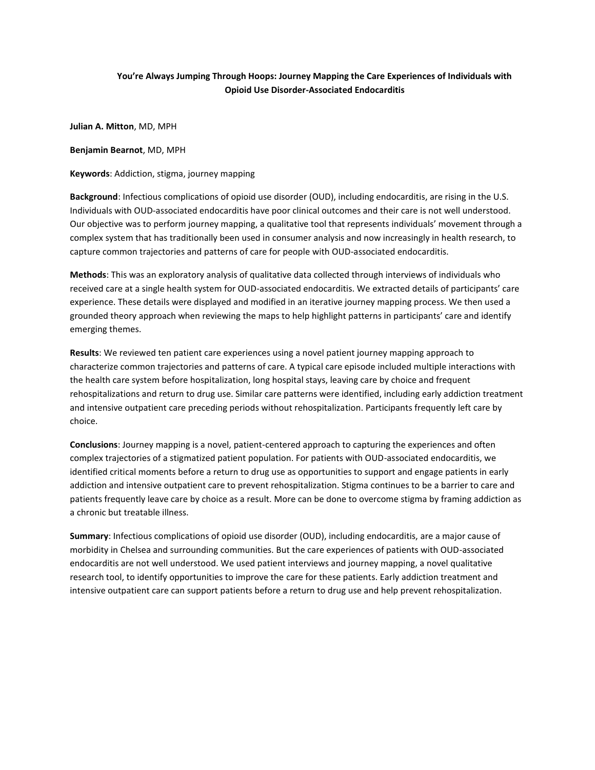## You're Always Jumping Through Hoops: Journey Mapping the Care Experiences of Individuals with Opioid Use Disorder-Associated Endocarditis

**Julian A. Mitton**, MD, MPH

**Benjamin Bearnot**, MD, MPH

**Keywords**: Addiction, stigma, journey mapping

**Background**: Infectious complications of opioid use disorder (OUD), including endocarditis, are rising in the U.S. Individuals with OUD-associated endocarditis have poor clinical outcomes and their care is not well understood. Our objective was to perform journey mapping, a qualitative tool that represents individuals' movement through a complex system that has traditionally been used in consumer analysis and now increasingly in health research, to capture common trajectories and patterns of care for people with OUD-associated endocarditis.

**Methods**: This was an exploratory analysis of qualitative data collected through interviews of individuals who received care at a single health system for OUD-associated endocarditis. We extracted details of participants' care experience. These details were displayed and modified in an iterative journey mapping process. We then used a grounded theory approach when reviewing the maps to help highlight patterns in participants' care and identify emerging themes.

**Results**: We reviewed ten patient care experiences using a novel patient journey mapping approach to characterize common trajectories and patterns of care. A typical care episode included multiple interactions with the health care system before hospitalization, long hospital stays, leaving care by choice and frequent rehospitalizations and return to drug use. Similar care patterns were identified, including early addiction treatment and intensive outpatient care preceding periods without rehospitalization. Participants frequently left care by choice.

**Conclusions**: Journey mapping is a novel, patient-centered approach to capturing the experiences and often complex trajectories of a stigmatized patient population. For patients with OUD-associated endocarditis, we identified critical moments before a return to drug use as opportunities to support and engage patients in early addiction and intensive outpatient care to prevent rehospitalization. Stigma continues to be a barrier to care and patients frequently leave care by choice as a result. More can be done to overcome stigma by framing addiction as a chronic but treatable illness.

**Summary**: Infectious complications of opioid use disorder (OUD), including endocarditis, are a major cause of morbidity in Chelsea and surrounding communities. But the care experiences of patients with OUD-associated endocarditis are not well understood. We used patient interviews and journey mapping, a novel qualitative research tool, to identify opportunities to improve the care for these patients. Early addiction treatment and intensive outpatient care can support patients before a return to drug use and help prevent rehospitalization.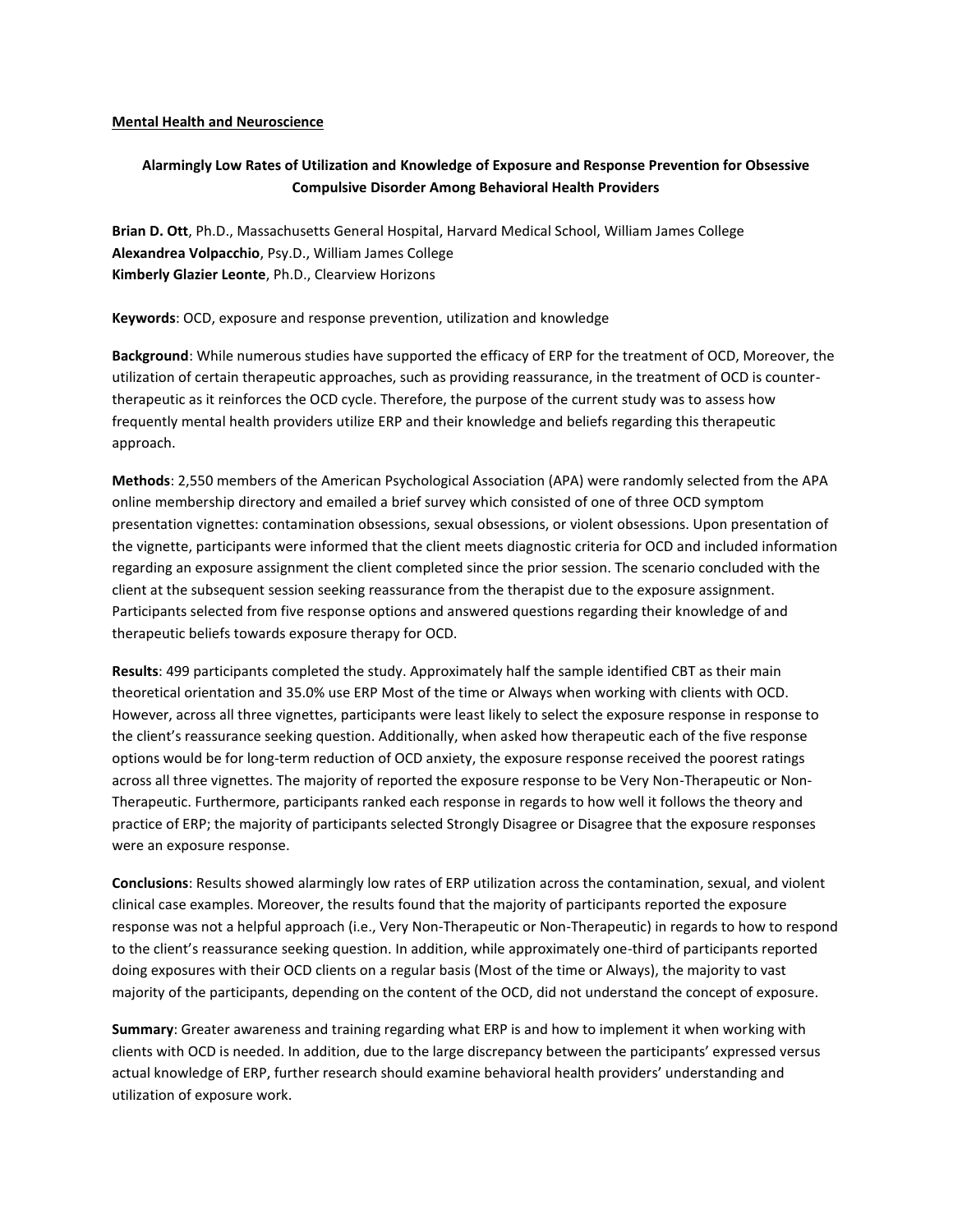**Mental Health and Neuroscience**

## Alarmingly Low Rates of Utilization and Knowledge of Exposure and Response Prevention for Obsessive Compulsive Disorder Among Behavioral Health Providers

**Brian D. Ott**, Ph.D., Massachusetts General Hospital, Harvard Medical School, William James College
**Alexandrea Volpacchio**, Psy.D., William James College
**Kimberly Glazier Leonte**, Ph.D., Clearview Horizons

**Keywords**: OCD, exposure and response prevention, utilization and knowledge

**Background**: While numerous studies have supported the efficacy of ERP for the treatment of OCD, Moreover, the utilization of certain therapeutic approaches, such as providing reassurance, in the treatment of OCD is counter-therapeutic as it reinforces the OCD cycle. Therefore, the purpose of the current study was to assess how frequently mental health providers utilize ERP and their knowledge and beliefs regarding this therapeutic approach.

**Methods**: 2,550 members of the American Psychological Association (APA) were randomly selected from the APA online membership directory and emailed a brief survey which consisted of one of three OCD symptom presentation vignettes: contamination obsessions, sexual obsessions, or violent obsessions. Upon presentation of the vignette, participants were informed that the client meets diagnostic criteria for OCD and included information regarding an exposure assignment the client completed since the prior session. The scenario concluded with the client at the subsequent session seeking reassurance from the therapist due to the exposure assignment. Participants selected from five response options and answered questions regarding their knowledge of and therapeutic beliefs towards exposure therapy for OCD.

**Results**: 499 participants completed the study. Approximately half the sample identified CBT as their main theoretical orientation and 35.0% use ERP Most of the time or Always when working with clients with OCD. However, across all three vignettes, participants were least likely to select the exposure response in response to the client's reassurance seeking question. Additionally, when asked how therapeutic each of the five response options would be for long-term reduction of OCD anxiety, the exposure response received the poorest ratings across all three vignettes. The majority of reported the exposure response to be Very Non-Therapeutic or Non-Therapeutic. Furthermore, participants ranked each response in regards to how well it follows the theory and practice of ERP; the majority of participants selected Strongly Disagree or Disagree that the exposure responses were an exposure response.

**Conclusions**: Results showed alarmingly low rates of ERP utilization across the contamination, sexual, and violent clinical case examples. Moreover, the results found that the majority of participants reported the exposure response was not a helpful approach (i.e., Very Non-Therapeutic or Non-Therapeutic) in regards to how to respond to the client's reassurance seeking question. In addition, while approximately one-third of participants reported doing exposures with their OCD clients on a regular basis (Most of the time or Always), the majority to vast majority of the participants, depending on the content of the OCD, did not understand the concept of exposure.

**Summary**: Greater awareness and training regarding what ERP is and how to implement it when working with clients with OCD is needed. In addition, due to the large discrepancy between the participants' expressed versus actual knowledge of ERP, further research should examine behavioral health providers' understanding and utilization of exposure work.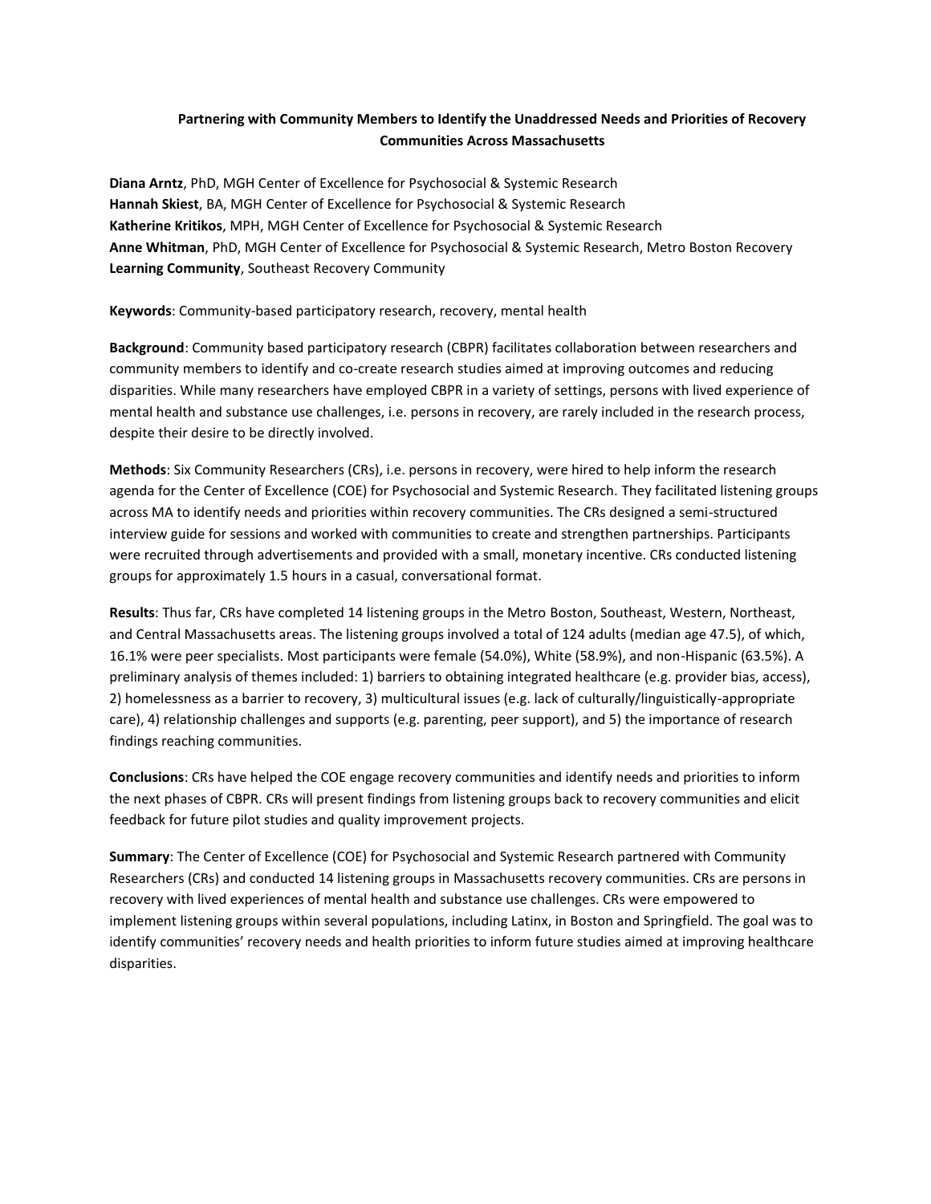**Partnering with Community Members to Identify the Unaddressed Needs and Priorities of Recovery Communities Across Massachusetts**

**Diana Arntz**, PhD, MGH Center of Excellence for Psychosocial & Systemic Research
**Hannah Skiest**, BA, MGH Center of Excellence for Psychosocial & Systemic Research
**Katherine Kritikos**, MPH, MGH Center of Excellence for Psychosocial & Systemic Research
**Anne Whitman**, PhD, MGH Center of Excellence for Psychosocial & Systemic Research, Metro Boston Recovery **Learning Community**, Southeast Recovery Community

**Keywords**: Community-based participatory research, recovery, mental health

**Background**: Community based participatory research (CBPR) facilitates collaboration between researchers and community members to identify and co-create research studies aimed at improving outcomes and reducing disparities. While many researchers have employed CBPR in a variety of settings, persons with lived experience of mental health and substance use challenges, i.e. persons in recovery, are rarely included in the research process, despite their desire to be directly involved.

**Methods**: Six Community Researchers (CRs), i.e. persons in recovery, were hired to help inform the research agenda for the Center of Excellence (COE) for Psychosocial and Systemic Research. They facilitated listening groups across MA to identify needs and priorities within recovery communities. The CRs designed a semi-structured interview guide for sessions and worked with communities to create and strengthen partnerships. Participants were recruited through advertisements and provided with a small, monetary incentive. CRs conducted listening groups for approximately 1.5 hours in a casual, conversational format.

**Results**: Thus far, CRs have completed 14 listening groups in the Metro Boston, Southeast, Western, Northeast, and Central Massachusetts areas. The listening groups involved a total of 124 adults (median age 47.5), of which, 16.1% were peer specialists. Most participants were female (54.0%), White (58.9%), and non-Hispanic (63.5%). A preliminary analysis of themes included: 1) barriers to obtaining integrated healthcare (e.g. provider bias, access), 2) homelessness as a barrier to recovery, 3) multicultural issues (e.g. lack of culturally/linguistically-appropriate care), 4) relationship challenges and supports (e.g. parenting, peer support), and 5) the importance of research findings reaching communities.

**Conclusions**: CRs have helped the COE engage recovery communities and identify needs and priorities to inform the next phases of CBPR. CRs will present findings from listening groups back to recovery communities and elicit feedback for future pilot studies and quality improvement projects.

**Summary**: The Center of Excellence (COE) for Psychosocial and Systemic Research partnered with Community Researchers (CRs) and conducted 14 listening groups in Massachusetts recovery communities. CRs are persons in recovery with lived experiences of mental health and substance use challenges. CRs were empowered to implement listening groups within several populations, including Latinx, in Boston and Springfield. The goal was to identify communities' recovery needs and health priorities to inform future studies aimed at improving healthcare disparities.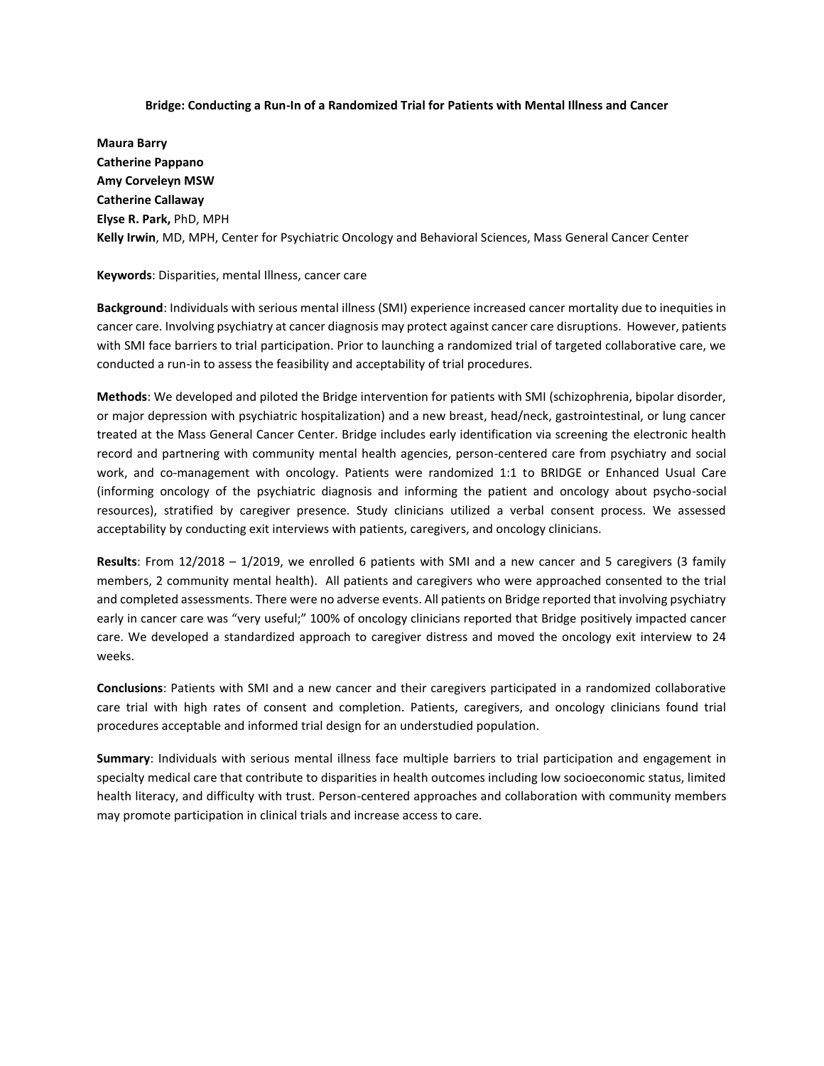**Bridge: Conducting a Run-In of a Randomized Trial for Patients with Mental Illness and Cancer**

**Maura Barry**
**Catherine Pappano**
**Amy Corveleyn MSW**
**Catherine Callaway**
**Elyse R. Park,** PhD, MPH
**Kelly Irwin**, MD, MPH, Center for Psychiatric Oncology and Behavioral Sciences, Mass General Cancer Center

**Keywords**: Disparities, mental Illness, cancer care

**Background**: Individuals with serious mental illness (SMI) experience increased cancer mortality due to inequities in cancer care. Involving psychiatry at cancer diagnosis may protect against cancer care disruptions. However, patients with SMI face barriers to trial participation. Prior to launching a randomized trial of targeted collaborative care, we conducted a run-in to assess the feasibility and acceptability of trial procedures.

**Methods**: We developed and piloted the Bridge intervention for patients with SMI (schizophrenia, bipolar disorder, or major depression with psychiatric hospitalization) and a new breast, head/neck, gastrointestinal, or lung cancer treated at the Mass General Cancer Center. Bridge includes early identification via screening the electronic health record and partnering with community mental health agencies, person-centered care from psychiatry and social work, and co-management with oncology. Patients were randomized 1:1 to BRIDGE or Enhanced Usual Care (informing oncology of the psychiatric diagnosis and informing the patient and oncology about psycho-social resources), stratified by caregiver presence. Study clinicians utilized a verbal consent process. We assessed acceptability by conducting exit interviews with patients, caregivers, and oncology clinicians.

**Results**: From 12/2018 – 1/2019, we enrolled 6 patients with SMI and a new cancer and 5 caregivers (3 family members, 2 community mental health). All patients and caregivers who were approached consented to the trial and completed assessments. There were no adverse events. All patients on Bridge reported that involving psychiatry early in cancer care was "very useful;" 100% of oncology clinicians reported that Bridge positively impacted cancer care. We developed a standardized approach to caregiver distress and moved the oncology exit interview to 24 weeks.

**Conclusions**: Patients with SMI and a new cancer and their caregivers participated in a randomized collaborative care trial with high rates of consent and completion. Patients, caregivers, and oncology clinicians found trial procedures acceptable and informed trial design for an understudied population.

**Summary**: Individuals with serious mental illness face multiple barriers to trial participation and engagement in specialty medical care that contribute to disparities in health outcomes including low socioeconomic status, limited health literacy, and difficulty with trust. Person-centered approaches and collaboration with community members may promote participation in clinical trials and increase access to care.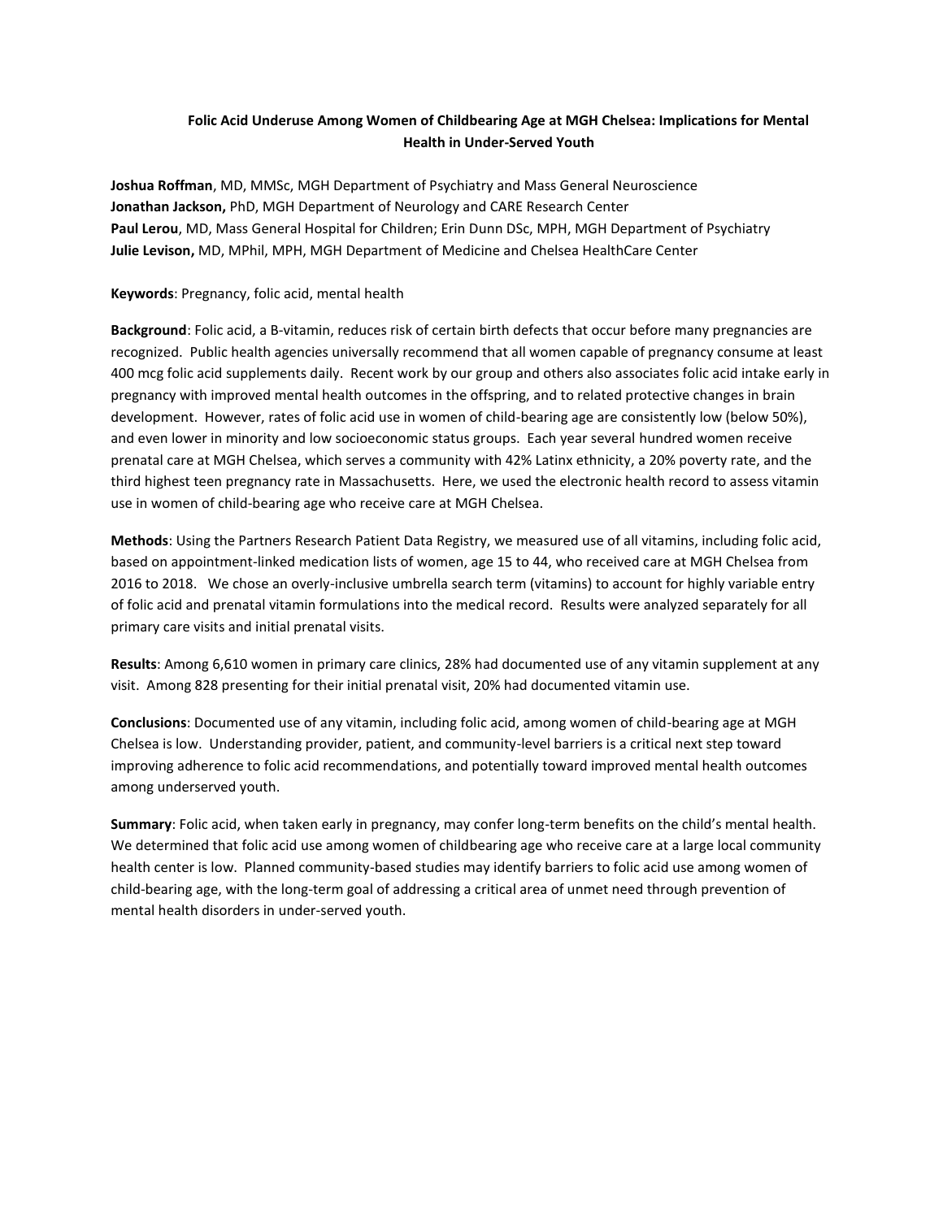## Folic Acid Underuse Among Women of Childbearing Age at MGH Chelsea: Implications for Mental Health in Under-Served Youth

**Joshua Roffman**, MD, MMSc, MGH Department of Psychiatry and Mass General Neuroscience
**Jonathan Jackson,** PhD, MGH Department of Neurology and CARE Research Center
**Paul Lerou**, MD, Mass General Hospital for Children; Erin Dunn DSc, MPH, MGH Department of Psychiatry
**Julie Levison,** MD, MPhil, MPH, MGH Department of Medicine and Chelsea HealthCare Center

**Keywords**: Pregnancy, folic acid, mental health

**Background**: Folic acid, a B-vitamin, reduces risk of certain birth defects that occur before many pregnancies are recognized. Public health agencies universally recommend that all women capable of pregnancy consume at least 400 mcg folic acid supplements daily. Recent work by our group and others also associates folic acid intake early in pregnancy with improved mental health outcomes in the offspring, and to related protective changes in brain development. However, rates of folic acid use in women of child-bearing age are consistently low (below 50%), and even lower in minority and low socioeconomic status groups. Each year several hundred women receive prenatal care at MGH Chelsea, which serves a community with 42% Latinx ethnicity, a 20% poverty rate, and the third highest teen pregnancy rate in Massachusetts. Here, we used the electronic health record to assess vitamin use in women of child-bearing age who receive care at MGH Chelsea.

**Methods**: Using the Partners Research Patient Data Registry, we measured use of all vitamins, including folic acid, based on appointment-linked medication lists of women, age 15 to 44, who received care at MGH Chelsea from 2016 to 2018. We chose an overly-inclusive umbrella search term (vitamins) to account for highly variable entry of folic acid and prenatal vitamin formulations into the medical record. Results were analyzed separately for all primary care visits and initial prenatal visits.

**Results**: Among 6,610 women in primary care clinics, 28% had documented use of any vitamin supplement at any visit. Among 828 presenting for their initial prenatal visit, 20% had documented vitamin use.

**Conclusions**: Documented use of any vitamin, including folic acid, among women of child-bearing age at MGH Chelsea is low. Understanding provider, patient, and community-level barriers is a critical next step toward improving adherence to folic acid recommendations, and potentially toward improved mental health outcomes among underserved youth.

**Summary**: Folic acid, when taken early in pregnancy, may confer long-term benefits on the child's mental health. We determined that folic acid use among women of childbearing age who receive care at a large local community health center is low. Planned community-based studies may identify barriers to folic acid use among women of child-bearing age, with the long-term goal of addressing a critical area of unmet need through prevention of mental health disorders in under-served youth.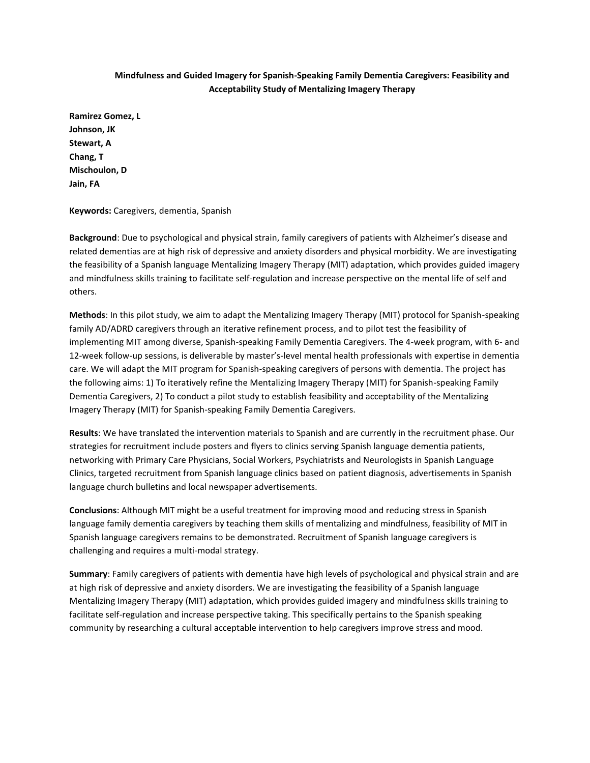## Mindfulness and Guided Imagery for Spanish-Speaking Family Dementia Caregivers: Feasibility and Acceptability Study of Mentalizing Imagery Therapy

**Ramirez Gomez, L**
**Johnson, JK**
**Stewart, A**
**Chang, T**
**Mischoulon, D**
**Jain, FA**

**Keywords:** Caregivers, dementia, Spanish

**Background**: Due to psychological and physical strain, family caregivers of patients with Alzheimer's disease and related dementias are at high risk of depressive and anxiety disorders and physical morbidity. We are investigating the feasibility of a Spanish language Mentalizing Imagery Therapy (MIT) adaptation, which provides guided imagery and mindfulness skills training to facilitate self-regulation and increase perspective on the mental life of self and others.

**Methods**: In this pilot study, we aim to adapt the Mentalizing Imagery Therapy (MIT) protocol for Spanish-speaking family AD/ADRD caregivers through an iterative refinement process, and to pilot test the feasibility of implementing MIT among diverse, Spanish-speaking Family Dementia Caregivers. The 4-week program, with 6- and 12-week follow-up sessions, is deliverable by master's-level mental health professionals with expertise in dementia care. We will adapt the MIT program for Spanish-speaking caregivers of persons with dementia. The project has the following aims: 1) To iteratively refine the Mentalizing Imagery Therapy (MIT) for Spanish-speaking Family Dementia Caregivers, 2) To conduct a pilot study to establish feasibility and acceptability of the Mentalizing Imagery Therapy (MIT) for Spanish-speaking Family Dementia Caregivers.

**Results**: We have translated the intervention materials to Spanish and are currently in the recruitment phase. Our strategies for recruitment include posters and flyers to clinics serving Spanish language dementia patients, networking with Primary Care Physicians, Social Workers, Psychiatrists and Neurologists in Spanish Language Clinics, targeted recruitment from Spanish language clinics based on patient diagnosis, advertisements in Spanish language church bulletins and local newspaper advertisements.

**Conclusions**: Although MIT might be a useful treatment for improving mood and reducing stress in Spanish language family dementia caregivers by teaching them skills of mentalizing and mindfulness, feasibility of MIT in Spanish language caregivers remains to be demonstrated. Recruitment of Spanish language caregivers is challenging and requires a multi-modal strategy.

**Summary**: Family caregivers of patients with dementia have high levels of psychological and physical strain and are at high risk of depressive and anxiety disorders. We are investigating the feasibility of a Spanish language Mentalizing Imagery Therapy (MIT) adaptation, which provides guided imagery and mindfulness skills training to facilitate self-regulation and increase perspective taking. This specifically pertains to the Spanish speaking community by researching a cultural acceptable intervention to help caregivers improve stress and mood.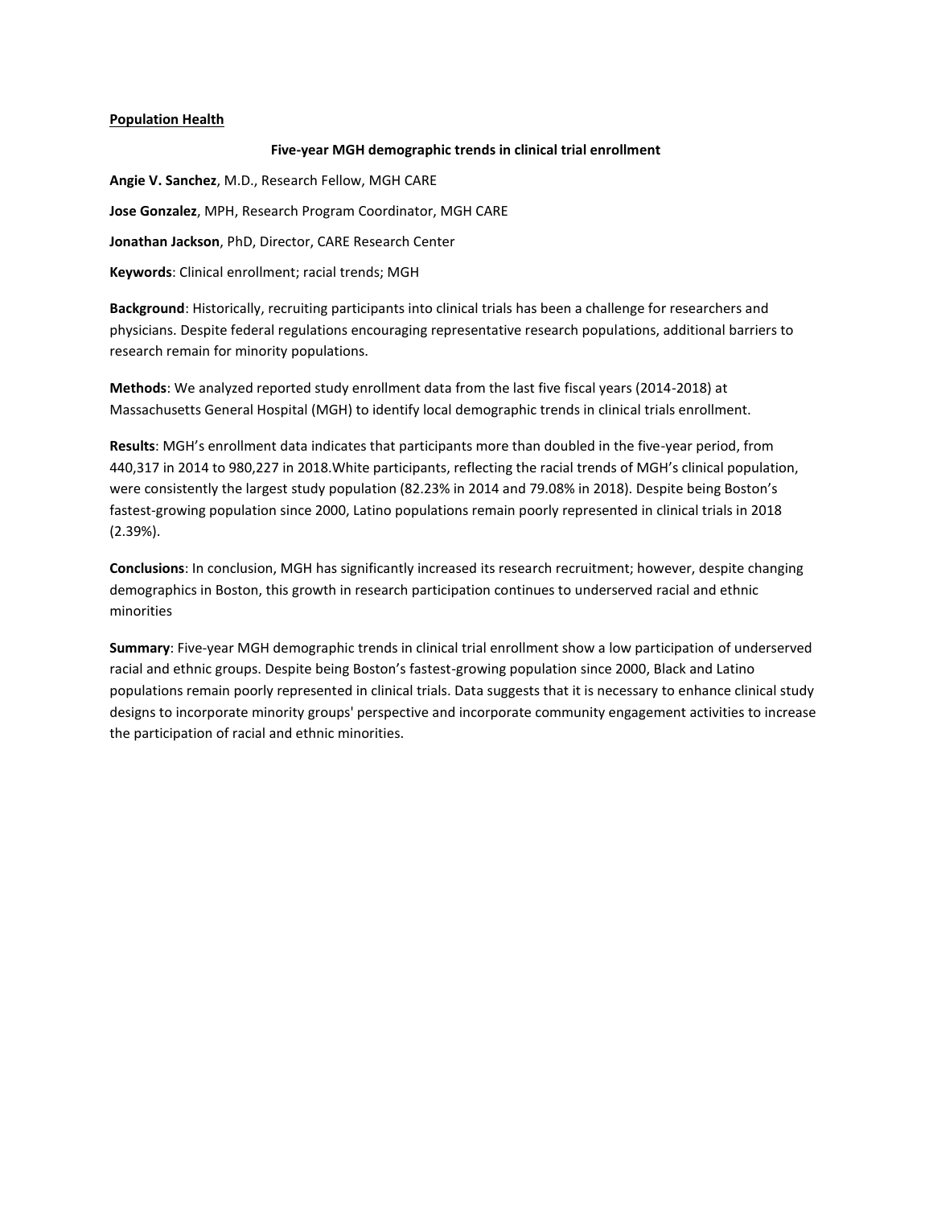**Population Health**

**Five-year MGH demographic trends in clinical trial enrollment**

**Angie V. Sanchez**, M.D., Research Fellow, MGH CARE

**Jose Gonzalez**, MPH, Research Program Coordinator, MGH CARE

**Jonathan Jackson**, PhD, Director, CARE Research Center

**Keywords**: Clinical enrollment; racial trends; MGH

**Background**: Historically, recruiting participants into clinical trials has been a challenge for researchers and physicians. Despite federal regulations encouraging representative research populations, additional barriers to research remain for minority populations.

**Methods**: We analyzed reported study enrollment data from the last five fiscal years (2014-2018) at Massachusetts General Hospital (MGH) to identify local demographic trends in clinical trials enrollment.

**Results**: MGH's enrollment data indicates that participants more than doubled in the five-year period, from 440,317 in 2014 to 980,227 in 2018.White participants, reflecting the racial trends of MGH's clinical population, were consistently the largest study population (82.23% in 2014 and 79.08% in 2018). Despite being Boston's fastest-growing population since 2000, Latino populations remain poorly represented in clinical trials in 2018 (2.39%).

**Conclusions**: In conclusion, MGH has significantly increased its research recruitment; however, despite changing demographics in Boston, this growth in research participation continues to underserved racial and ethnic minorities

**Summary**: Five-year MGH demographic trends in clinical trial enrollment show a low participation of underserved racial and ethnic groups. Despite being Boston's fastest-growing population since 2000, Black and Latino populations remain poorly represented in clinical trials. Data suggests that it is necessary to enhance clinical study designs to incorporate minority groups' perspective and incorporate community engagement activities to increase the participation of racial and ethnic minorities.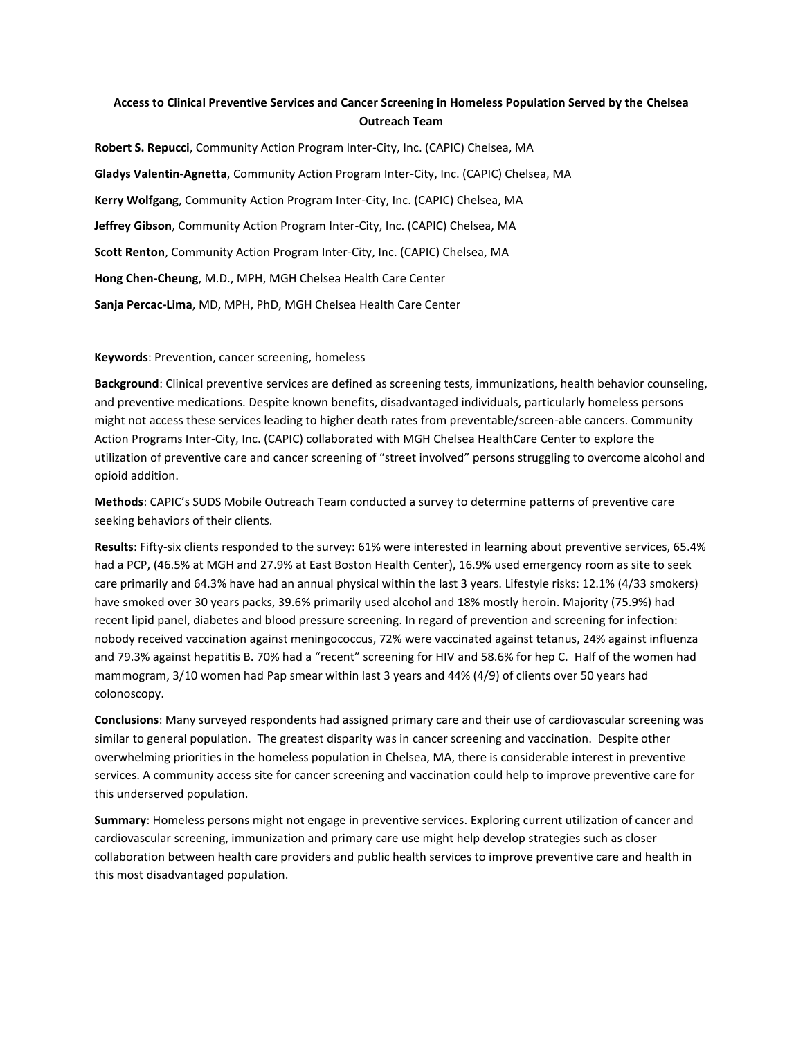**Access to Clinical Preventive Services and Cancer Screening in Homeless Population Served by the Chelsea Outreach Team**

**Robert S. Repucci**, Community Action Program Inter-City, Inc. (CAPIC) Chelsea, MA

**Gladys Valentin-Agnetta**, Community Action Program Inter-City, Inc. (CAPIC) Chelsea, MA

**Kerry Wolfgang**, Community Action Program Inter-City, Inc. (CAPIC) Chelsea, MA

**Jeffrey Gibson**, Community Action Program Inter-City, Inc. (CAPIC) Chelsea, MA

**Scott Renton**, Community Action Program Inter-City, Inc. (CAPIC) Chelsea, MA

**Hong Chen-Cheung**, M.D., MPH, MGH Chelsea Health Care Center

**Sanja Percac-Lima**, MD, MPH, PhD, MGH Chelsea Health Care Center

**Keywords**: Prevention, cancer screening, homeless

**Background**: Clinical preventive services are defined as screening tests, immunizations, health behavior counseling, and preventive medications. Despite known benefits, disadvantaged individuals, particularly homeless persons might not access these services leading to higher death rates from preventable/screen-able cancers. Community Action Programs Inter-City, Inc. (CAPIC) collaborated with MGH Chelsea HealthCare Center to explore the utilization of preventive care and cancer screening of "street involved" persons struggling to overcome alcohol and opioid addition.

**Methods**: CAPIC's SUDS Mobile Outreach Team conducted a survey to determine patterns of preventive care seeking behaviors of their clients.

**Results**: Fifty-six clients responded to the survey: 61% were interested in learning about preventive services, 65.4% had a PCP, (46.5% at MGH and 27.9% at East Boston Health Center), 16.9% used emergency room as site to seek care primarily and 64.3% have had an annual physical within the last 3 years. Lifestyle risks: 12.1% (4/33 smokers) have smoked over 30 years packs, 39.6% primarily used alcohol and 18% mostly heroin. Majority (75.9%) had recent lipid panel, diabetes and blood pressure screening. In regard of prevention and screening for infection: nobody received vaccination against meningococcus, 72% were vaccinated against tetanus, 24% against influenza and 79.3% against hepatitis B. 70% had a "recent" screening for HIV and 58.6% for hep C. Half of the women had mammogram, 3/10 women had Pap smear within last 3 years and 44% (4/9) of clients over 50 years had colonoscopy.

**Conclusions**: Many surveyed respondents had assigned primary care and their use of cardiovascular screening was similar to general population. The greatest disparity was in cancer screening and vaccination. Despite other overwhelming priorities in the homeless population in Chelsea, MA, there is considerable interest in preventive services. A community access site for cancer screening and vaccination could help to improve preventive care for this underserved population.

**Summary**: Homeless persons might not engage in preventive services. Exploring current utilization of cancer and cardiovascular screening, immunization and primary care use might help develop strategies such as closer collaboration between health care providers and public health services to improve preventive care and health in this most disadvantaged population.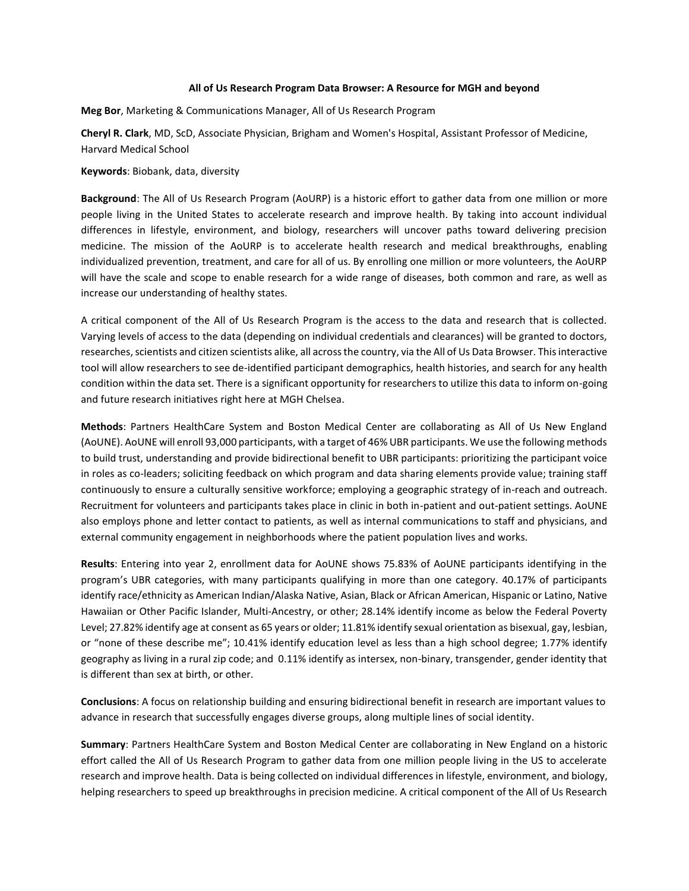**All of Us Research Program Data Browser: A Resource for MGH and beyond**

**Meg Bor**, Marketing & Communications Manager, All of Us Research Program

**Cheryl R. Clark**, MD, ScD, Associate Physician, Brigham and Women's Hospital, Assistant Professor of Medicine, Harvard Medical School

**Keywords**: Biobank, data, diversity

**Background**: The All of Us Research Program (AoURP) is a historic effort to gather data from one million or more people living in the United States to accelerate research and improve health. By taking into account individual differences in lifestyle, environment, and biology, researchers will uncover paths toward delivering precision medicine. The mission of the AoURP is to accelerate health research and medical breakthroughs, enabling individualized prevention, treatment, and care for all of us. By enrolling one million or more volunteers, the AoURP will have the scale and scope to enable research for a wide range of diseases, both common and rare, as well as increase our understanding of healthy states.

A critical component of the All of Us Research Program is the access to the data and research that is collected. Varying levels of access to the data (depending on individual credentials and clearances) will be granted to doctors, researches, scientists and citizen scientists alike, all across the country, via the All of Us Data Browser. This interactive tool will allow researchers to see de-identified participant demographics, health histories, and search for any health condition within the data set. There is a significant opportunity for researchers to utilize this data to inform on-going and future research initiatives right here at MGH Chelsea.

**Methods**: Partners HealthCare System and Boston Medical Center are collaborating as All of Us New England (AoUNE). AoUNE will enroll 93,000 participants, with a target of 46% UBR participants. We use the following methods to build trust, understanding and provide bidirectional benefit to UBR participants: prioritizing the participant voice in roles as co-leaders; soliciting feedback on which program and data sharing elements provide value; training staff continuously to ensure a culturally sensitive workforce; employing a geographic strategy of in-reach and outreach. Recruitment for volunteers and participants takes place in clinic in both in-patient and out-patient settings. AoUNE also employs phone and letter contact to patients, as well as internal communications to staff and physicians, and external community engagement in neighborhoods where the patient population lives and works.

**Results**: Entering into year 2, enrollment data for AoUNE shows 75.83% of AoUNE participants identifying in the program's UBR categories, with many participants qualifying in more than one category. 40.17% of participants identify race/ethnicity as American Indian/Alaska Native, Asian, Black or African American, Hispanic or Latino, Native Hawaiian or Other Pacific Islander, Multi-Ancestry, or other; 28.14% identify income as below the Federal Poverty Level; 27.82% identify age at consent as 65 years or older; 11.81% identify sexual orientation as bisexual, gay, lesbian, or "none of these describe me"; 10.41% identify education level as less than a high school degree; 1.77% identify geography as living in a rural zip code; and 0.11% identify as intersex, non-binary, transgender, gender identity that is different than sex at birth, or other.

**Conclusions**: A focus on relationship building and ensuring bidirectional benefit in research are important values to advance in research that successfully engages diverse groups, along multiple lines of social identity.

**Summary**: Partners HealthCare System and Boston Medical Center are collaborating in New England on a historic effort called the All of Us Research Program to gather data from one million people living in the US to accelerate research and improve health. Data is being collected on individual differences in lifestyle, environment, and biology, helping researchers to speed up breakthroughs in precision medicine. A critical component of the All of Us Research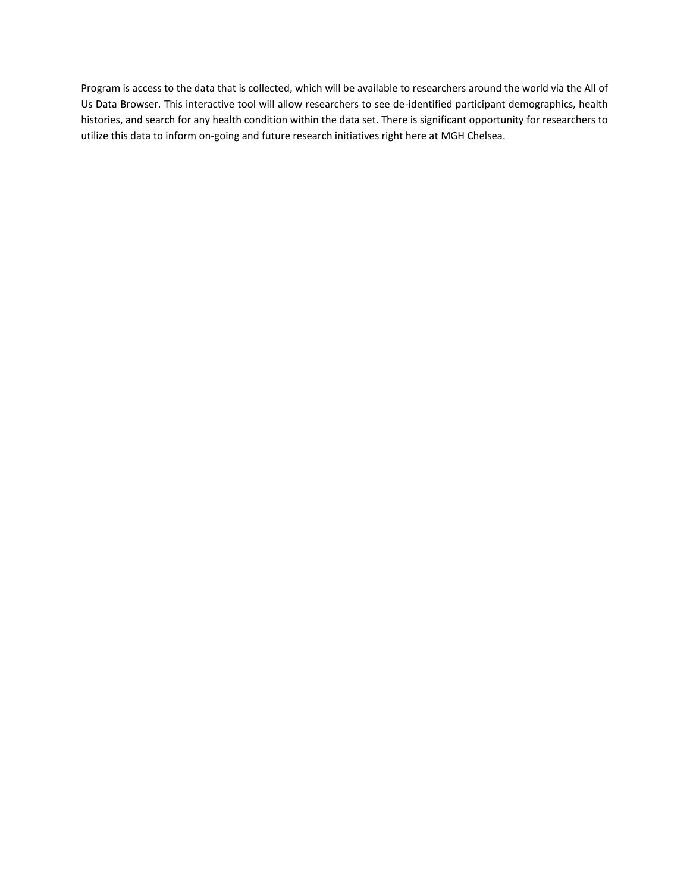Program is access to the data that is collected, which will be available to researchers around the world via the All of Us Data Browser. This interactive tool will allow researchers to see de-identified participant demographics, health histories, and search for any health condition within the data set. There is significant opportunity for researchers to utilize this data to inform on-going and future research initiatives right here at MGH Chelsea.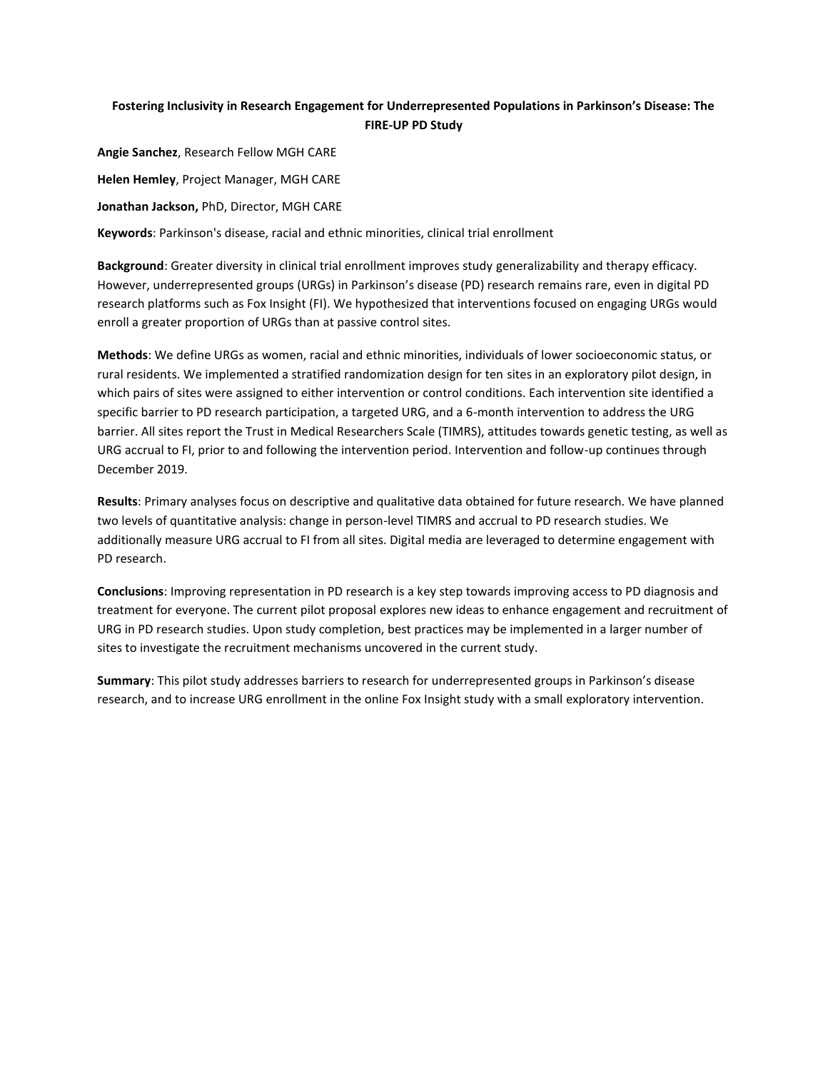**Fostering Inclusivity in Research Engagement for Underrepresented Populations in Parkinson's Disease: The FIRE-UP PD Study**

**Angie Sanchez**, Research Fellow MGH CARE

**Helen Hemley**, Project Manager, MGH CARE

**Jonathan Jackson,** PhD, Director, MGH CARE

**Keywords**: Parkinson's disease, racial and ethnic minorities, clinical trial enrollment

**Background**: Greater diversity in clinical trial enrollment improves study generalizability and therapy efficacy. However, underrepresented groups (URGs) in Parkinson's disease (PD) research remains rare, even in digital PD research platforms such as Fox Insight (FI). We hypothesized that interventions focused on engaging URGs would enroll a greater proportion of URGs than at passive control sites.

**Methods**: We define URGs as women, racial and ethnic minorities, individuals of lower socioeconomic status, or rural residents. We implemented a stratified randomization design for ten sites in an exploratory pilot design, in which pairs of sites were assigned to either intervention or control conditions. Each intervention site identified a specific barrier to PD research participation, a targeted URG, and a 6-month intervention to address the URG barrier. All sites report the Trust in Medical Researchers Scale (TIMRS), attitudes towards genetic testing, as well as URG accrual to FI, prior to and following the intervention period. Intervention and follow-up continues through December 2019.

**Results**: Primary analyses focus on descriptive and qualitative data obtained for future research. We have planned two levels of quantitative analysis: change in person-level TIMRS and accrual to PD research studies. We additionally measure URG accrual to FI from all sites. Digital media are leveraged to determine engagement with PD research.

**Conclusions**: Improving representation in PD research is a key step towards improving access to PD diagnosis and treatment for everyone. The current pilot proposal explores new ideas to enhance engagement and recruitment of URG in PD research studies. Upon study completion, best practices may be implemented in a larger number of sites to investigate the recruitment mechanisms uncovered in the current study.

**Summary**: This pilot study addresses barriers to research for underrepresented groups in Parkinson's disease research, and to increase URG enrollment in the online Fox Insight study with a small exploratory intervention.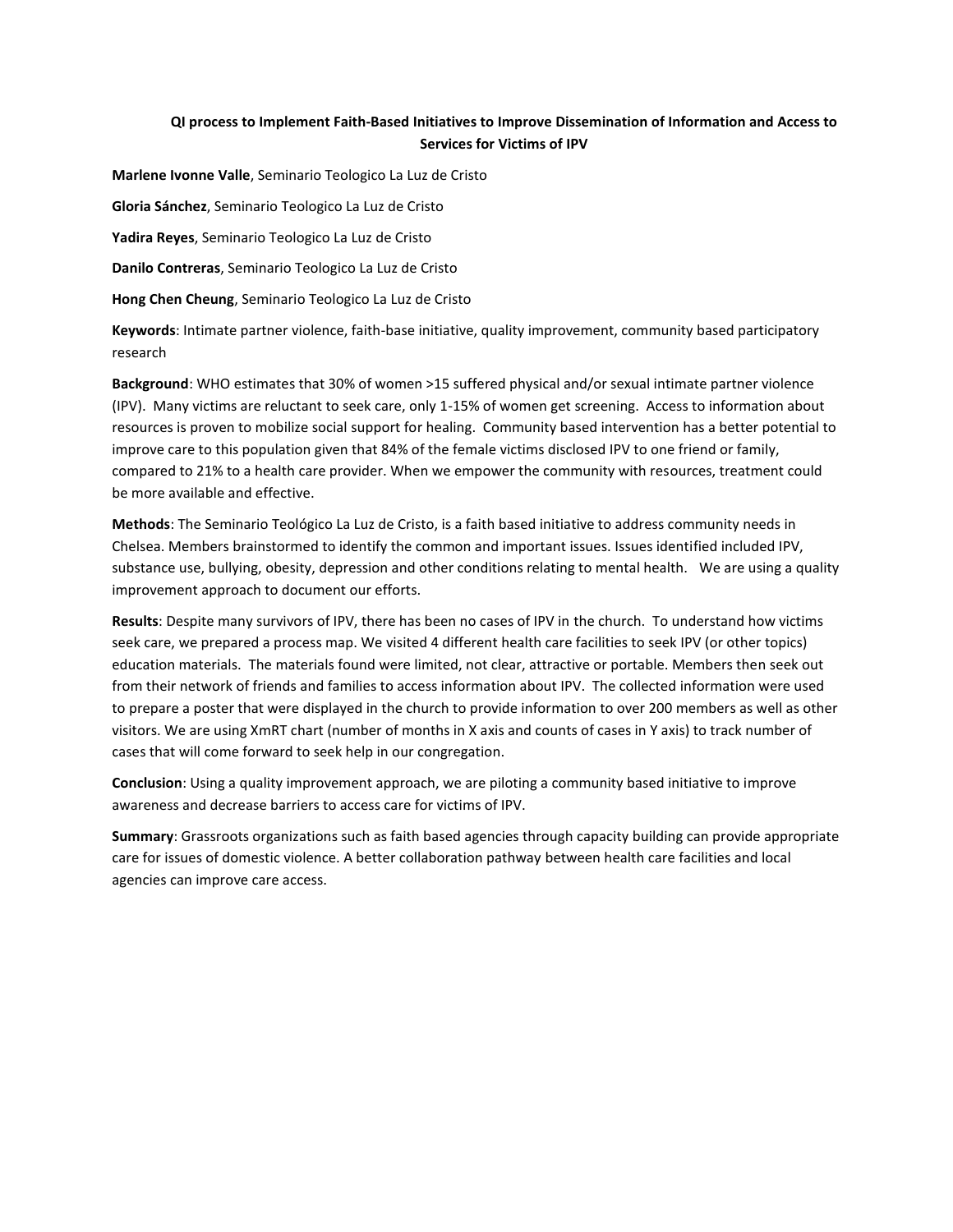## QI process to Implement Faith-Based Initiatives to Improve Dissemination of Information and Access to Services for Victims of IPV

**Marlene Ivonne Valle**, Seminario Teologico La Luz de Cristo

**Gloria Sánchez**, Seminario Teologico La Luz de Cristo

**Yadira Reyes**, Seminario Teologico La Luz de Cristo

**Danilo Contreras**, Seminario Teologico La Luz de Cristo

**Hong Chen Cheung**, Seminario Teologico La Luz de Cristo

**Keywords**: Intimate partner violence, faith-base initiative, quality improvement, community based participatory research

**Background**: WHO estimates that 30% of women >15 suffered physical and/or sexual intimate partner violence (IPV). Many victims are reluctant to seek care, only 1-15% of women get screening. Access to information about resources is proven to mobilize social support for healing. Community based intervention has a better potential to improve care to this population given that 84% of the female victims disclosed IPV to one friend or family, compared to 21% to a health care provider. When we empower the community with resources, treatment could be more available and effective.

**Methods**: The Seminario Teológico La Luz de Cristo, is a faith based initiative to address community needs in Chelsea. Members brainstormed to identify the common and important issues. Issues identified included IPV, substance use, bullying, obesity, depression and other conditions relating to mental health. We are using a quality improvement approach to document our efforts.

**Results**: Despite many survivors of IPV, there has been no cases of IPV in the church. To understand how victims seek care, we prepared a process map. We visited 4 different health care facilities to seek IPV (or other topics) education materials. The materials found were limited, not clear, attractive or portable. Members then seek out from their network of friends and families to access information about IPV. The collected information were used to prepare a poster that were displayed in the church to provide information to over 200 members as well as other visitors. We are using XmRT chart (number of months in X axis and counts of cases in Y axis) to track number of cases that will come forward to seek help in our congregation.

**Conclusion**: Using a quality improvement approach, we are piloting a community based initiative to improve awareness and decrease barriers to access care for victims of IPV.

**Summary**: Grassroots organizations such as faith based agencies through capacity building can provide appropriate care for issues of domestic violence. A better collaboration pathway between health care facilities and local agencies can improve care access.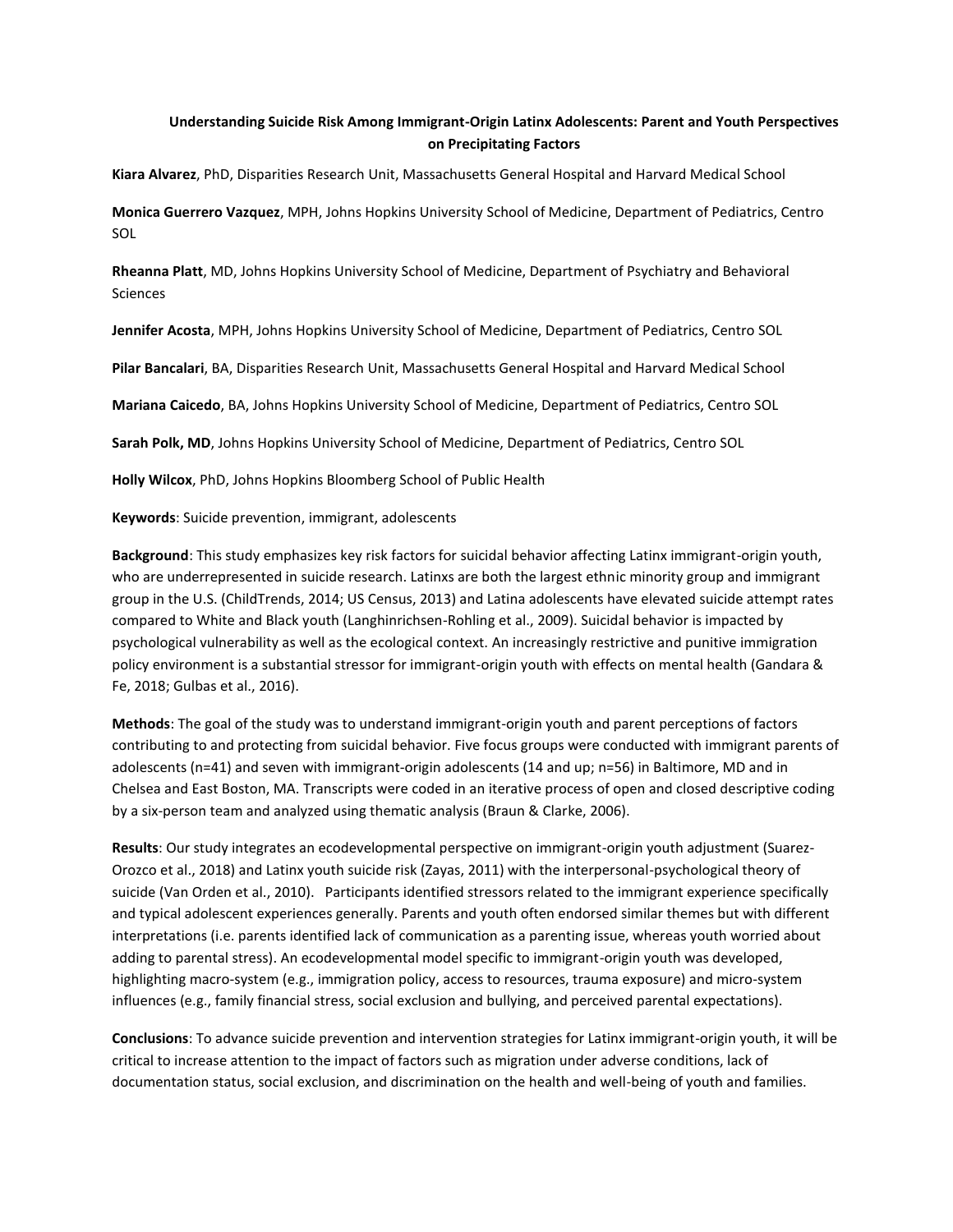## Understanding Suicide Risk Among Immigrant-Origin Latinx Adolescents: Parent and Youth Perspectives on Precipitating Factors

**Kiara Alvarez**, PhD, Disparities Research Unit, Massachusetts General Hospital and Harvard Medical School

**Monica Guerrero Vazquez**, MPH, Johns Hopkins University School of Medicine, Department of Pediatrics, Centro SOL

**Rheanna Platt**, MD, Johns Hopkins University School of Medicine, Department of Psychiatry and Behavioral Sciences

**Jennifer Acosta**, MPH, Johns Hopkins University School of Medicine, Department of Pediatrics, Centro SOL

**Pilar Bancalari**, BA, Disparities Research Unit, Massachusetts General Hospital and Harvard Medical School

**Mariana Caicedo**, BA, Johns Hopkins University School of Medicine, Department of Pediatrics, Centro SOL

**Sarah Polk, MD**, Johns Hopkins University School of Medicine, Department of Pediatrics, Centro SOL

**Holly Wilcox**, PhD, Johns Hopkins Bloomberg School of Public Health

**Keywords**: Suicide prevention, immigrant, adolescents

**Background**: This study emphasizes key risk factors for suicidal behavior affecting Latinx immigrant-origin youth, who are underrepresented in suicide research. Latinxs are both the largest ethnic minority group and immigrant group in the U.S. (ChildTrends, 2014; US Census, 2013) and Latina adolescents have elevated suicide attempt rates compared to White and Black youth (Langhinrichsen-Rohling et al., 2009). Suicidal behavior is impacted by psychological vulnerability as well as the ecological context. An increasingly restrictive and punitive immigration policy environment is a substantial stressor for immigrant-origin youth with effects on mental health (Gandara & Fe, 2018; Gulbas et al., 2016).

**Methods**: The goal of the study was to understand immigrant-origin youth and parent perceptions of factors contributing to and protecting from suicidal behavior. Five focus groups were conducted with immigrant parents of adolescents (n=41) and seven with immigrant-origin adolescents (14 and up; n=56) in Baltimore, MD and in Chelsea and East Boston, MA. Transcripts were coded in an iterative process of open and closed descriptive coding by a six-person team and analyzed using thematic analysis (Braun & Clarke, 2006).

**Results**: Our study integrates an ecodevelopmental perspective on immigrant-origin youth adjustment (Suarez-Orozco et al., 2018) and Latinx youth suicide risk (Zayas, 2011) with the interpersonal-psychological theory of suicide (Van Orden et al., 2010). Participants identified stressors related to the immigrant experience specifically and typical adolescent experiences generally. Parents and youth often endorsed similar themes but with different interpretations (i.e. parents identified lack of communication as a parenting issue, whereas youth worried about adding to parental stress). An ecodevelopmental model specific to immigrant-origin youth was developed, highlighting macro-system (e.g., immigration policy, access to resources, trauma exposure) and micro-system influences (e.g., family financial stress, social exclusion and bullying, and perceived parental expectations).

**Conclusions**: To advance suicide prevention and intervention strategies for Latinx immigrant-origin youth, it will be critical to increase attention to the impact of factors such as migration under adverse conditions, lack of documentation status, social exclusion, and discrimination on the health and well-being of youth and families.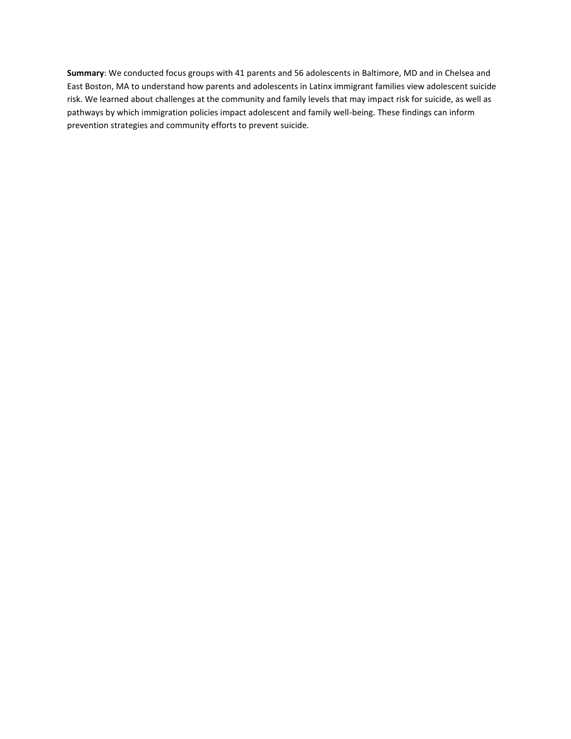**Summary**: We conducted focus groups with 41 parents and 56 adolescents in Baltimore, MD and in Chelsea and East Boston, MA to understand how parents and adolescents in Latinx immigrant families view adolescent suicide risk. We learned about challenges at the community and family levels that may impact risk for suicide, as well as pathways by which immigration policies impact adolescent and family well-being. These findings can inform prevention strategies and community efforts to prevent suicide.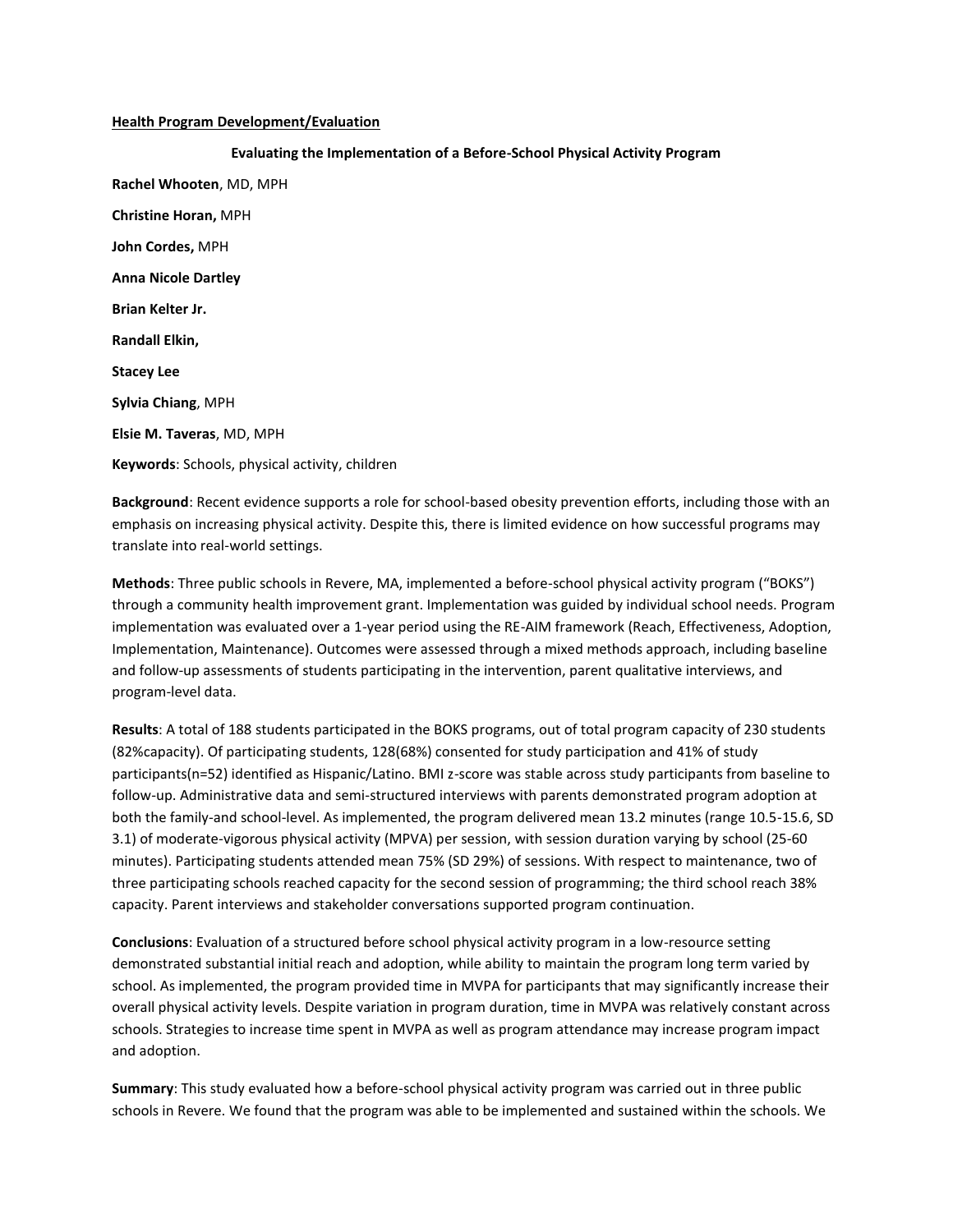**Health Program Development/Evaluation**

**Evaluating the Implementation of a Before-School Physical Activity Program**

**Rachel Whooten**, MD, MPH

**Christine Horan,** MPH

**John Cordes,** MPH

**Anna Nicole Dartley**

**Brian Kelter Jr.**

**Randall Elkin,**

**Stacey Lee**

**Sylvia Chiang**, MPH

**Elsie M. Taveras**, MD, MPH

**Keywords**: Schools, physical activity, children

**Background**: Recent evidence supports a role for school-based obesity prevention efforts, including those with an emphasis on increasing physical activity. Despite this, there is limited evidence on how successful programs may translate into real-world settings.

**Methods**: Three public schools in Revere, MA, implemented a before-school physical activity program ("BOKS") through a community health improvement grant. Implementation was guided by individual school needs. Program implementation was evaluated over a 1-year period using the RE-AIM framework (Reach, Effectiveness, Adoption, Implementation, Maintenance). Outcomes were assessed through a mixed methods approach, including baseline and follow-up assessments of students participating in the intervention, parent qualitative interviews, and program-level data.

**Results**: A total of 188 students participated in the BOKS programs, out of total program capacity of 230 students (82%capacity). Of participating students, 128(68%) consented for study participation and 41% of study participants(n=52) identified as Hispanic/Latino. BMI z-score was stable across study participants from baseline to follow-up. Administrative data and semi-structured interviews with parents demonstrated program adoption at both the family-and school-level. As implemented, the program delivered mean 13.2 minutes (range 10.5-15.6, SD 3.1) of moderate-vigorous physical activity (MPVA) per session, with session duration varying by school (25-60 minutes). Participating students attended mean 75% (SD 29%) of sessions. With respect to maintenance, two of three participating schools reached capacity for the second session of programming; the third school reach 38% capacity. Parent interviews and stakeholder conversations supported program continuation.

**Conclusions**: Evaluation of a structured before school physical activity program in a low-resource setting demonstrated substantial initial reach and adoption, while ability to maintain the program long term varied by school. As implemented, the program provided time in MVPA for participants that may significantly increase their overall physical activity levels. Despite variation in program duration, time in MVPA was relatively constant across schools. Strategies to increase time spent in MVPA as well as program attendance may increase program impact and adoption.

**Summary**: This study evaluated how a before-school physical activity program was carried out in three public schools in Revere. We found that the program was able to be implemented and sustained within the schools. We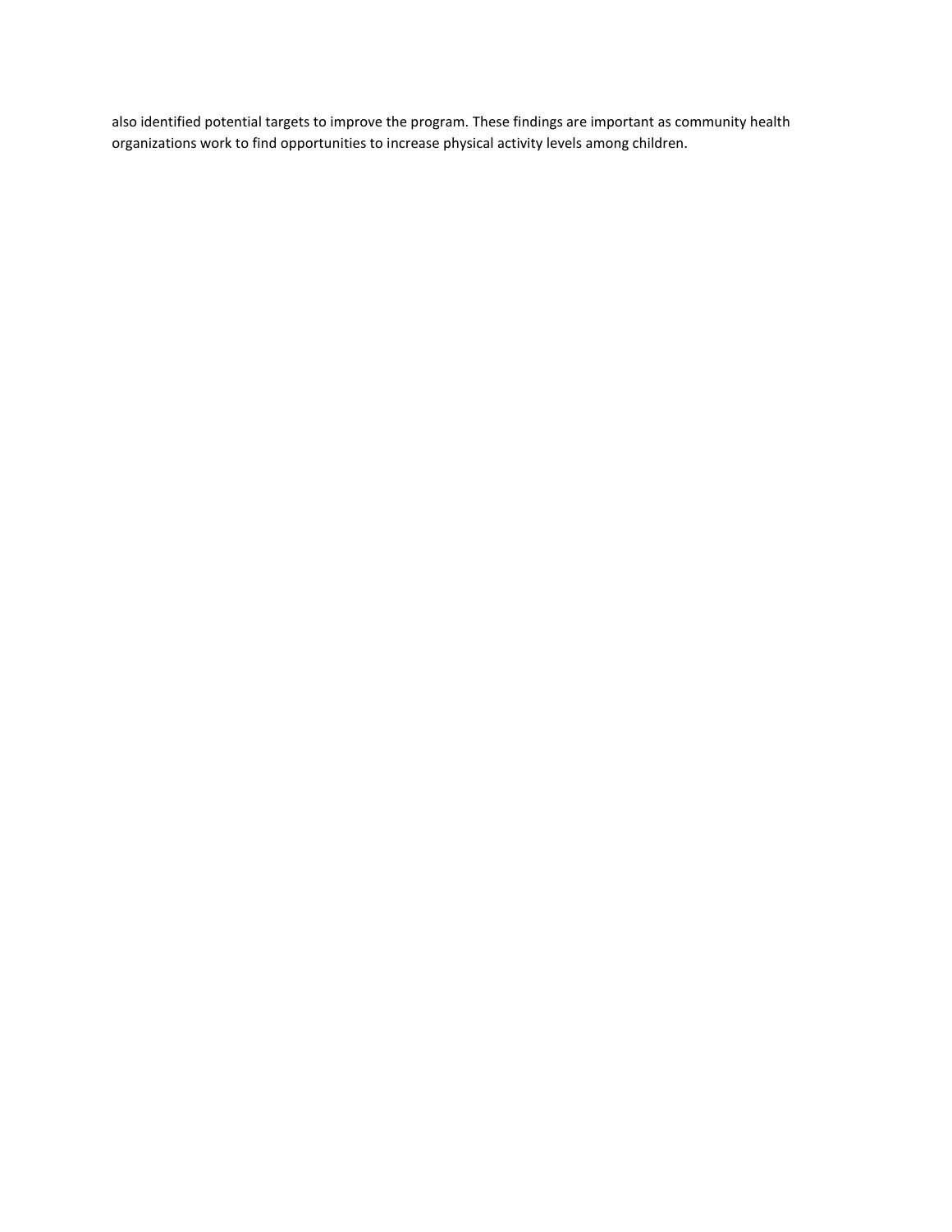also identified potential targets to improve the program. These findings are important as community health organizations work to find opportunities to increase physical activity levels among children.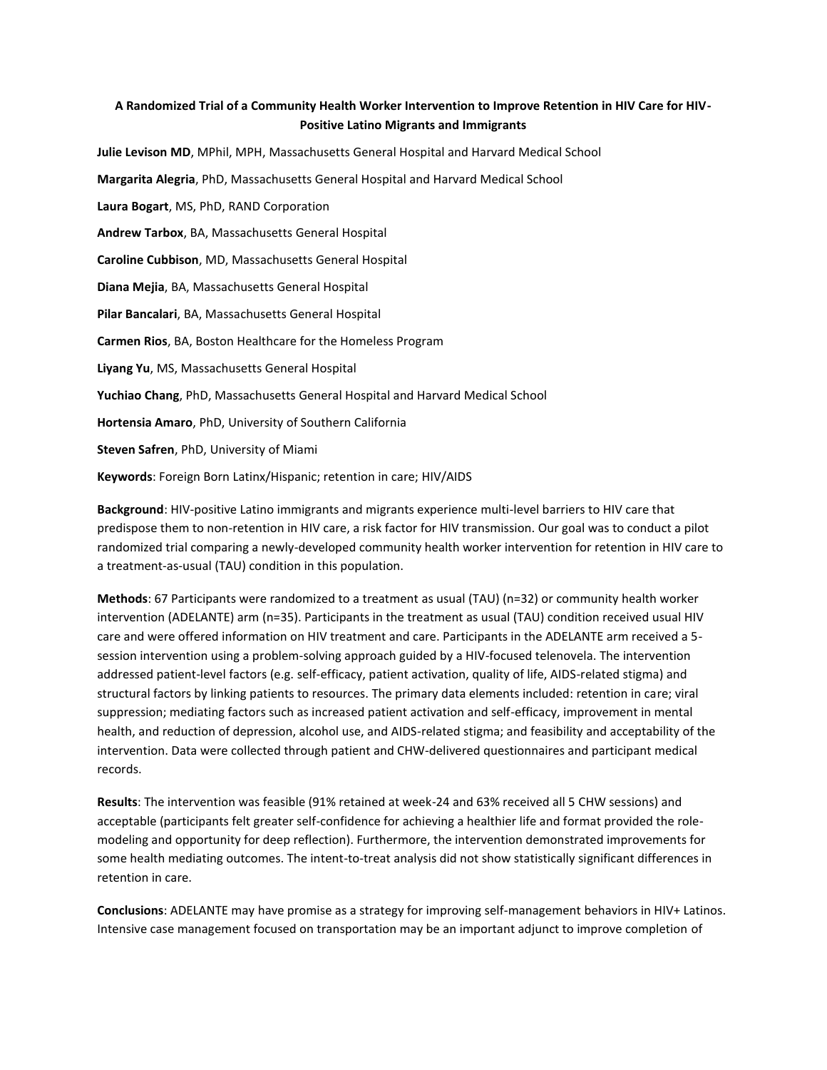**A Randomized Trial of a Community Health Worker Intervention to Improve Retention in HIV Care for HIV-Positive Latino Migrants and Immigrants**

**Julie Levison MD**, MPhil, MPH, Massachusetts General Hospital and Harvard Medical School

**Margarita Alegria**, PhD, Massachusetts General Hospital and Harvard Medical School

**Laura Bogart**, MS, PhD, RAND Corporation

**Andrew Tarbox**, BA, Massachusetts General Hospital

**Caroline Cubbison**, MD, Massachusetts General Hospital

**Diana Mejia**, BA, Massachusetts General Hospital

**Pilar Bancalari**, BA, Massachusetts General Hospital

**Carmen Rios**, BA, Boston Healthcare for the Homeless Program

**Liyang Yu**, MS, Massachusetts General Hospital

**Yuchiao Chang**, PhD, Massachusetts General Hospital and Harvard Medical School

**Hortensia Amaro**, PhD, University of Southern California

**Steven Safren**, PhD, University of Miami

**Keywords**: Foreign Born Latinx/Hispanic; retention in care; HIV/AIDS

**Background**: HIV-positive Latino immigrants and migrants experience multi-level barriers to HIV care that predispose them to non-retention in HIV care, a risk factor for HIV transmission. Our goal was to conduct a pilot randomized trial comparing a newly-developed community health worker intervention for retention in HIV care to a treatment-as-usual (TAU) condition in this population.

**Methods**: 67 Participants were randomized to a treatment as usual (TAU) (n=32) or community health worker intervention (ADELANTE) arm (n=35). Participants in the treatment as usual (TAU) condition received usual HIV care and were offered information on HIV treatment and care. Participants in the ADELANTE arm received a 5-session intervention using a problem-solving approach guided by a HIV-focused telenovela. The intervention addressed patient-level factors (e.g. self-efficacy, patient activation, quality of life, AIDS-related stigma) and structural factors by linking patients to resources. The primary data elements included: retention in care; viral suppression; mediating factors such as increased patient activation and self-efficacy, improvement in mental health, and reduction of depression, alcohol use, and AIDS-related stigma; and feasibility and acceptability of the intervention. Data were collected through patient and CHW-delivered questionnaires and participant medical records.

**Results**: The intervention was feasible (91% retained at week-24 and 63% received all 5 CHW sessions) and acceptable (participants felt greater self-confidence for achieving a healthier life and format provided the role-modeling and opportunity for deep reflection). Furthermore, the intervention demonstrated improvements for some health mediating outcomes. The intent-to-treat analysis did not show statistically significant differences in retention in care.

**Conclusions**: ADELANTE may have promise as a strategy for improving self-management behaviors in HIV+ Latinos. Intensive case management focused on transportation may be an important adjunct to improve completion of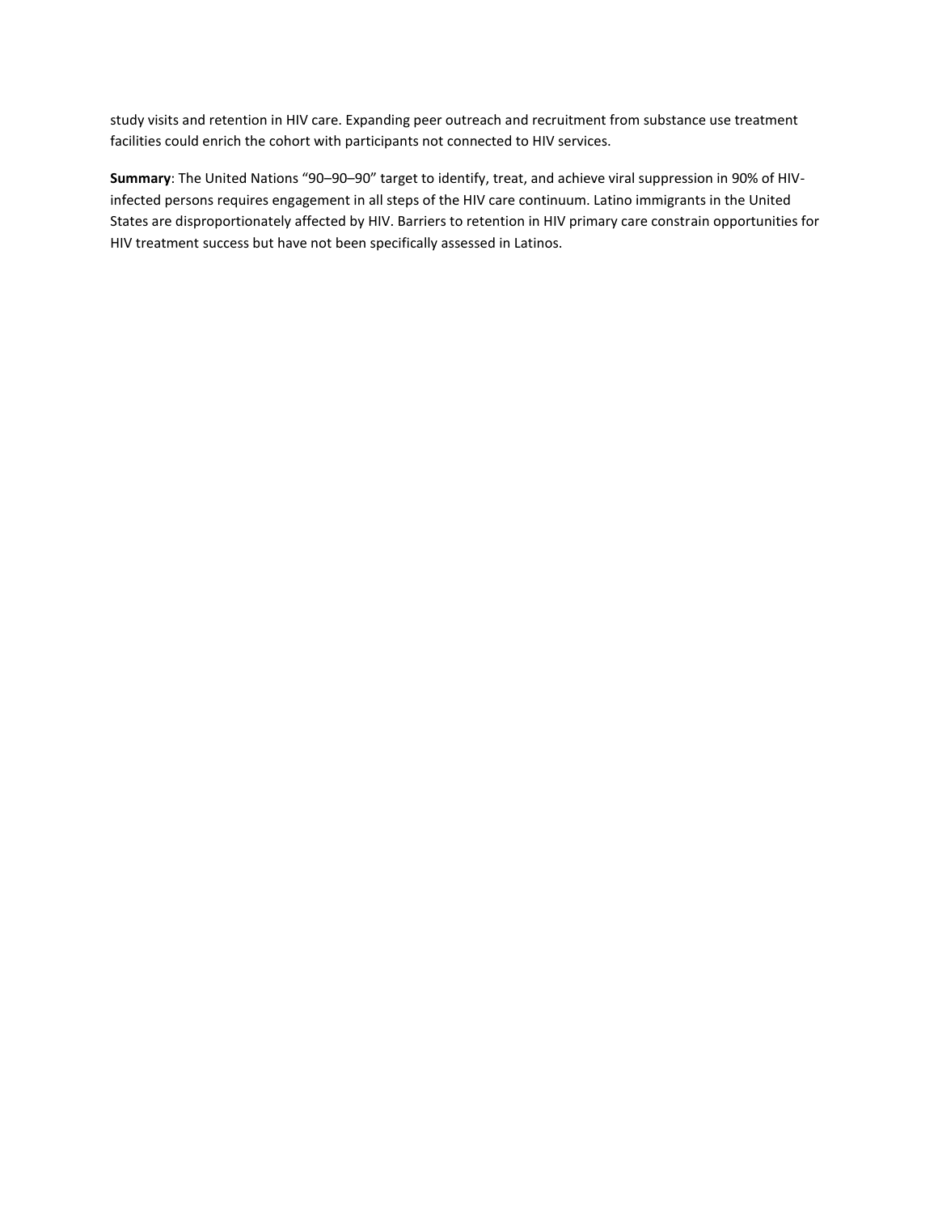study visits and retention in HIV care. Expanding peer outreach and recruitment from substance use treatment facilities could enrich the cohort with participants not connected to HIV services.

**Summary**: The United Nations "90–90–90" target to identify, treat, and achieve viral suppression in 90% of HIV-infected persons requires engagement in all steps of the HIV care continuum. Latino immigrants in the United States are disproportionately affected by HIV. Barriers to retention in HIV primary care constrain opportunities for HIV treatment success but have not been specifically assessed in Latinos.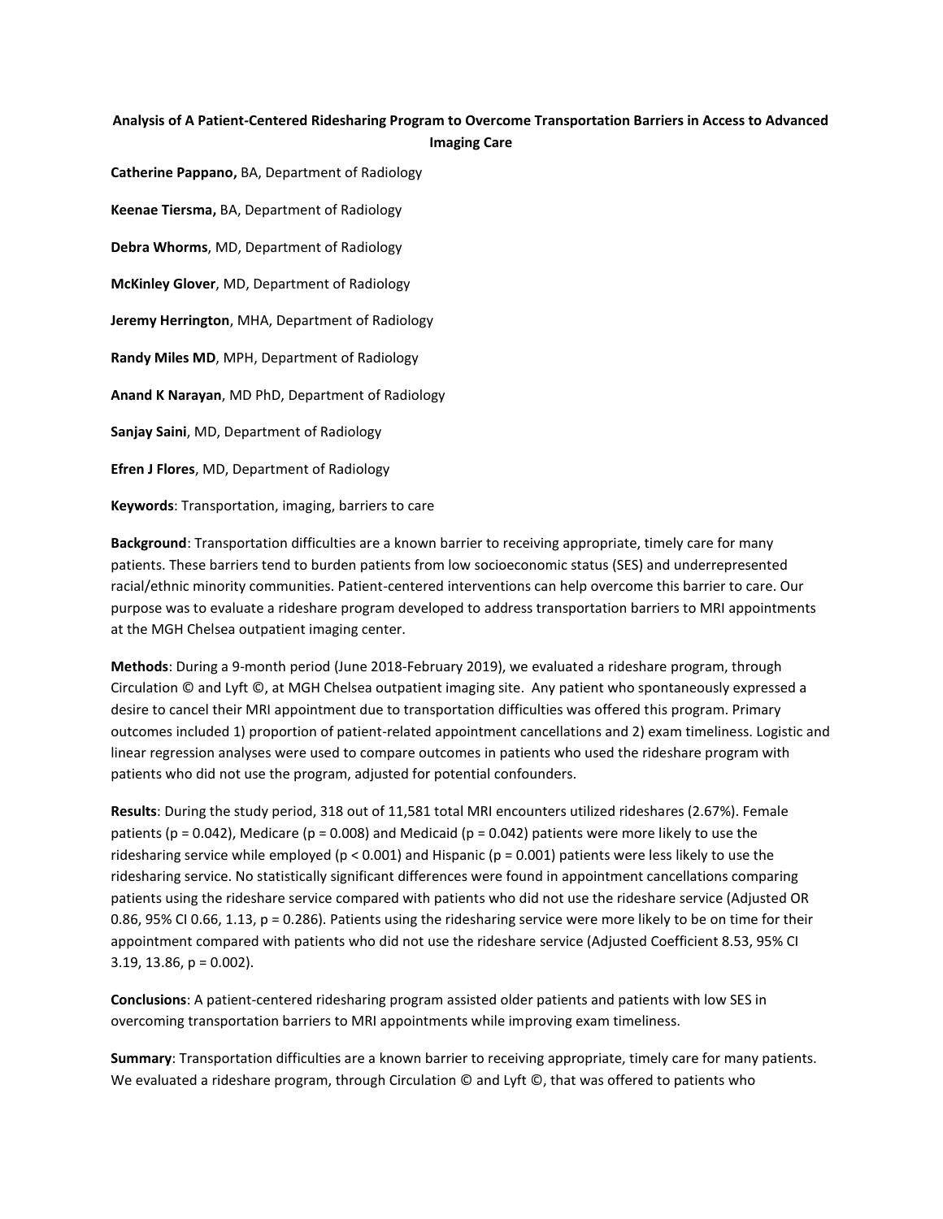**Analysis of A Patient-Centered Ridesharing Program to Overcome Transportation Barriers in Access to Advanced Imaging Care**

**Catherine Pappano,** BA, Department of Radiology

**Keenae Tiersma,** BA, Department of Radiology

**Debra Whorms**, MD, Department of Radiology

**McKinley Glover**, MD, Department of Radiology

**Jeremy Herrington**, MHA, Department of Radiology

**Randy Miles MD**, MPH, Department of Radiology

**Anand K Narayan**, MD PhD, Department of Radiology

**Sanjay Saini**, MD, Department of Radiology

**Efren J Flores**, MD, Department of Radiology

**Keywords**: Transportation, imaging, barriers to care

**Background**: Transportation difficulties are a known barrier to receiving appropriate, timely care for many patients. These barriers tend to burden patients from low socioeconomic status (SES) and underrepresented racial/ethnic minority communities. Patient-centered interventions can help overcome this barrier to care. Our purpose was to evaluate a rideshare program developed to address transportation barriers to MRI appointments at the MGH Chelsea outpatient imaging center.

**Methods**: During a 9-month period (June 2018-February 2019), we evaluated a rideshare program, through Circulation © and Lyft ©, at MGH Chelsea outpatient imaging site. Any patient who spontaneously expressed a desire to cancel their MRI appointment due to transportation difficulties was offered this program. Primary outcomes included 1) proportion of patient-related appointment cancellations and 2) exam timeliness. Logistic and linear regression analyses were used to compare outcomes in patients who used the rideshare program with patients who did not use the program, adjusted for potential confounders.

**Results**: During the study period, 318 out of 11,581 total MRI encounters utilized rideshares (2.67%). Female patients ($p = 0.042$), Medicare ($p = 0.008$) and Medicaid ($p = 0.042$) patients were more likely to use the ridesharing service while employed ($p < 0.001$) and Hispanic ($p = 0.001$) patients were less likely to use the ridesharing service. No statistically significant differences were found in appointment cancellations comparing patients using the rideshare service compared with patients who did not use the rideshare service (Adjusted OR 0.86, 95% CI 0.66, 1.13, $p = 0.286$). Patients using the ridesharing service were more likely to be on time for their appointment compared with patients who did not use the rideshare service (Adjusted Coefficient 8.53, 95% CI 3.19, 13.86, $p = 0.002$).

**Conclusions**: A patient-centered ridesharing program assisted older patients and patients with low SES in overcoming transportation barriers to MRI appointments while improving exam timeliness.

**Summary**: Transportation difficulties are a known barrier to receiving appropriate, timely care for many patients. We evaluated a rideshare program, through Circulation © and Lyft ©, that was offered to patients who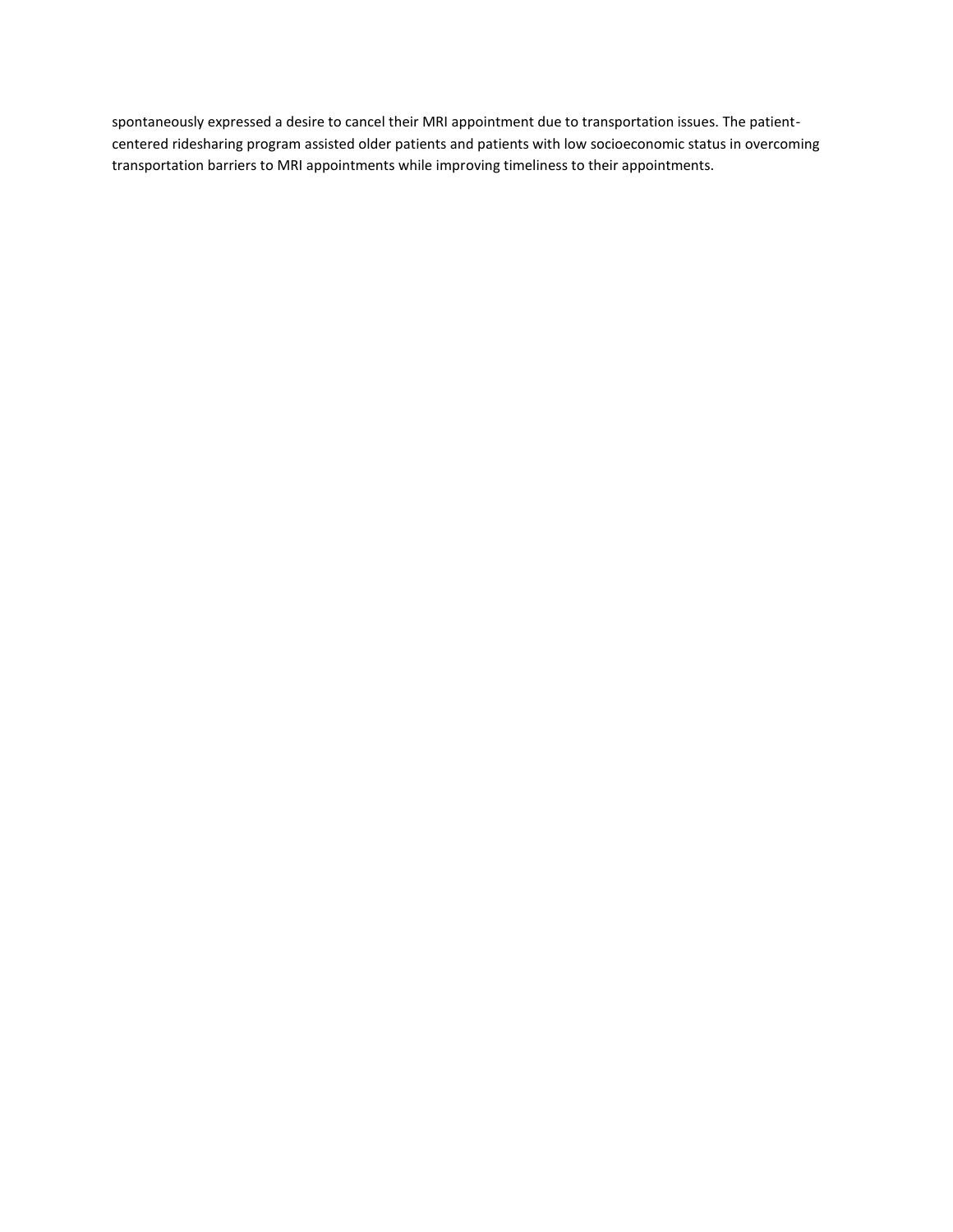spontaneously expressed a desire to cancel their MRI appointment due to transportation issues. The patient-centered ridesharing program assisted older patients and patients with low socioeconomic status in overcoming transportation barriers to MRI appointments while improving timeliness to their appointments.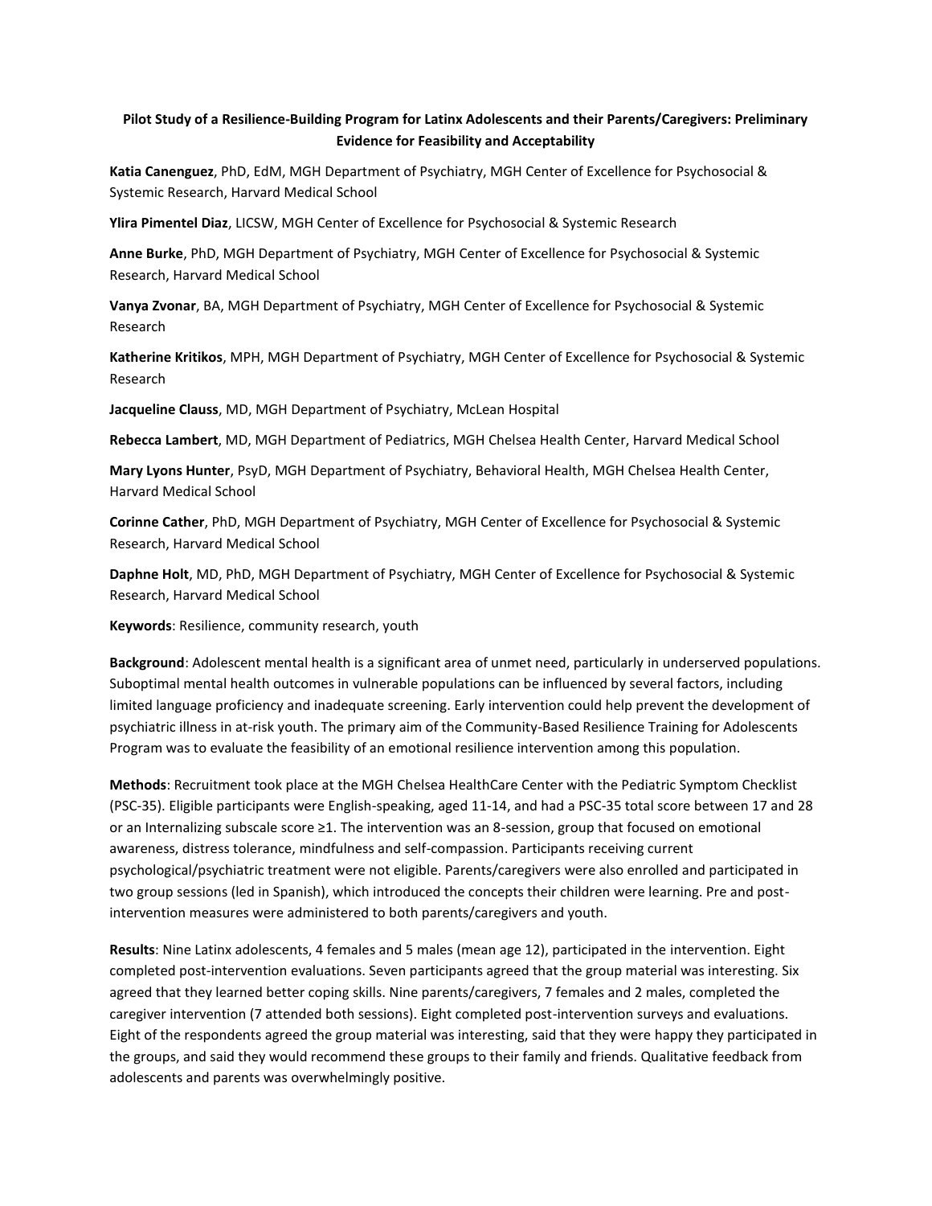**Pilot Study of a Resilience-Building Program for Latinx Adolescents and their Parents/Caregivers: Preliminary Evidence for Feasibility and Acceptability**

**Katia Canenguez**, PhD, EdM, MGH Department of Psychiatry, MGH Center of Excellence for Psychosocial & Systemic Research, Harvard Medical School

**Ylira Pimentel Diaz**, LICSW, MGH Center of Excellence for Psychosocial & Systemic Research

**Anne Burke**, PhD, MGH Department of Psychiatry, MGH Center of Excellence for Psychosocial & Systemic Research, Harvard Medical School

**Vanya Zvonar**, BA, MGH Department of Psychiatry, MGH Center of Excellence for Psychosocial & Systemic Research

**Katherine Kritikos**, MPH, MGH Department of Psychiatry, MGH Center of Excellence for Psychosocial & Systemic Research

**Jacqueline Clauss**, MD, MGH Department of Psychiatry, McLean Hospital

**Rebecca Lambert**, MD, MGH Department of Pediatrics, MGH Chelsea Health Center, Harvard Medical School

**Mary Lyons Hunter**, PsyD, MGH Department of Psychiatry, Behavioral Health, MGH Chelsea Health Center, Harvard Medical School

**Corinne Cather**, PhD, MGH Department of Psychiatry, MGH Center of Excellence for Psychosocial & Systemic Research, Harvard Medical School

**Daphne Holt**, MD, PhD, MGH Department of Psychiatry, MGH Center of Excellence for Psychosocial & Systemic Research, Harvard Medical School

**Keywords**: Resilience, community research, youth

**Background**: Adolescent mental health is a significant area of unmet need, particularly in underserved populations. Suboptimal mental health outcomes in vulnerable populations can be influenced by several factors, including limited language proficiency and inadequate screening. Early intervention could help prevent the development of psychiatric illness in at-risk youth. The primary aim of the Community-Based Resilience Training for Adolescents Program was to evaluate the feasibility of an emotional resilience intervention among this population.

**Methods**: Recruitment took place at the MGH Chelsea HealthCare Center with the Pediatric Symptom Checklist (PSC-35). Eligible participants were English-speaking, aged 11-14, and had a PSC-35 total score between 17 and 28 or an Internalizing subscale score ≥1. The intervention was an 8-session, group that focused on emotional awareness, distress tolerance, mindfulness and self-compassion. Participants receiving current psychological/psychiatric treatment were not eligible. Parents/caregivers were also enrolled and participated in two group sessions (led in Spanish), which introduced the concepts their children were learning. Pre and post-intervention measures were administered to both parents/caregivers and youth.

**Results**: Nine Latinx adolescents, 4 females and 5 males (mean age 12), participated in the intervention. Eight completed post-intervention evaluations. Seven participants agreed that the group material was interesting. Six agreed that they learned better coping skills. Nine parents/caregivers, 7 females and 2 males, completed the caregiver intervention (7 attended both sessions). Eight completed post-intervention surveys and evaluations. Eight of the respondents agreed the group material was interesting, said that they were happy they participated in the groups, and said they would recommend these groups to their family and friends. Qualitative feedback from adolescents and parents was overwhelmingly positive.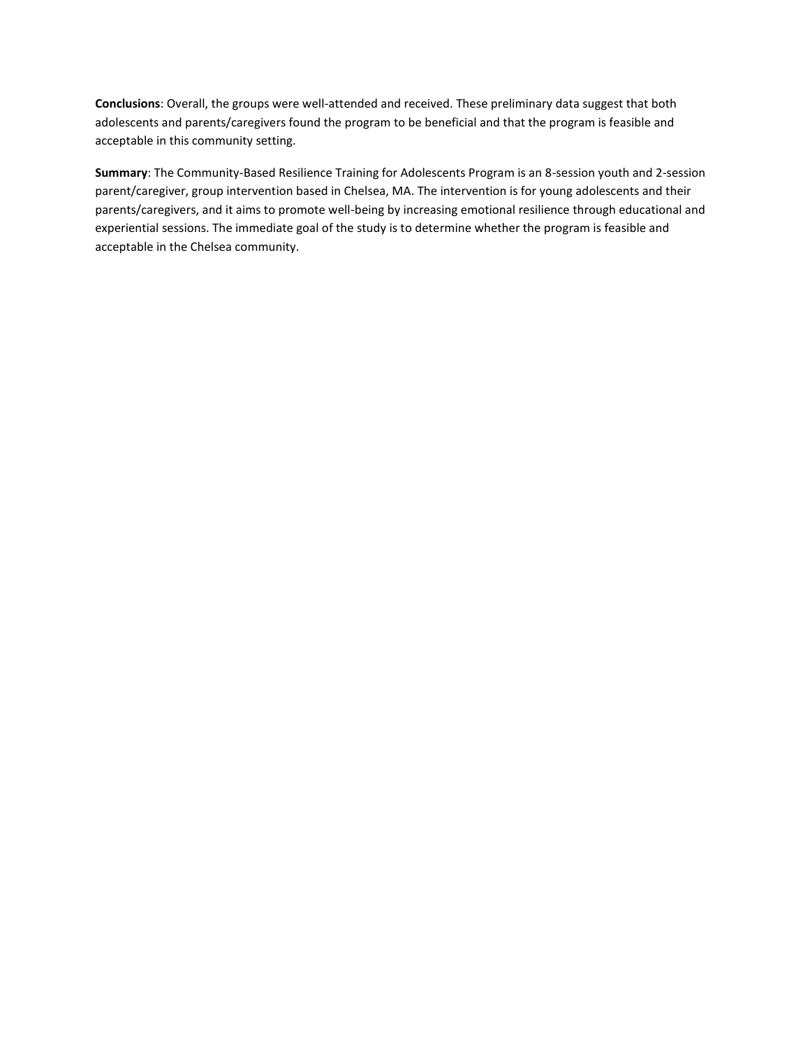**Conclusions**: Overall, the groups were well-attended and received. These preliminary data suggest that both adolescents and parents/caregivers found the program to be beneficial and that the program is feasible and acceptable in this community setting.

**Summary**: The Community-Based Resilience Training for Adolescents Program is an 8-session youth and 2-session parent/caregiver, group intervention based in Chelsea, MA. The intervention is for young adolescents and their parents/caregivers, and it aims to promote well-being by increasing emotional resilience through educational and experiential sessions. The immediate goal of the study is to determine whether the program is feasible and acceptable in the Chelsea community.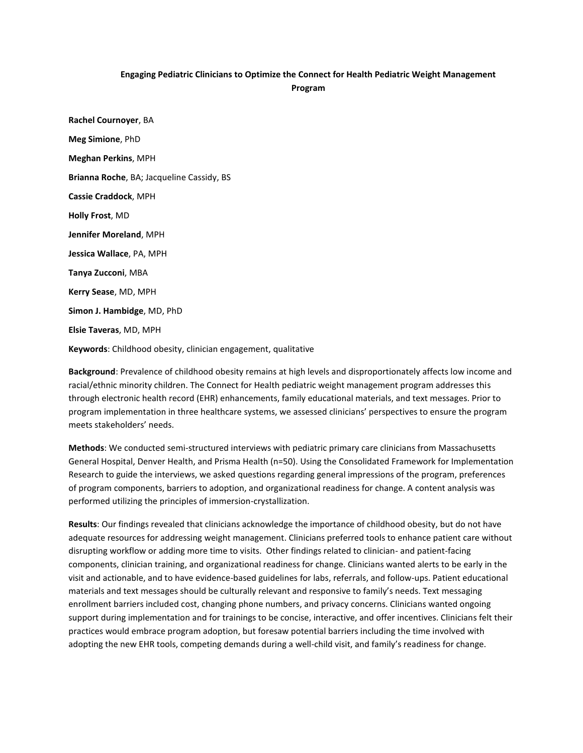**Engaging Pediatric Clinicians to Optimize the Connect for Health Pediatric Weight Management Program**

**Rachel Cournoyer**, BA

**Meg Simione**, PhD

**Meghan Perkins**, MPH

**Brianna Roche**, BA; Jacqueline Cassidy, BS

**Cassie Craddock**, MPH

**Holly Frost**, MD

**Jennifer Moreland**, MPH

**Jessica Wallace**, PA, MPH

**Tanya Zucconi**, MBA

**Kerry Sease**, MD, MPH

**Simon J. Hambidge**, MD, PhD

**Elsie Taveras**, MD, MPH

**Keywords**: Childhood obesity, clinician engagement, qualitative

**Background**: Prevalence of childhood obesity remains at high levels and disproportionately affects low income and racial/ethnic minority children. The Connect for Health pediatric weight management program addresses this through electronic health record (EHR) enhancements, family educational materials, and text messages. Prior to program implementation in three healthcare systems, we assessed clinicians' perspectives to ensure the program meets stakeholders' needs.

**Methods**: We conducted semi-structured interviews with pediatric primary care clinicians from Massachusetts General Hospital, Denver Health, and Prisma Health (n=50). Using the Consolidated Framework for Implementation Research to guide the interviews, we asked questions regarding general impressions of the program, preferences of program components, barriers to adoption, and organizational readiness for change. A content analysis was performed utilizing the principles of immersion-crystallization.

**Results**: Our findings revealed that clinicians acknowledge the importance of childhood obesity, but do not have adequate resources for addressing weight management. Clinicians preferred tools to enhance patient care without disrupting workflow or adding more time to visits. Other findings related to clinician- and patient-facing components, clinician training, and organizational readiness for change. Clinicians wanted alerts to be early in the visit and actionable, and to have evidence-based guidelines for labs, referrals, and follow-ups. Patient educational materials and text messages should be culturally relevant and responsive to family's needs. Text messaging enrollment barriers included cost, changing phone numbers, and privacy concerns. Clinicians wanted ongoing support during implementation and for trainings to be concise, interactive, and offer incentives. Clinicians felt their practices would embrace program adoption, but foresaw potential barriers including the time involved with adopting the new EHR tools, competing demands during a well-child visit, and family's readiness for change.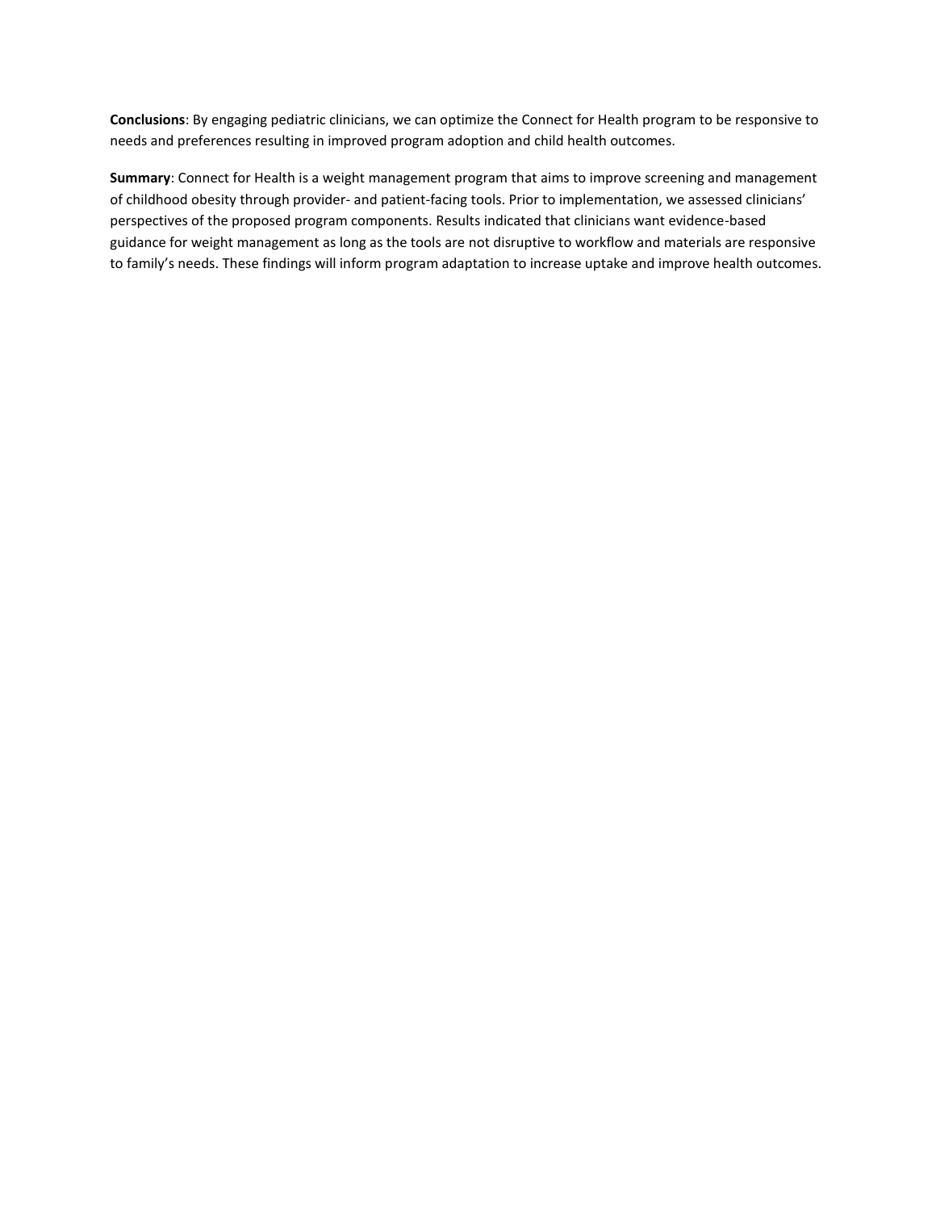**Conclusions**: By engaging pediatric clinicians, we can optimize the Connect for Health program to be responsive to needs and preferences resulting in improved program adoption and child health outcomes.

**Summary**: Connect for Health is a weight management program that aims to improve screening and management of childhood obesity through provider- and patient-facing tools. Prior to implementation, we assessed clinicians' perspectives of the proposed program components. Results indicated that clinicians want evidence-based guidance for weight management as long as the tools are not disruptive to workflow and materials are responsive to family's needs. These findings will inform program adaptation to increase uptake and improve health outcomes.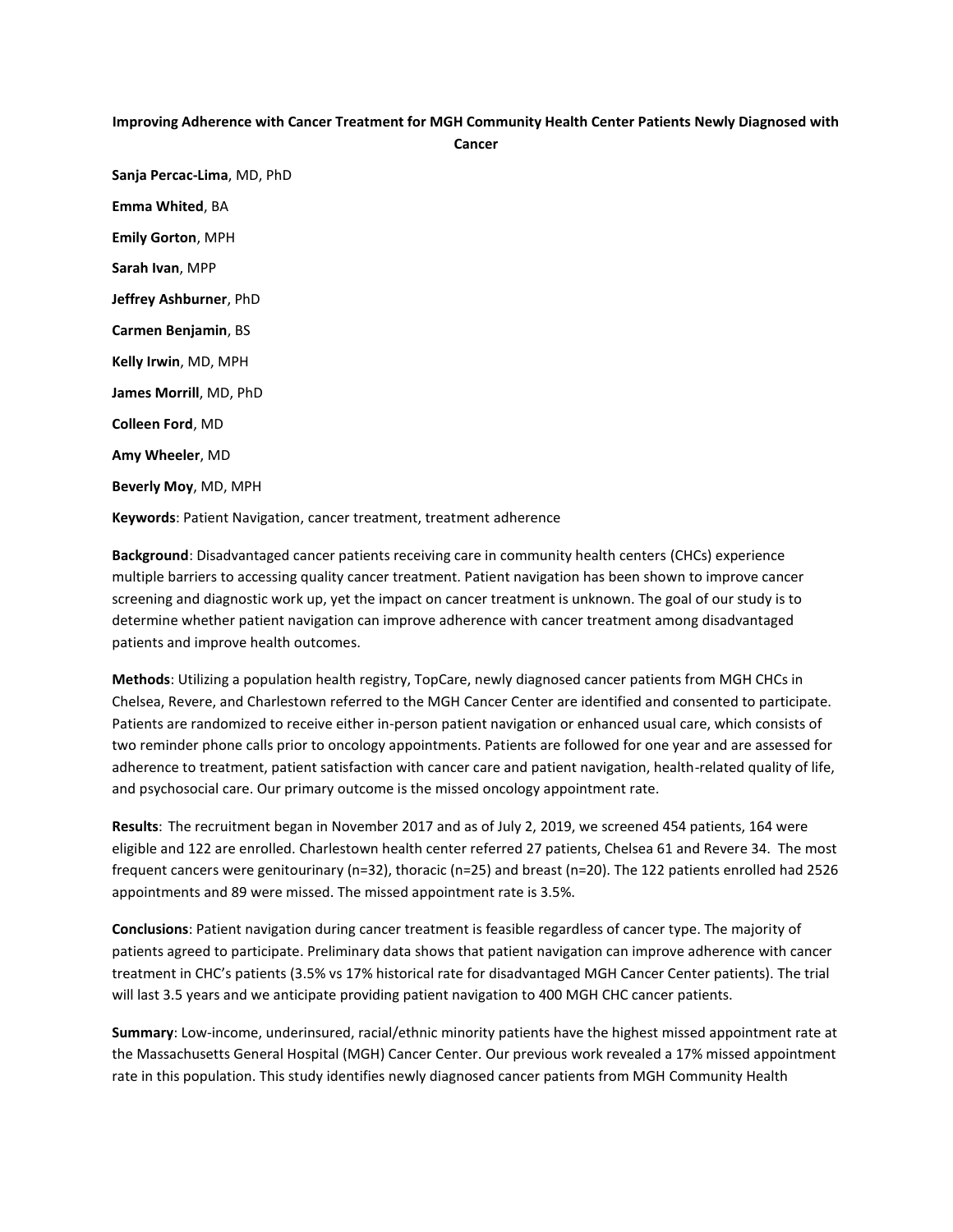**Improving Adherence with Cancer Treatment for MGH Community Health Center Patients Newly Diagnosed with Cancer**

**Sanja Percac-Lima**, MD, PhD

**Emma Whited**, BA

**Emily Gorton**, MPH

**Sarah Ivan**, MPP

**Jeffrey Ashburner**, PhD

**Carmen Benjamin**, BS

**Kelly Irwin**, MD, MPH

**James Morrill**, MD, PhD

**Colleen Ford**, MD

**Amy Wheeler**, MD

**Beverly Moy**, MD, MPH

**Keywords**: Patient Navigation, cancer treatment, treatment adherence

**Background**: Disadvantaged cancer patients receiving care in community health centers (CHCs) experience multiple barriers to accessing quality cancer treatment. Patient navigation has been shown to improve cancer screening and diagnostic work up, yet the impact on cancer treatment is unknown. The goal of our study is to determine whether patient navigation can improve adherence with cancer treatment among disadvantaged patients and improve health outcomes.

**Methods**: Utilizing a population health registry, TopCare, newly diagnosed cancer patients from MGH CHCs in Chelsea, Revere, and Charlestown referred to the MGH Cancer Center are identified and consented to participate. Patients are randomized to receive either in-person patient navigation or enhanced usual care, which consists of two reminder phone calls prior to oncology appointments. Patients are followed for one year and are assessed for adherence to treatment, patient satisfaction with cancer care and patient navigation, health-related quality of life, and psychosocial care. Our primary outcome is the missed oncology appointment rate.

**Results**: The recruitment began in November 2017 and as of July 2, 2019, we screened 454 patients, 164 were eligible and 122 are enrolled. Charlestown health center referred 27 patients, Chelsea 61 and Revere 34. The most frequent cancers were genitourinary (n=32), thoracic (n=25) and breast (n=20). The 122 patients enrolled had 2526 appointments and 89 were missed. The missed appointment rate is 3.5%.

**Conclusions**: Patient navigation during cancer treatment is feasible regardless of cancer type. The majority of patients agreed to participate. Preliminary data shows that patient navigation can improve adherence with cancer treatment in CHC's patients (3.5% vs 17% historical rate for disadvantaged MGH Cancer Center patients). The trial will last 3.5 years and we anticipate providing patient navigation to 400 MGH CHC cancer patients.

**Summary**: Low-income, underinsured, racial/ethnic minority patients have the highest missed appointment rate at the Massachusetts General Hospital (MGH) Cancer Center. Our previous work revealed a 17% missed appointment rate in this population. This study identifies newly diagnosed cancer patients from MGH Community Health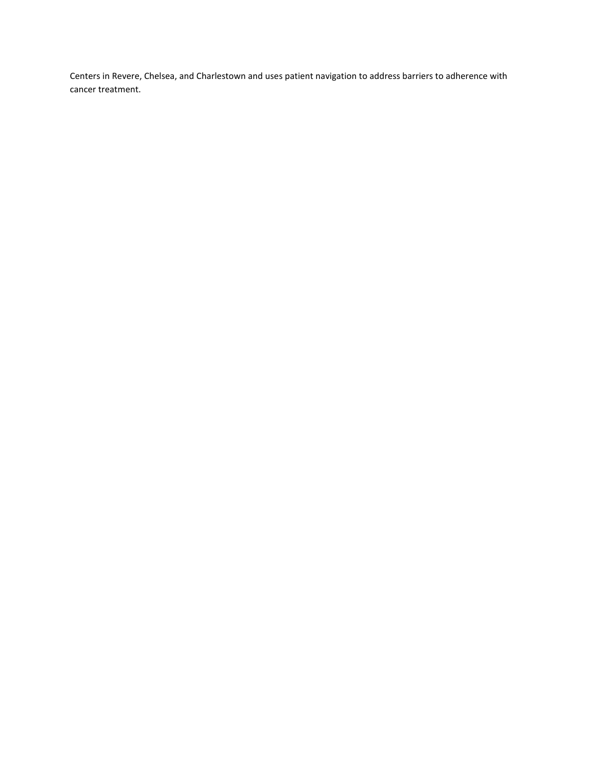Centers in Revere, Chelsea, and Charlestown and uses patient navigation to address barriers to adherence with cancer treatment.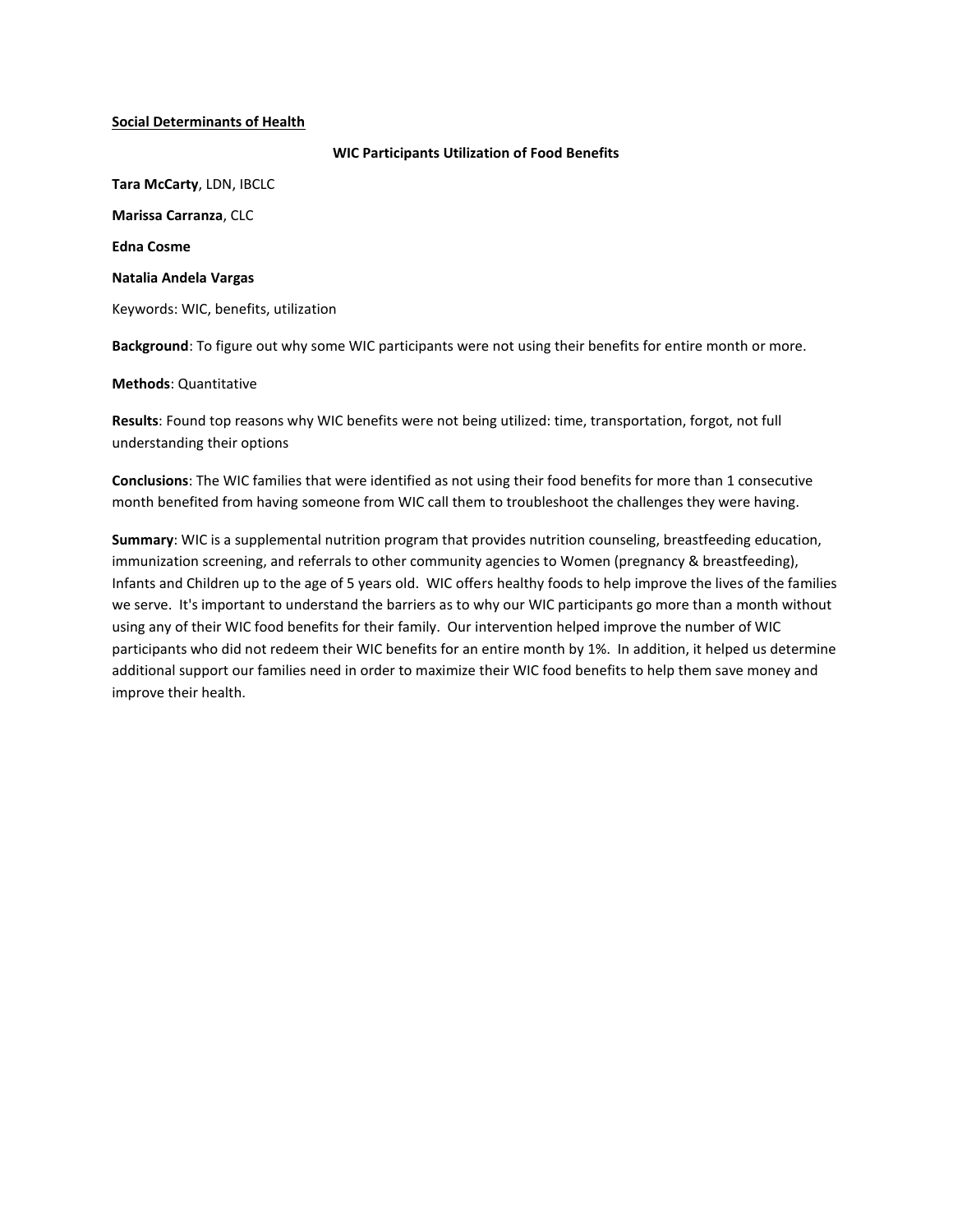**<u>Social Determinants of Health</u>**

**WIC Participants Utilization of Food Benefits**

**Tara McCarty**, LDN, IBCLC

**Marissa Carranza**, CLC

**Edna Cosme**

**Natalia Andela Vargas**

Keywords: WIC, benefits, utilization

**Background**: To figure out why some WIC participants were not using their benefits for entire month or more.

**Methods**: Quantitative

**Results**: Found top reasons why WIC benefits were not being utilized: time, transportation, forgot, not full understanding their options

**Conclusions**: The WIC families that were identified as not using their food benefits for more than 1 consecutive month benefited from having someone from WIC call them to troubleshoot the challenges they were having.

**Summary**: WIC is a supplemental nutrition program that provides nutrition counseling, breastfeeding education, immunization screening, and referrals to other community agencies to Women (pregnancy & breastfeeding), Infants and Children up to the age of 5 years old. WIC offers healthy foods to help improve the lives of the families we serve. It's important to understand the barriers as to why our WIC participants go more than a month without using any of their WIC food benefits for their family. Our intervention helped improve the number of WIC participants who did not redeem their WIC benefits for an entire month by 1%. In addition, it helped us determine additional support our families need in order to maximize their WIC food benefits to help them save money and improve their health.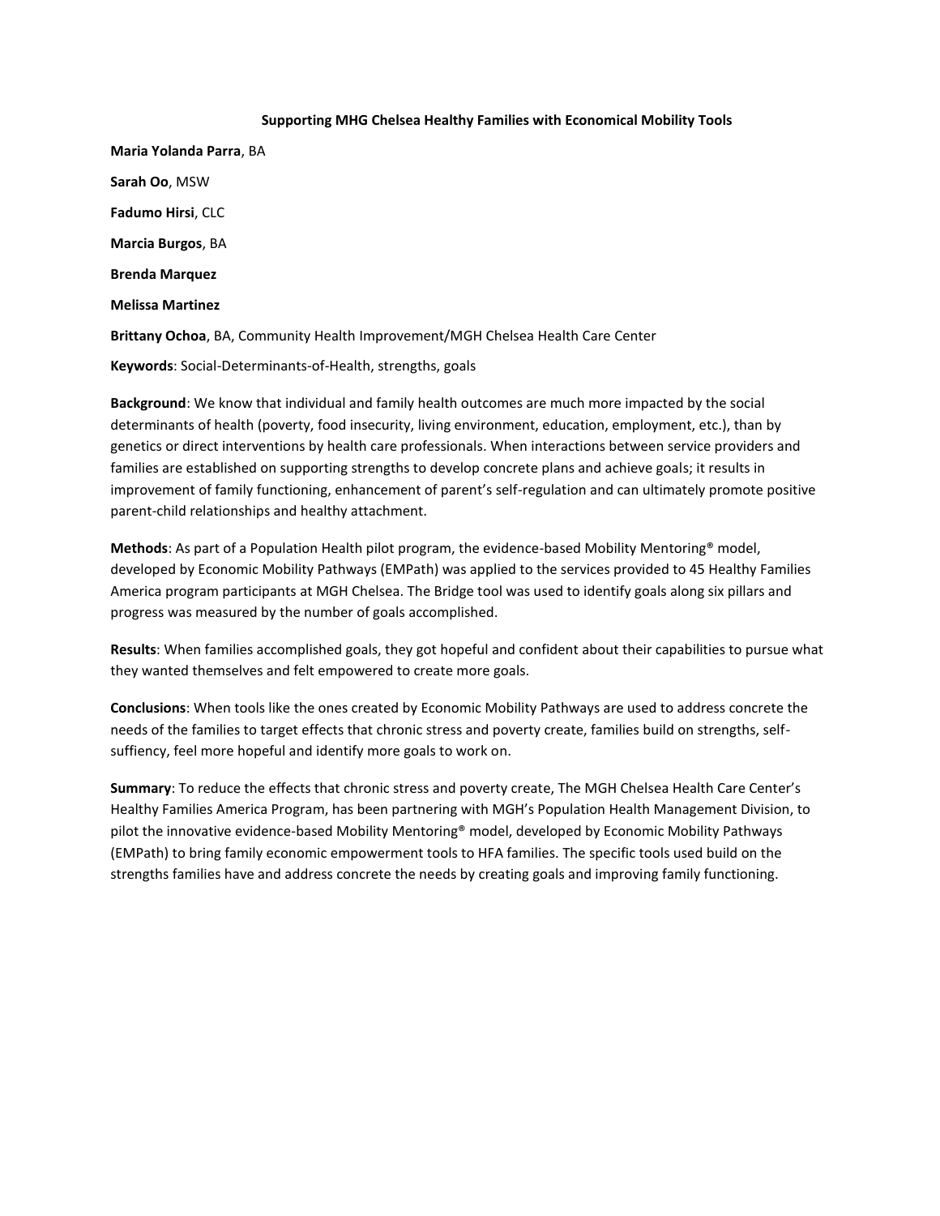**Supporting MHG Chelsea Healthy Families with Economical Mobility Tools**

**Maria Yolanda Parra**, BA

**Sarah Oo**, MSW

**Fadumo Hirsi**, CLC

**Marcia Burgos**, BA

**Brenda Marquez**

**Melissa Martinez**

**Brittany Ochoa**, BA, Community Health Improvement/MGH Chelsea Health Care Center

**Keywords**: Social-Determinants-of-Health, strengths, goals

**Background**: We know that individual and family health outcomes are much more impacted by the social determinants of health (poverty, food insecurity, living environment, education, employment, etc.), than by genetics or direct interventions by health care professionals. When interactions between service providers and families are established on supporting strengths to develop concrete plans and achieve goals; it results in improvement of family functioning, enhancement of parent's self-regulation and can ultimately promote positive parent-child relationships and healthy attachment.

**Methods**: As part of a Population Health pilot program, the evidence-based Mobility Mentoring® model, developed by Economic Mobility Pathways (EMPath) was applied to the services provided to 45 Healthy Families America program participants at MGH Chelsea. The Bridge tool was used to identify goals along six pillars and progress was measured by the number of goals accomplished.

**Results**: When families accomplished goals, they got hopeful and confident about their capabilities to pursue what they wanted themselves and felt empowered to create more goals.

**Conclusions**: When tools like the ones created by Economic Mobility Pathways are used to address concrete the needs of the families to target effects that chronic stress and poverty create, families build on strengths, self-suffiency, feel more hopeful and identify more goals to work on.

**Summary**: To reduce the effects that chronic stress and poverty create, The MGH Chelsea Health Care Center's Healthy Families America Program, has been partnering with MGH's Population Health Management Division, to pilot the innovative evidence-based Mobility Mentoring® model, developed by Economic Mobility Pathways (EMPath) to bring family economic empowerment tools to HFA families. The specific tools used build on the strengths families have and address concrete the needs by creating goals and improving family functioning.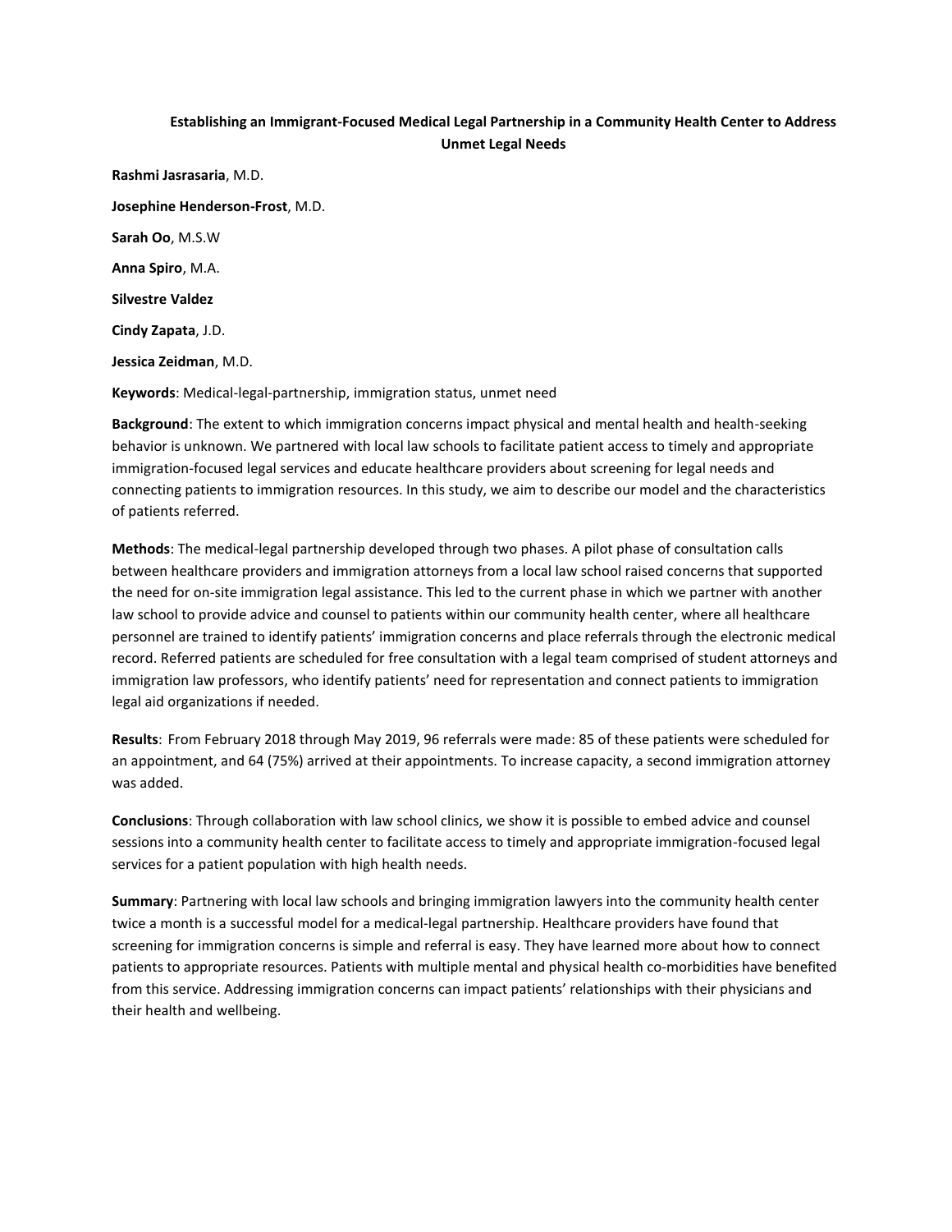**Establishing an Immigrant-Focused Medical Legal Partnership in a Community Health Center to Address Unmet Legal Needs**

**Rashmi Jasrasaria**, M.D.

**Josephine Henderson-Frost**, M.D.

**Sarah Oo**, M.S.W

**Anna Spiro**, M.A.

**Silvestre Valdez**

**Cindy Zapata**, J.D.

**Jessica Zeidman**, M.D.

**Keywords**: Medical-legal-partnership, immigration status, unmet need

**Background**: The extent to which immigration concerns impact physical and mental health and health-seeking behavior is unknown. We partnered with local law schools to facilitate patient access to timely and appropriate immigration-focused legal services and educate healthcare providers about screening for legal needs and connecting patients to immigration resources. In this study, we aim to describe our model and the characteristics of patients referred.

**Methods**: The medical-legal partnership developed through two phases. A pilot phase of consultation calls between healthcare providers and immigration attorneys from a local law school raised concerns that supported the need for on-site immigration legal assistance. This led to the current phase in which we partner with another law school to provide advice and counsel to patients within our community health center, where all healthcare personnel are trained to identify patients' immigration concerns and place referrals through the electronic medical record. Referred patients are scheduled for free consultation with a legal team comprised of student attorneys and immigration law professors, who identify patients' need for representation and connect patients to immigration legal aid organizations if needed.

**Results**: From February 2018 through May 2019, 96 referrals were made: 85 of these patients were scheduled for an appointment, and 64 (75%) arrived at their appointments. To increase capacity, a second immigration attorney was added.

**Conclusions**: Through collaboration with law school clinics, we show it is possible to embed advice and counsel sessions into a community health center to facilitate access to timely and appropriate immigration-focused legal services for a patient population with high health needs.

**Summary**: Partnering with local law schools and bringing immigration lawyers into the community health center twice a month is a successful model for a medical-legal partnership. Healthcare providers have found that screening for immigration concerns is simple and referral is easy. They have learned more about how to connect patients to appropriate resources. Patients with multiple mental and physical health co-morbidities have benefited from this service. Addressing immigration concerns can impact patients' relationships with their physicians and their health and wellbeing.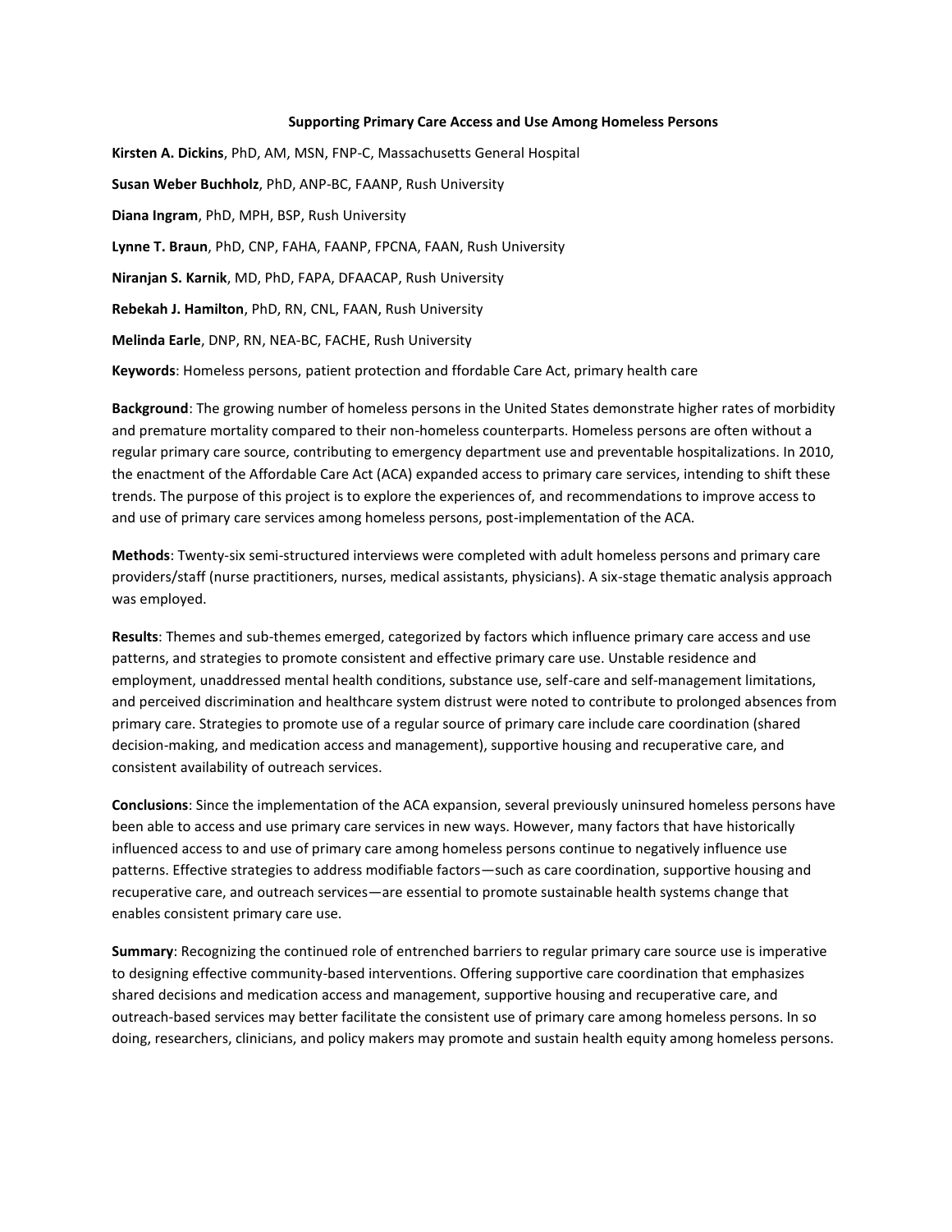**Supporting Primary Care Access and Use Among Homeless Persons**

**Kirsten A. Dickins**, PhD, AM, MSN, FNP-C, Massachusetts General Hospital

**Susan Weber Buchholz**, PhD, ANP-BC, FAANP, Rush University

**Diana Ingram**, PhD, MPH, BSP, Rush University

**Lynne T. Braun**, PhD, CNP, FAHA, FAANP, FPCNA, FAAN, Rush University

**Niranjan S. Karnik**, MD, PhD, FAPA, DFAACAP, Rush University

**Rebekah J. Hamilton**, PhD, RN, CNL, FAAN, Rush University

**Melinda Earle**, DNP, RN, NEA-BC, FACHE, Rush University

**Keywords**: Homeless persons, patient protection and ffordable Care Act, primary health care

**Background**: The growing number of homeless persons in the United States demonstrate higher rates of morbidity and premature mortality compared to their non-homeless counterparts. Homeless persons are often without a regular primary care source, contributing to emergency department use and preventable hospitalizations. In 2010, the enactment of the Affordable Care Act (ACA) expanded access to primary care services, intending to shift these trends. The purpose of this project is to explore the experiences of, and recommendations to improve access to and use of primary care services among homeless persons, post-implementation of the ACA.

**Methods**: Twenty-six semi-structured interviews were completed with adult homeless persons and primary care providers/staff (nurse practitioners, nurses, medical assistants, physicians). A six-stage thematic analysis approach was employed.

**Results**: Themes and sub-themes emerged, categorized by factors which influence primary care access and use patterns, and strategies to promote consistent and effective primary care use. Unstable residence and employment, unaddressed mental health conditions, substance use, self-care and self-management limitations, and perceived discrimination and healthcare system distrust were noted to contribute to prolonged absences from primary care. Strategies to promote use of a regular source of primary care include care coordination (shared decision-making, and medication access and management), supportive housing and recuperative care, and consistent availability of outreach services.

**Conclusions**: Since the implementation of the ACA expansion, several previously uninsured homeless persons have been able to access and use primary care services in new ways. However, many factors that have historically influenced access to and use of primary care among homeless persons continue to negatively influence use patterns. Effective strategies to address modifiable factors—such as care coordination, supportive housing and recuperative care, and outreach services—are essential to promote sustainable health systems change that enables consistent primary care use.

**Summary**: Recognizing the continued role of entrenched barriers to regular primary care source use is imperative to designing effective community-based interventions. Offering supportive care coordination that emphasizes shared decisions and medication access and management, supportive housing and recuperative care, and outreach-based services may better facilitate the consistent use of primary care among homeless persons. In so doing, researchers, clinicians, and policy makers may promote and sustain health equity among homeless persons.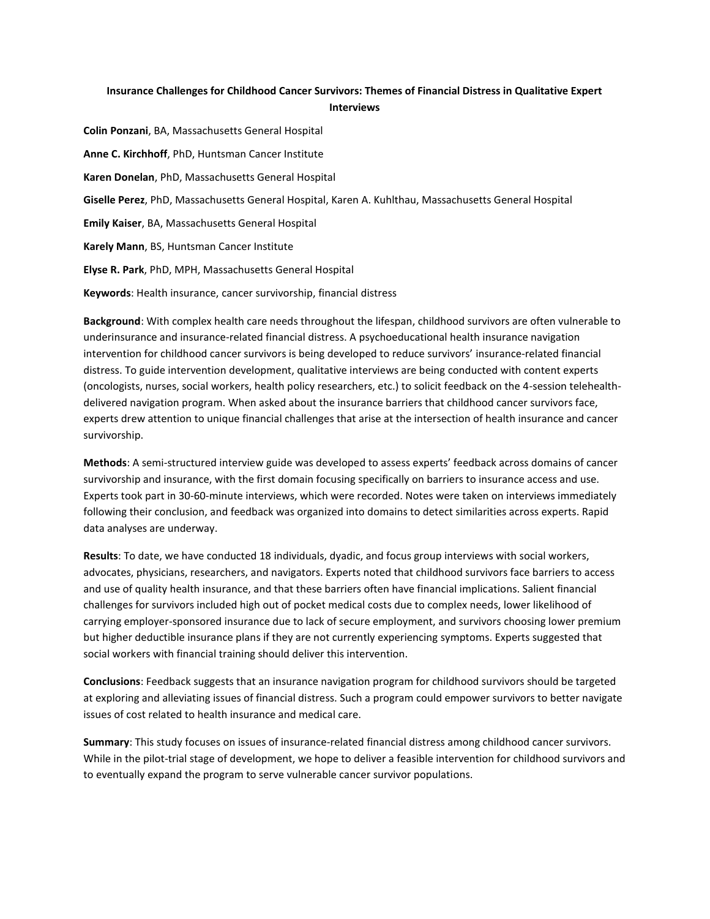**Insurance Challenges for Childhood Cancer Survivors: Themes of Financial Distress in Qualitative Expert Interviews**

**Colin Ponzani**, BA, Massachusetts General Hospital

**Anne C. Kirchhoff**, PhD, Huntsman Cancer Institute

**Karen Donelan**, PhD, Massachusetts General Hospital

**Giselle Perez**, PhD, Massachusetts General Hospital, Karen A. Kuhlthau, Massachusetts General Hospital

**Emily Kaiser**, BA, Massachusetts General Hospital

**Karely Mann**, BS, Huntsman Cancer Institute

**Elyse R. Park**, PhD, MPH, Massachusetts General Hospital

**Keywords**: Health insurance, cancer survivorship, financial distress

**Background**: With complex health care needs throughout the lifespan, childhood survivors are often vulnerable to underinsurance and insurance-related financial distress. A psychoeducational health insurance navigation intervention for childhood cancer survivors is being developed to reduce survivors' insurance-related financial distress. To guide intervention development, qualitative interviews are being conducted with content experts (oncologists, nurses, social workers, health policy researchers, etc.) to solicit feedback on the 4-session telehealth-delivered navigation program. When asked about the insurance barriers that childhood cancer survivors face, experts drew attention to unique financial challenges that arise at the intersection of health insurance and cancer survivorship.

**Methods**: A semi-structured interview guide was developed to assess experts' feedback across domains of cancer survivorship and insurance, with the first domain focusing specifically on barriers to insurance access and use. Experts took part in 30-60-minute interviews, which were recorded. Notes were taken on interviews immediately following their conclusion, and feedback was organized into domains to detect similarities across experts. Rapid data analyses are underway.

**Results**: To date, we have conducted 18 individuals, dyadic, and focus group interviews with social workers, advocates, physicians, researchers, and navigators. Experts noted that childhood survivors face barriers to access and use of quality health insurance, and that these barriers often have financial implications. Salient financial challenges for survivors included high out of pocket medical costs due to complex needs, lower likelihood of carrying employer-sponsored insurance due to lack of secure employment, and survivors choosing lower premium but higher deductible insurance plans if they are not currently experiencing symptoms. Experts suggested that social workers with financial training should deliver this intervention.

**Conclusions**: Feedback suggests that an insurance navigation program for childhood survivors should be targeted at exploring and alleviating issues of financial distress. Such a program could empower survivors to better navigate issues of cost related to health insurance and medical care.

**Summary**: This study focuses on issues of insurance-related financial distress among childhood cancer survivors. While in the pilot-trial stage of development, we hope to deliver a feasible intervention for childhood survivors and to eventually expand the program to serve vulnerable cancer survivor populations.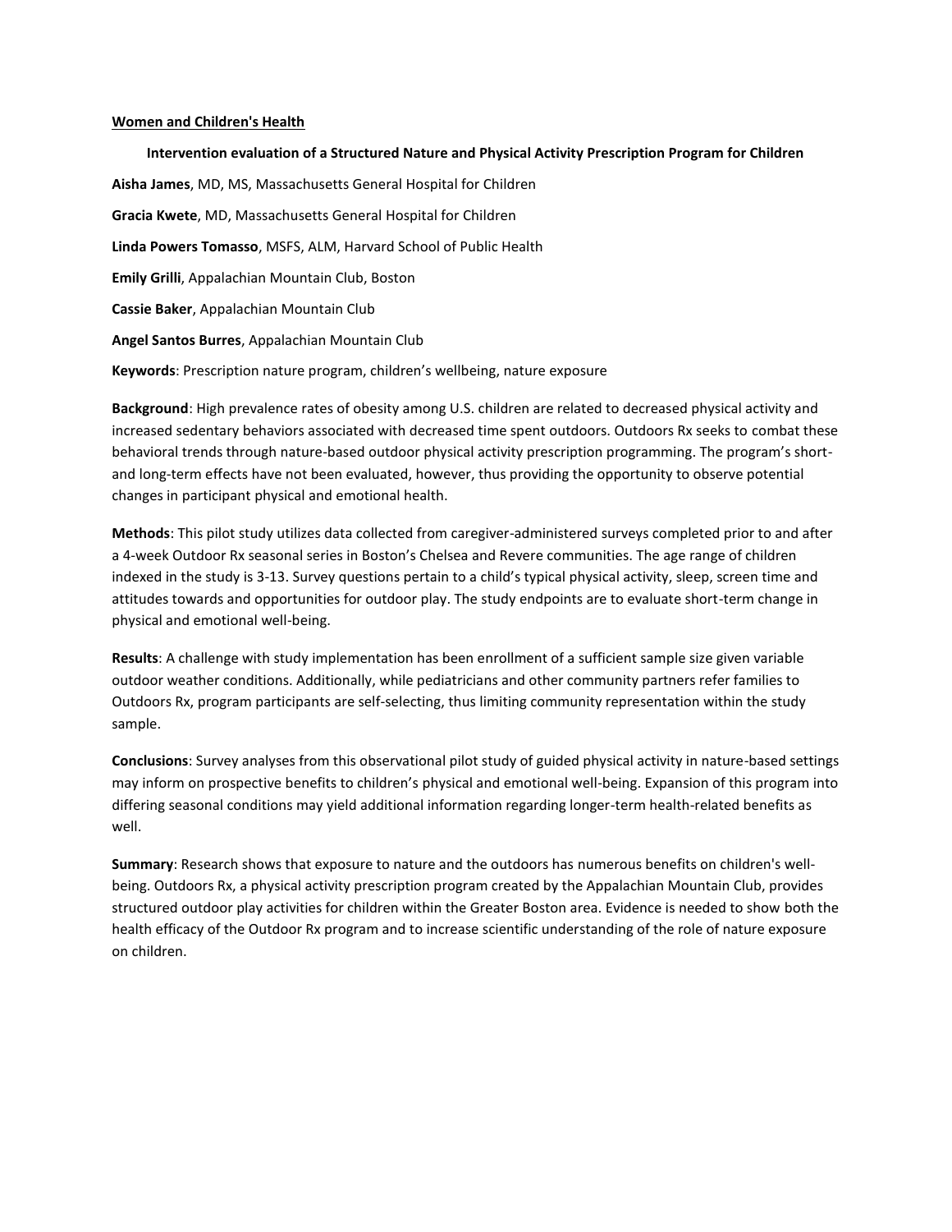**Women and Children's Health**

**Intervention evaluation of a Structured Nature and Physical Activity Prescription Program for Children**

**Aisha James**, MD, MS, Massachusetts General Hospital for Children

**Gracia Kwete**, MD, Massachusetts General Hospital for Children

**Linda Powers Tomasso**, MSFS, ALM, Harvard School of Public Health

**Emily Grilli**, Appalachian Mountain Club, Boston

**Cassie Baker**, Appalachian Mountain Club

**Angel Santos Burres**, Appalachian Mountain Club

**Keywords**: Prescription nature program, children's wellbeing, nature exposure

**Background**: High prevalence rates of obesity among U.S. children are related to decreased physical activity and increased sedentary behaviors associated with decreased time spent outdoors. Outdoors Rx seeks to combat these behavioral trends through nature-based outdoor physical activity prescription programming. The program's short- and long-term effects have not been evaluated, however, thus providing the opportunity to observe potential changes in participant physical and emotional health.

**Methods**: This pilot study utilizes data collected from caregiver-administered surveys completed prior to and after a 4-week Outdoor Rx seasonal series in Boston's Chelsea and Revere communities. The age range of children indexed in the study is 3-13. Survey questions pertain to a child's typical physical activity, sleep, screen time and attitudes towards and opportunities for outdoor play. The study endpoints are to evaluate short-term change in physical and emotional well-being.

**Results**: A challenge with study implementation has been enrollment of a sufficient sample size given variable outdoor weather conditions. Additionally, while pediatricians and other community partners refer families to Outdoors Rx, program participants are self-selecting, thus limiting community representation within the study sample.

**Conclusions**: Survey analyses from this observational pilot study of guided physical activity in nature-based settings may inform on prospective benefits to children's physical and emotional well-being. Expansion of this program into differing seasonal conditions may yield additional information regarding longer-term health-related benefits as well.

**Summary**: Research shows that exposure to nature and the outdoors has numerous benefits on children's well-being. Outdoors Rx, a physical activity prescription program created by the Appalachian Mountain Club, provides structured outdoor play activities for children within the Greater Boston area. Evidence is needed to show both the health efficacy of the Outdoor Rx program and to increase scientific understanding of the role of nature exposure on children.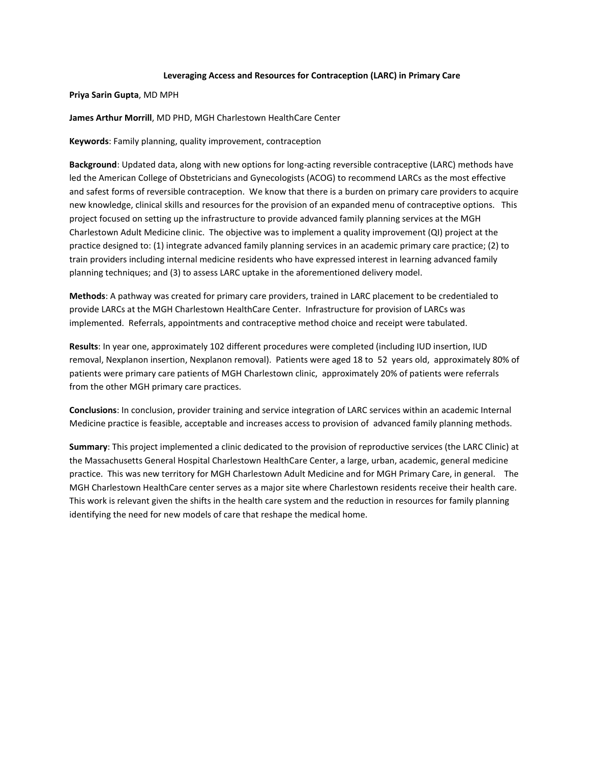**Leveraging Access and Resources for Contraception (LARC) in Primary Care**

**Priya Sarin Gupta**, MD MPH

**James Arthur Morrill**, MD PHD, MGH Charlestown HealthCare Center

**Keywords**: Family planning, quality improvement, contraception

**Background**: Updated data, along with new options for long-acting reversible contraceptive (LARC) methods have led the American College of Obstetricians and Gynecologists (ACOG) to recommend LARCs as the most effective and safest forms of reversible contraception. We know that there is a burden on primary care providers to acquire new knowledge, clinical skills and resources for the provision of an expanded menu of contraceptive options. This project focused on setting up the infrastructure to provide advanced family planning services at the MGH Charlestown Adult Medicine clinic. The objective was to implement a quality improvement (QI) project at the practice designed to: (1) integrate advanced family planning services in an academic primary care practice; (2) to train providers including internal medicine residents who have expressed interest in learning advanced family planning techniques; and (3) to assess LARC uptake in the aforementioned delivery model.

**Methods**: A pathway was created for primary care providers, trained in LARC placement to be credentialed to provide LARCs at the MGH Charlestown HealthCare Center. Infrastructure for provision of LARCs was implemented. Referrals, appointments and contraceptive method choice and receipt were tabulated.

**Results**: In year one, approximately 102 different procedures were completed (including IUD insertion, IUD removal, Nexplanon insertion, Nexplanon removal). Patients were aged 18 to 52 years old, approximately 80% of patients were primary care patients of MGH Charlestown clinic, approximately 20% of patients were referrals from the other MGH primary care practices.

**Conclusions**: In conclusion, provider training and service integration of LARC services within an academic Internal Medicine practice is feasible, acceptable and increases access to provision of advanced family planning methods.

**Summary**: This project implemented a clinic dedicated to the provision of reproductive services (the LARC Clinic) at the Massachusetts General Hospital Charlestown HealthCare Center, a large, urban, academic, general medicine practice. This was new territory for MGH Charlestown Adult Medicine and for MGH Primary Care, in general. The MGH Charlestown HealthCare center serves as a major site where Charlestown residents receive their health care. This work is relevant given the shifts in the health care system and the reduction in resources for family planning identifying the need for new models of care that reshape the medical home.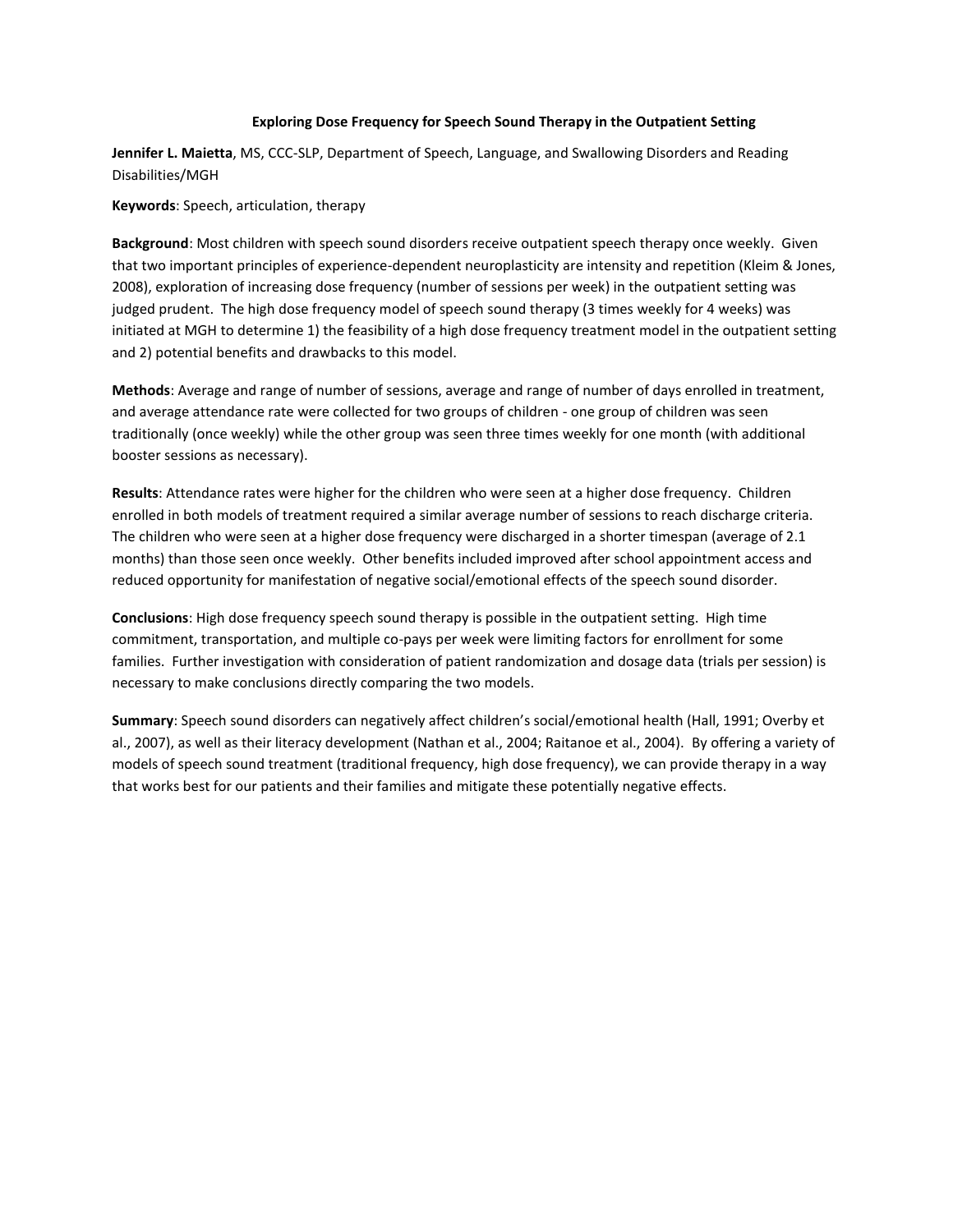**Exploring Dose Frequency for Speech Sound Therapy in the Outpatient Setting**

**Jennifer L. Maietta**, MS, CCC-SLP, Department of Speech, Language, and Swallowing Disorders and Reading Disabilities/MGH

**Keywords**: Speech, articulation, therapy

**Background**: Most children with speech sound disorders receive outpatient speech therapy once weekly. Given that two important principles of experience-dependent neuroplasticity are intensity and repetition (Kleim & Jones, 2008), exploration of increasing dose frequency (number of sessions per week) in the outpatient setting was judged prudent. The high dose frequency model of speech sound therapy (3 times weekly for 4 weeks) was initiated at MGH to determine 1) the feasibility of a high dose frequency treatment model in the outpatient setting and 2) potential benefits and drawbacks to this model.

**Methods**: Average and range of number of sessions, average and range of number of days enrolled in treatment, and average attendance rate were collected for two groups of children - one group of children was seen traditionally (once weekly) while the other group was seen three times weekly for one month (with additional booster sessions as necessary).

**Results**: Attendance rates were higher for the children who were seen at a higher dose frequency. Children enrolled in both models of treatment required a similar average number of sessions to reach discharge criteria. The children who were seen at a higher dose frequency were discharged in a shorter timespan (average of 2.1 months) than those seen once weekly. Other benefits included improved after school appointment access and reduced opportunity for manifestation of negative social/emotional effects of the speech sound disorder.

**Conclusions**: High dose frequency speech sound therapy is possible in the outpatient setting. High time commitment, transportation, and multiple co-pays per week were limiting factors for enrollment for some families. Further investigation with consideration of patient randomization and dosage data (trials per session) is necessary to make conclusions directly comparing the two models.

**Summary**: Speech sound disorders can negatively affect children's social/emotional health (Hall, 1991; Overby et al., 2007), as well as their literacy development (Nathan et al., 2004; Raitanoe et al., 2004). By offering a variety of models of speech sound treatment (traditional frequency, high dose frequency), we can provide therapy in a way that works best for our patients and their families and mitigate these potentially negative effects.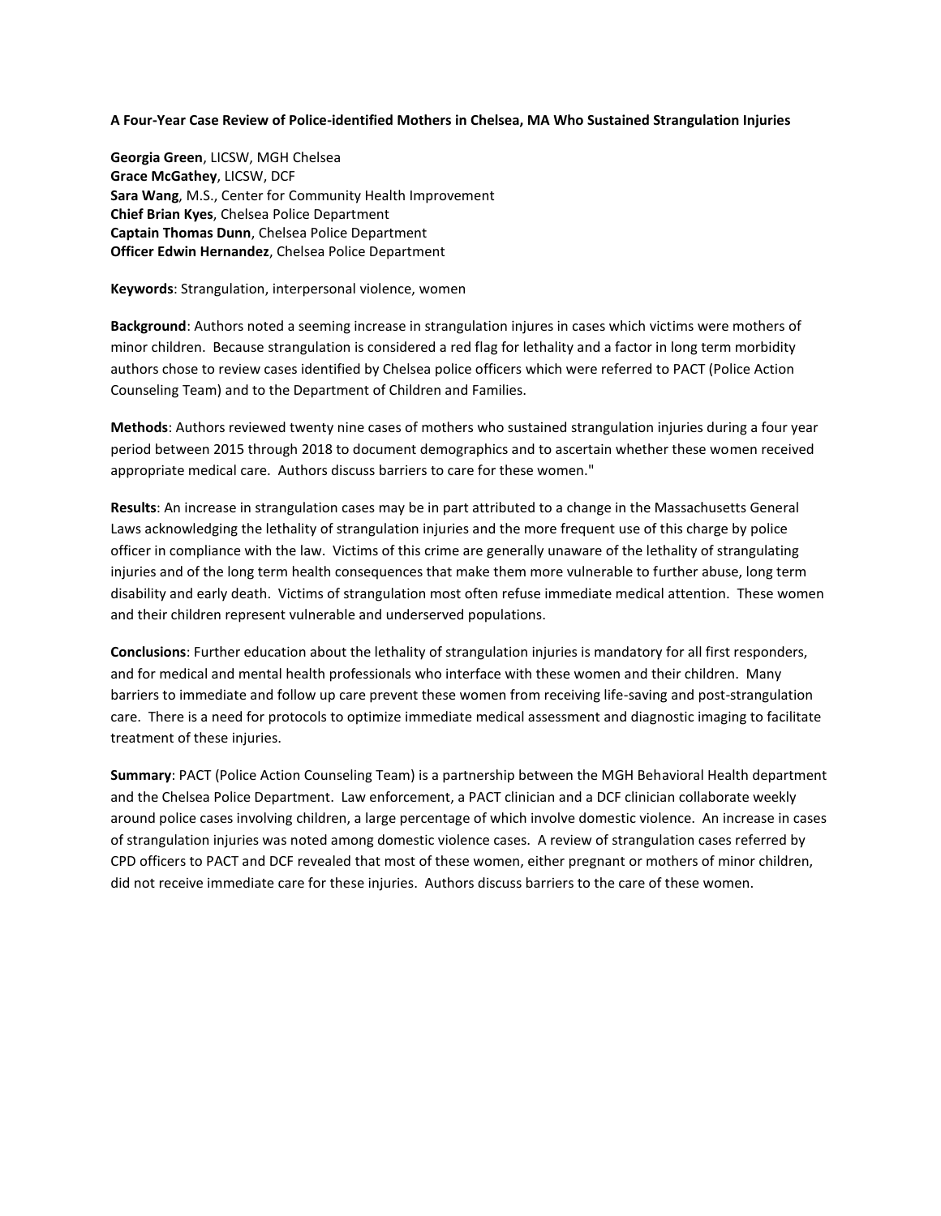**A Four-Year Case Review of Police-identified Mothers in Chelsea, MA Who Sustained Strangulation Injuries**

**Georgia Green**, LICSW, MGH Chelsea
**Grace McGathey**, LICSW, DCF
**Sara Wang**, M.S., Center for Community Health Improvement
**Chief Brian Kyes**, Chelsea Police Department
**Captain Thomas Dunn**, Chelsea Police Department
**Officer Edwin Hernandez**, Chelsea Police Department

**Keywords**: Strangulation, interpersonal violence, women

**Background**: Authors noted a seeming increase in strangulation injures in cases which victims were mothers of minor children. Because strangulation is considered a red flag for lethality and a factor in long term morbidity authors chose to review cases identified by Chelsea police officers which were referred to PACT (Police Action Counseling Team) and to the Department of Children and Families.

**Methods**: Authors reviewed twenty nine cases of mothers who sustained strangulation injuries during a four year period between 2015 through 2018 to document demographics and to ascertain whether these women received appropriate medical care. Authors discuss barriers to care for these women."

**Results**: An increase in strangulation cases may be in part attributed to a change in the Massachusetts General Laws acknowledging the lethality of strangulation injuries and the more frequent use of this charge by police officer in compliance with the law. Victims of this crime are generally unaware of the lethality of strangulating injuries and of the long term health consequences that make them more vulnerable to further abuse, long term disability and early death. Victims of strangulation most often refuse immediate medical attention. These women and their children represent vulnerable and underserved populations.

**Conclusions**: Further education about the lethality of strangulation injuries is mandatory for all first responders, and for medical and mental health professionals who interface with these women and their children. Many barriers to immediate and follow up care prevent these women from receiving life-saving and post-strangulation care. There is a need for protocols to optimize immediate medical assessment and diagnostic imaging to facilitate treatment of these injuries.

**Summary**: PACT (Police Action Counseling Team) is a partnership between the MGH Behavioral Health department and the Chelsea Police Department. Law enforcement, a PACT clinician and a DCF clinician collaborate weekly around police cases involving children, a large percentage of which involve domestic violence. An increase in cases of strangulation injuries was noted among domestic violence cases. A review of strangulation cases referred by CPD officers to PACT and DCF revealed that most of these women, either pregnant or mothers of minor children, did not receive immediate care for these injuries. Authors discuss barriers to the care of these women.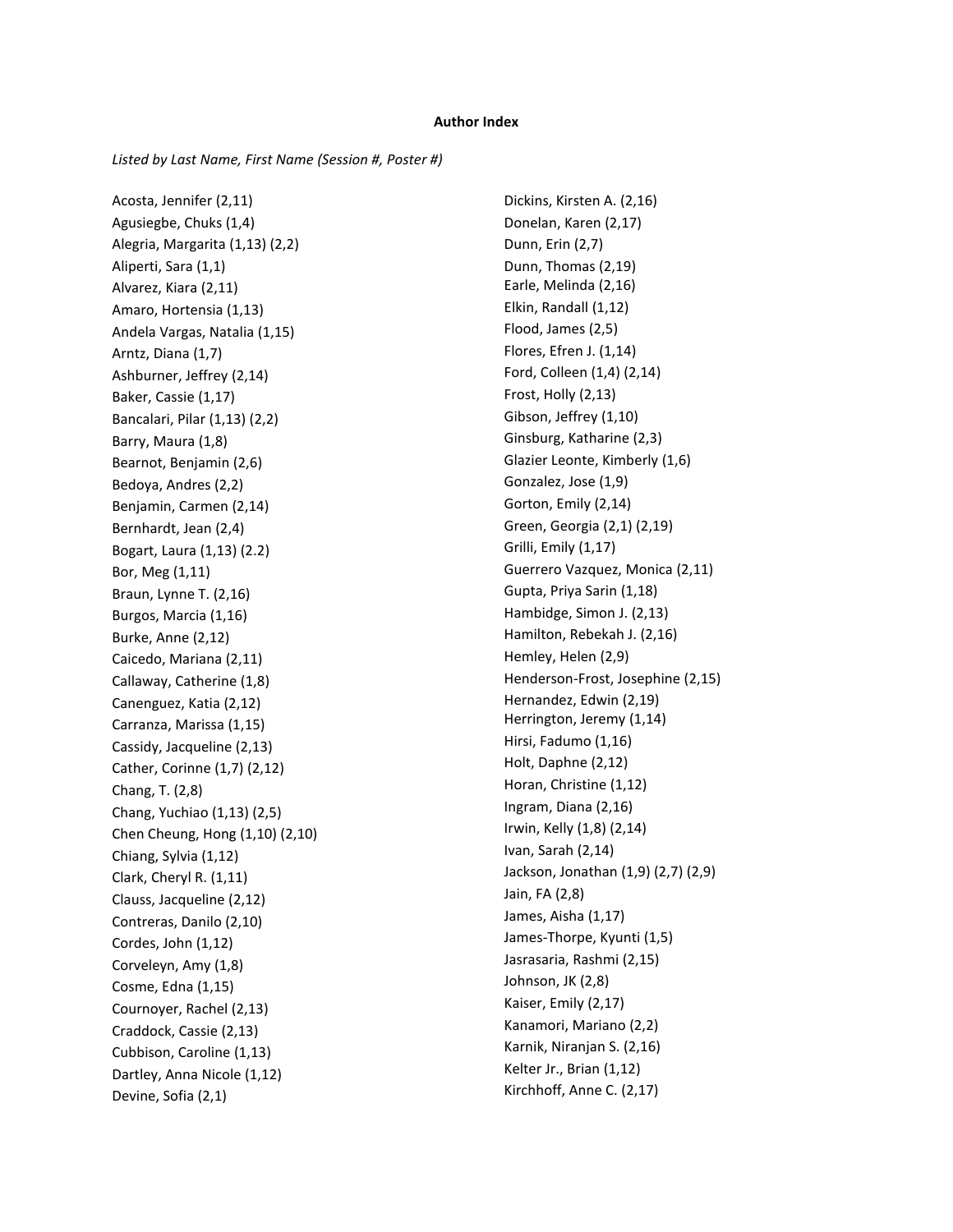**Author Index**

*Listed by Last Name, First Name (Session #, Poster #)*

Acosta, Jennifer (2,11)
Agusiegbe, Chuks (1,4)
Alegria, Margarita (1,13) (2,2)
Aliperti, Sara (1,1)
Alvarez, Kiara (2,11)
Amaro, Hortensia (1,13)
Andela Vargas, Natalia (1,15)
Arntz, Diana (1,7)
Ashburner, Jeffrey (2,14)
Baker, Cassie (1,17)
Bancalari, Pilar (1,13) (2,2)
Barry, Maura (1,8)
Bearnot, Benjamin (2,6)
Bedoya, Andres (2,2)
Benjamin, Carmen (2,14)
Bernhardt, Jean (2,4)
Bogart, Laura (1,13) (2.2)
Bor, Meg (1,11)
Braun, Lynne T. (2,16)
Burgos, Marcia (1,16)
Burke, Anne (2,12)
Caicedo, Mariana (2,11)
Callaway, Catherine (1,8)
Canenguez, Katia (2,12)
Carranza, Marissa (1,15)
Cassidy, Jacqueline (2,13)
Cather, Corinne (1,7) (2,12)
Chang, T. (2,8)
Chang, Yuchiao (1,13) (2,5)
Chen Cheung, Hong (1,10) (2,10)
Chiang, Sylvia (1,12)
Clark, Cheryl R. (1,11)
Clauss, Jacqueline (2,12)
Contreras, Danilo (2,10)
Cordes, John (1,12)
Corveleyn, Amy (1,8)
Cosme, Edna (1,15)
Cournoyer, Rachel (2,13)
Craddock, Cassie (2,13)
Cubbison, Caroline (1,13)
Dartley, Anna Nicole (1,12)
Devine, Sofia (2,1)
Dickins, Kirsten A. (2,16)
Donelan, Karen (2,17)
Dunn, Erin (2,7)
Dunn, Thomas (2,19)
Earle, Melinda (2,16)
Elkin, Randall (1,12)
Flood, James (2,5)
Flores, Efren J. (1,14)
Ford, Colleen (1,4) (2,14)
Frost, Holly (2,13)
Gibson, Jeffrey (1,10)
Ginsburg, Katharine (2,3)
Glazier Leonte, Kimberly (1,6)
Gonzalez, Jose (1,9)
Gorton, Emily (2,14)
Green, Georgia (2,1) (2,19)
Grilli, Emily (1,17)
Guerrero Vazquez, Monica (2,11)
Gupta, Priya Sarin (1,18)
Hambidge, Simon J. (2,13)
Hamilton, Rebekah J. (2,16)
Hemley, Helen (2,9)
Henderson-Frost, Josephine (2,15)
Hernandez, Edwin (2,19)
Herrington, Jeremy (1,14)
Hirsi, Fadumo (1,16)
Holt, Daphne (2,12)
Horan, Christine (1,12)
Ingram, Diana (2,16)
Irwin, Kelly (1,8) (2,14)
Ivan, Sarah (2,14)
Jackson, Jonathan (1,9) (2,7) (2,9)
Jain, FA (2,8)
James, Aisha (1,17)
James-Thorpe, Kyunti (1,5)
Jasrasaria, Rashmi (2,15)
Johnson, JK (2,8)
Kaiser, Emily (2,17)
Kanamori, Mariano (2,2)
Karnik, Niranjan S. (2,16)
Kelter Jr., Brian (1,12)
Kirchhoff, Anne C. (2,17)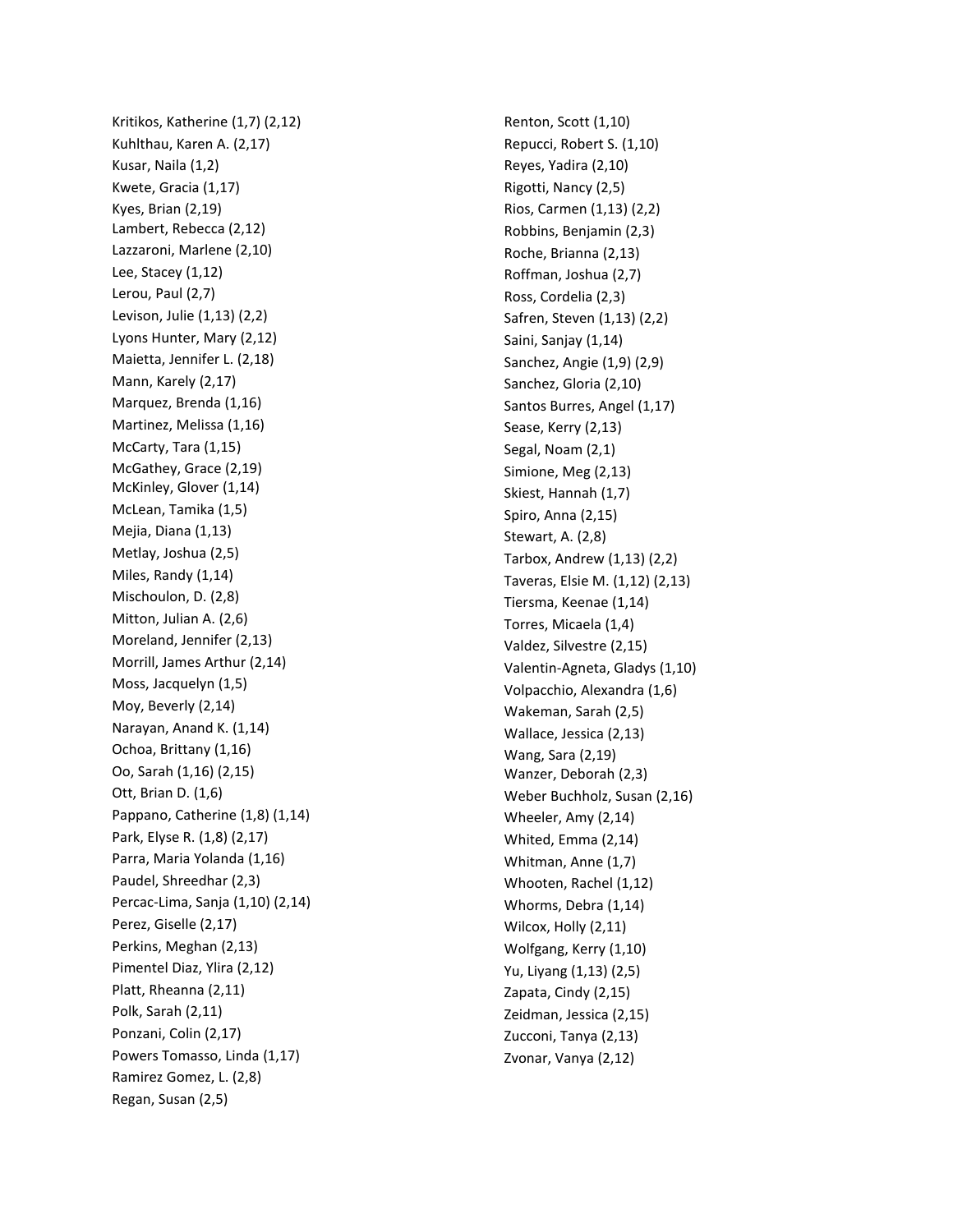Kritikos, Katherine (1,7) (2,12)
Kuhlthau, Karen A. (2,17)
Kusar, Naila (1,2)
Kwete, Gracia (1,17)
Kyes, Brian (2,19)
Lambert, Rebecca (2,12)
Lazzaroni, Marlene (2,10)
Lee, Stacey (1,12)
Lerou, Paul (2,7)
Levison, Julie (1,13) (2,2)
Lyons Hunter, Mary (2,12)
Maietta, Jennifer L. (2,18)
Mann, Karely (2,17)
Marquez, Brenda (1,16)
Martinez, Melissa (1,16)
McCarty, Tara (1,15)
McGathey, Grace (2,19)
McKinley, Glover (1,14)
McLean, Tamika (1,5)
Mejia, Diana (1,13)
Metlay, Joshua (2,5)
Miles, Randy (1,14)
Mischoulon, D. (2,8)
Mitton, Julian A. (2,6)
Moreland, Jennifer (2,13)
Morrill, James Arthur (2,14)
Moss, Jacquelyn (1,5)
Moy, Beverly (2,14)
Narayan, Anand K. (1,14)
Ochoa, Brittany (1,16)
Oo, Sarah (1,16) (2,15)
Ott, Brian D. (1,6)
Pappano, Catherine (1,8) (1,14)
Park, Elyse R. (1,8) (2,17)
Parra, Maria Yolanda (1,16)
Paudel, Shreedhar (2,3)
Percac-Lima, Sanja (1,10) (2,14)
Perez, Giselle (2,17)
Perkins, Meghan (2,13)
Pimentel Diaz, Ylira (2,12)
Platt, Rheanna (2,11)
Polk, Sarah (2,11)
Ponzani, Colin (2,17)
Powers Tomasso, Linda (1,17)
Ramirez Gomez, L. (2,8)
Regan, Susan (2,5)
Renton, Scott (1,10)
Repucci, Robert S. (1,10)
Reyes, Yadira (2,10)
Rigotti, Nancy (2,5)
Rios, Carmen (1,13) (2,2)
Robbins, Benjamin (2,3)
Roche, Brianna (2,13)
Roffman, Joshua (2,7)
Ross, Cordelia (2,3)
Safren, Steven (1,13) (2,2)
Saini, Sanjay (1,14)
Sanchez, Angie (1,9) (2,9)
Sanchez, Gloria (2,10)
Santos Burres, Angel (1,17)
Sease, Kerry (2,13)
Segal, Noam (2,1)
Simione, Meg (2,13)
Skiest, Hannah (1,7)
Spiro, Anna (2,15)
Stewart, A. (2,8)
Tarbox, Andrew (1,13) (2,2)
Taveras, Elsie M. (1,12) (2,13)
Tiersma, Keenae (1,14)
Torres, Micaela (1,4)
Valdez, Silvestre (2,15)
Valentin-Agneta, Gladys (1,10)
Volpacchio, Alexandra (1,6)
Wakeman, Sarah (2,5)
Wallace, Jessica (2,13)
Wang, Sara (2,19)
Wanzer, Deborah (2,3)
Weber Buchholz, Susan (2,16)
Wheeler, Amy (2,14)
Whited, Emma (2,14)
Whitman, Anne (1,7)
Whooten, Rachel (1,12)
Whorms, Debra (1,14)
Wilcox, Holly (2,11)
Wolfgang, Kerry (1,10)
Yu, Liyang (1,13) (2,5)
Zapata, Cindy (2,15)
Zeidman, Jessica (2,15)
Zucconi, Tanya (2,13)
Zvonar, Vanya (2,12)